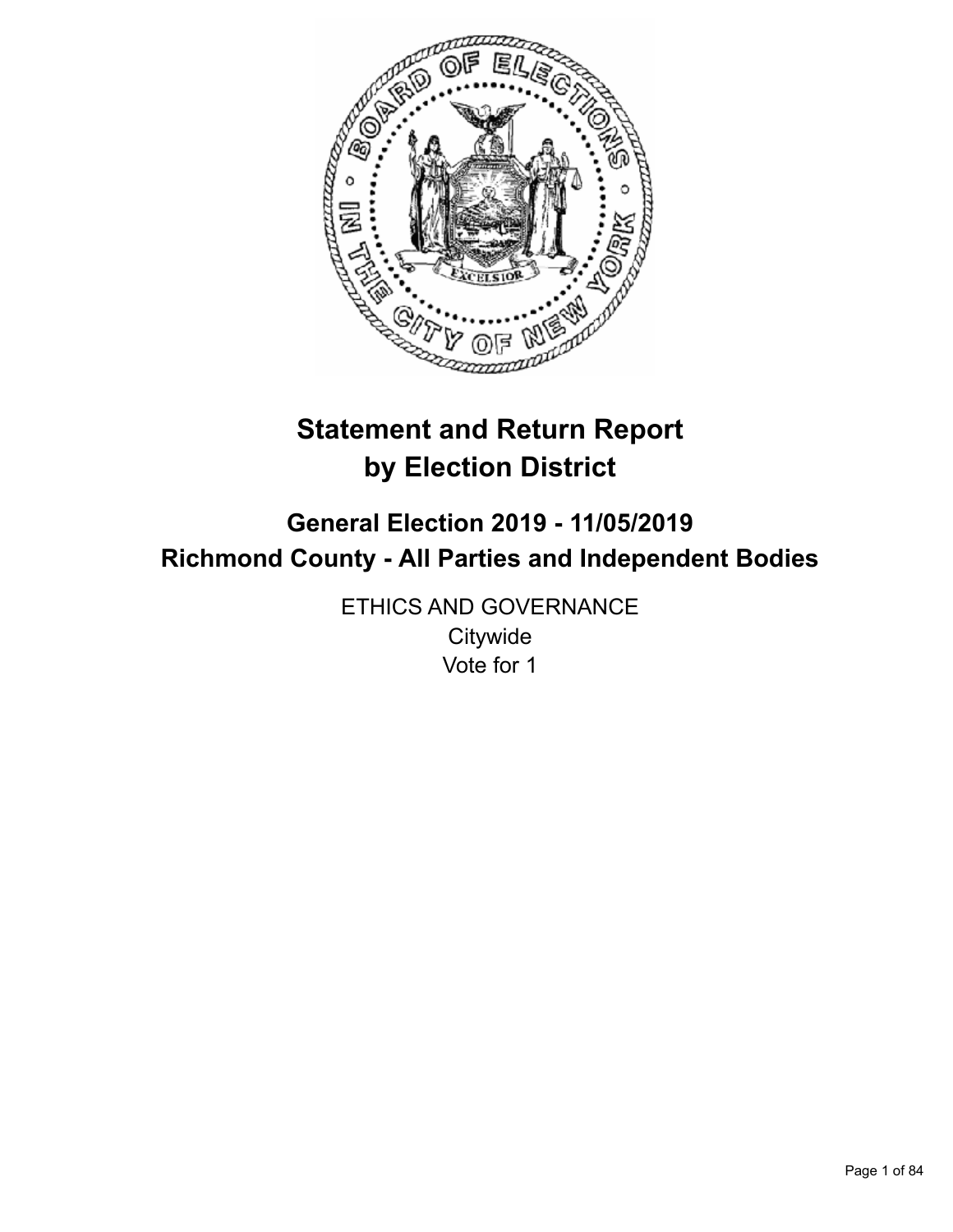# Statement and Return Report by Election District

## General Election 2019 - 11/05/2019
## Richmond County - All Parties and Independent Bodies

ETHICS AND GOVERNANCE
Citywide
Vote for 1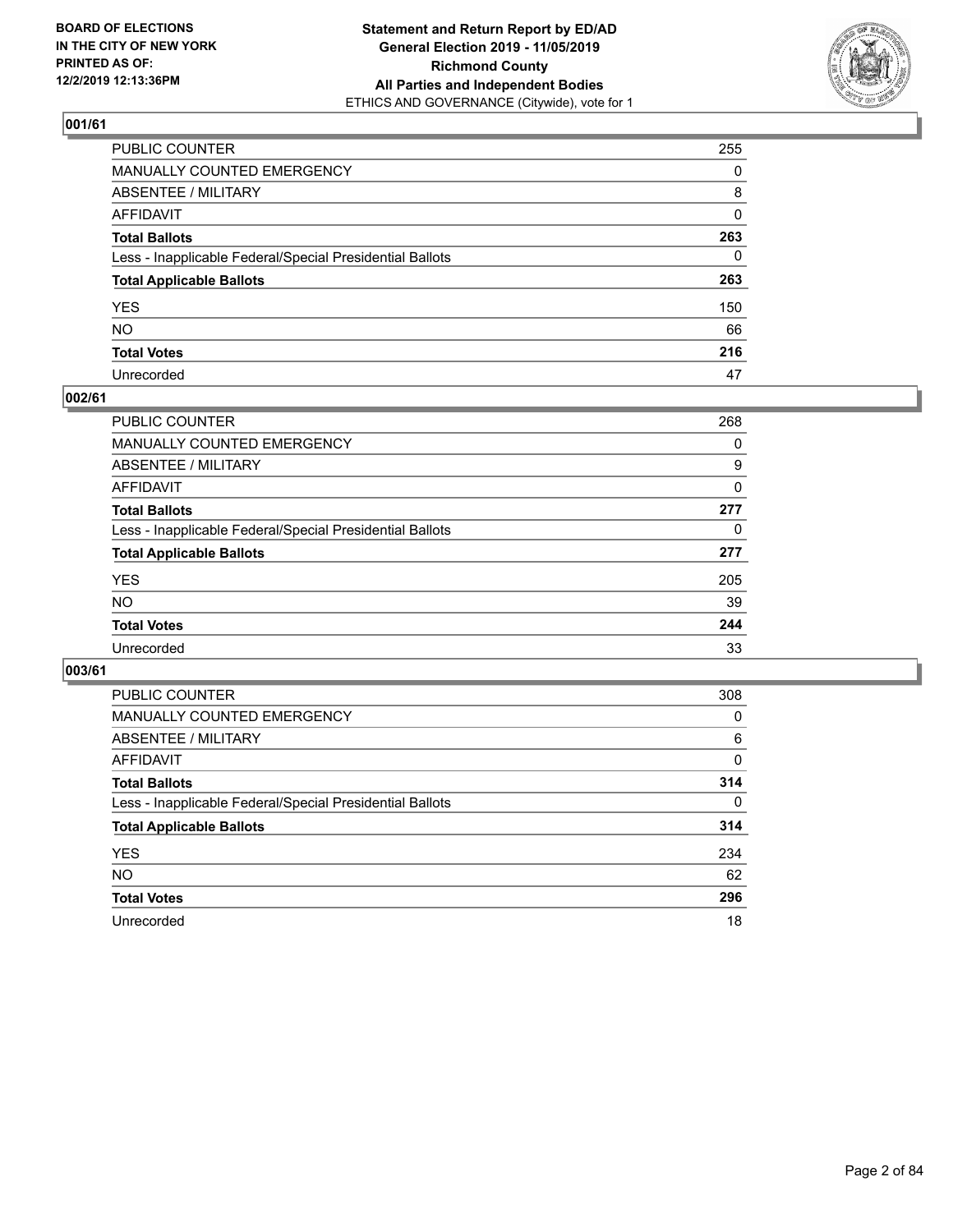BOARD OF ELECTIONS
IN THE CITY OF NEW YORK
PRINTED AS OF:
12/2/2019 12:13:36PM

**Statement and Return Report by ED/AD**
**General Election 2019 - 11/05/2019**
**Richmond County**
**All Parties and Independent Bodies**
ETHICS AND GOVERNANCE (Citywide), vote for 1

### 001/61

| | |
|---|---|
| PUBLIC COUNTER | 255 |
| MANUALLY COUNTED EMERGENCY | 0 |
| ABSENTEE / MILITARY | 8 |
| AFFIDAVIT | 0 |
| **Total Ballots** | **263** |
| Less - Inapplicable Federal/Special Presidential Ballots | 0 |
| **Total Applicable Ballots** | **263** |
| YES | 150 |
| NO | 66 |
| **Total Votes** | **216** |
| Unrecorded | 47 |

### 002/61

| | |
|---|---|
| PUBLIC COUNTER | 268 |
| MANUALLY COUNTED EMERGENCY | 0 |
| ABSENTEE / MILITARY | 9 |
| AFFIDAVIT | 0 |
| **Total Ballots** | **277** |
| Less - Inapplicable Federal/Special Presidential Ballots | 0 |
| **Total Applicable Ballots** | **277** |
| YES | 205 |
| NO | 39 |
| **Total Votes** | **244** |
| Unrecorded | 33 |

### 003/61

| | |
|---|---|
| PUBLIC COUNTER | 308 |
| MANUALLY COUNTED EMERGENCY | 0 |
| ABSENTEE / MILITARY | 6 |
| AFFIDAVIT | 0 |
| **Total Ballots** | **314** |
| Less - Inapplicable Federal/Special Presidential Ballots | 0 |
| **Total Applicable Ballots** | **314** |
| YES | 234 |
| NO | 62 |
| **Total Votes** | **296** |
| Unrecorded | 18 |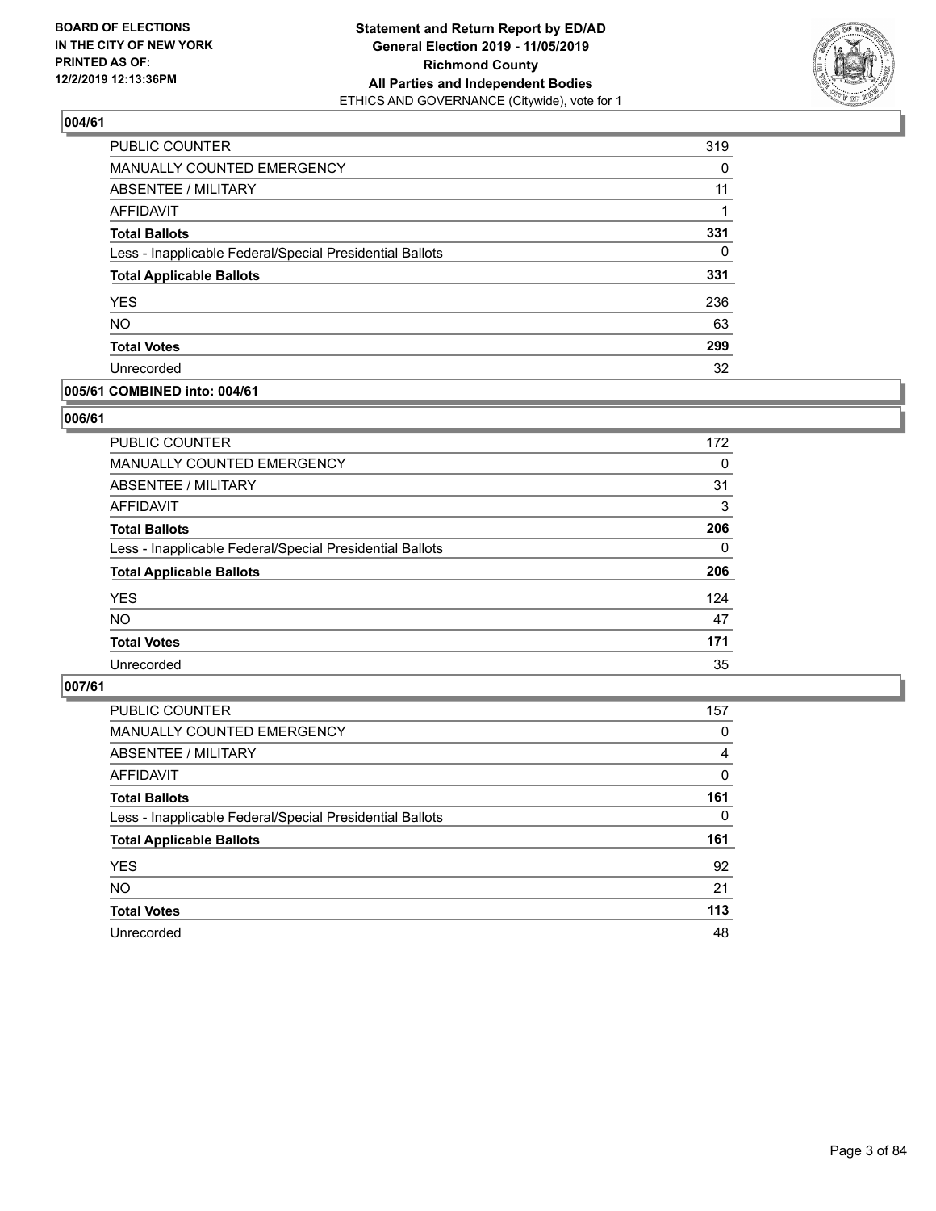**BOARD OF ELECTIONS IN THE CITY OF NEW YORK PRINTED AS OF: 12/2/2019 12:13:36PM**

**Statement and Return Report by ED/AD General Election 2019 - 11/05/2019 Richmond County All Parties and Independent Bodies**
ETHICS AND GOVERNANCE (Citywide), vote for 1

## 004/61

| | |
|---|---|
| PUBLIC COUNTER | 319 |
| MANUALLY COUNTED EMERGENCY | 0 |
| ABSENTEE / MILITARY | 11 |
| AFFIDAVIT | 1 |
| **Total Ballots** | **331** |
| Less - Inapplicable Federal/Special Presidential Ballots | 0 |
| **Total Applicable Ballots** | **331** |
| YES | 236 |
| NO | 63 |
| **Total Votes** | **299** |
| Unrecorded | 32 |

## 005/61 COMBINED into: 004/61

## 006/61

| | |
|---|---|
| PUBLIC COUNTER | 172 |
| MANUALLY COUNTED EMERGENCY | 0 |
| ABSENTEE / MILITARY | 31 |
| AFFIDAVIT | 3 |
| **Total Ballots** | **206** |
| Less - Inapplicable Federal/Special Presidential Ballots | 0 |
| **Total Applicable Ballots** | **206** |
| YES | 124 |
| NO | 47 |
| **Total Votes** | **171** |
| Unrecorded | 35 |

## 007/61

| | |
|---|---|
| PUBLIC COUNTER | 157 |
| MANUALLY COUNTED EMERGENCY | 0 |
| ABSENTEE / MILITARY | 4 |
| AFFIDAVIT | 0 |
| **Total Ballots** | **161** |
| Less - Inapplicable Federal/Special Presidential Ballots | 0 |
| **Total Applicable Ballots** | **161** |
| YES | 92 |
| NO | 21 |
| **Total Votes** | **113** |
| Unrecorded | 48 |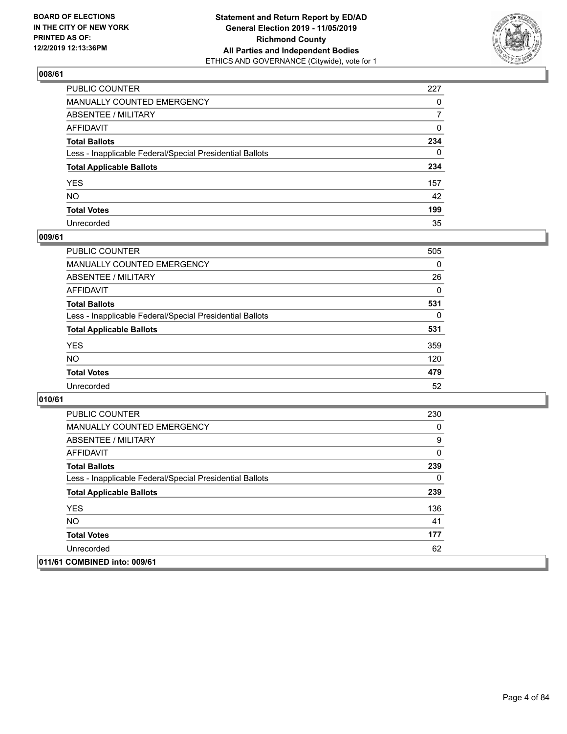**BOARD OF ELECTIONS IN THE CITY OF NEW YORK PRINTED AS OF: 12/2/2019 12:13:36PM**

**Statement and Return Report by ED/AD General Election 2019 - 11/05/2019 Richmond County All Parties and Independent Bodies**
ETHICS AND GOVERNANCE (Citywide), vote for 1

### 008/61

| | |
|---|---|
| PUBLIC COUNTER | 227 |
| MANUALLY COUNTED EMERGENCY | 0 |
| ABSENTEE / MILITARY | 7 |
| AFFIDAVIT | 0 |
| **Total Ballots** | **234** |
| Less - Inapplicable Federal/Special Presidential Ballots | 0 |
| **Total Applicable Ballots** | **234** |
| YES | 157 |
| NO | 42 |
| **Total Votes** | **199** |
| Unrecorded | 35 |

### 009/61

| | |
|---|---|
| PUBLIC COUNTER | 505 |
| MANUALLY COUNTED EMERGENCY | 0 |
| ABSENTEE / MILITARY | 26 |
| AFFIDAVIT | 0 |
| **Total Ballots** | **531** |
| Less - Inapplicable Federal/Special Presidential Ballots | 0 |
| **Total Applicable Ballots** | **531** |
| YES | 359 |
| NO | 120 |
| **Total Votes** | **479** |
| Unrecorded | 52 |

### 010/61

| | |
|---|---|
| PUBLIC COUNTER | 230 |
| MANUALLY COUNTED EMERGENCY | 0 |
| ABSENTEE / MILITARY | 9 |
| AFFIDAVIT | 0 |
| **Total Ballots** | **239** |
| Less - Inapplicable Federal/Special Presidential Ballots | 0 |
| **Total Applicable Ballots** | **239** |
| YES | 136 |
| NO | 41 |
| **Total Votes** | **177** |
| Unrecorded | 62 |

### 011/61 COMBINED into: 009/61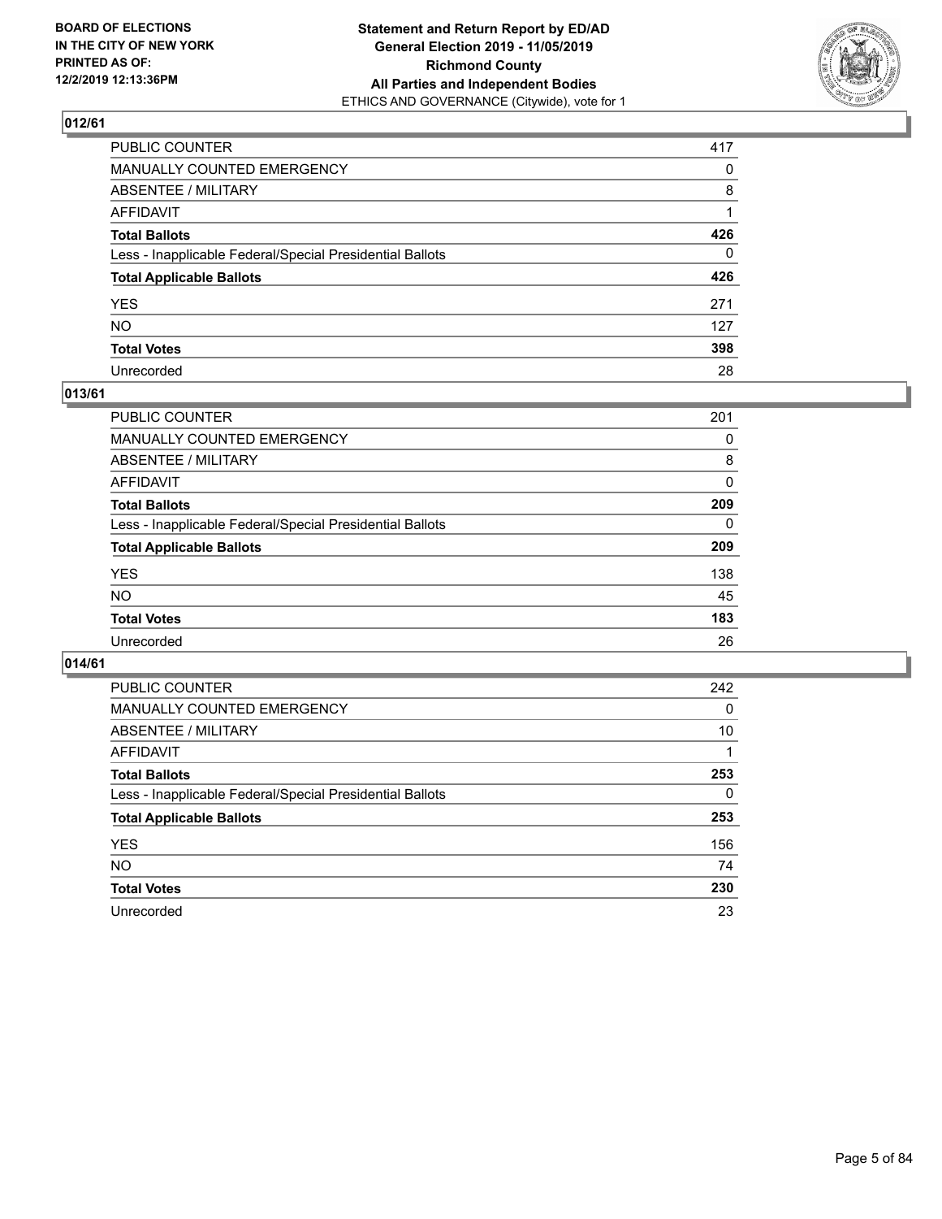**BOARD OF ELECTIONS IN THE CITY OF NEW YORK PRINTED AS OF: 12/2/2019 12:13:36PM**

**Statement and Return Report by ED/AD General Election 2019 - 11/05/2019 Richmond County All Parties and Independent Bodies**
ETHICS AND GOVERNANCE (Citywide), vote for 1

## 012/61

| | |
|---|---|
| PUBLIC COUNTER | 417 |
| MANUALLY COUNTED EMERGENCY | 0 |
| ABSENTEE / MILITARY | 8 |
| AFFIDAVIT | 1 |
| **Total Ballots** | **426** |
| Less - Inapplicable Federal/Special Presidential Ballots | 0 |
| **Total Applicable Ballots** | **426** |
| YES | 271 |
| NO | 127 |
| **Total Votes** | **398** |
| Unrecorded | 28 |

## 013/61

| | |
|---|---|
| PUBLIC COUNTER | 201 |
| MANUALLY COUNTED EMERGENCY | 0 |
| ABSENTEE / MILITARY | 8 |
| AFFIDAVIT | 0 |
| **Total Ballots** | **209** |
| Less - Inapplicable Federal/Special Presidential Ballots | 0 |
| **Total Applicable Ballots** | **209** |
| YES | 138 |
| NO | 45 |
| **Total Votes** | **183** |
| Unrecorded | 26 |

## 014/61

| | |
|---|---|
| PUBLIC COUNTER | 242 |
| MANUALLY COUNTED EMERGENCY | 0 |
| ABSENTEE / MILITARY | 10 |
| AFFIDAVIT | 1 |
| **Total Ballots** | **253** |
| Less - Inapplicable Federal/Special Presidential Ballots | 0 |
| **Total Applicable Ballots** | **253** |
| YES | 156 |
| NO | 74 |
| **Total Votes** | **230** |
| Unrecorded | 23 |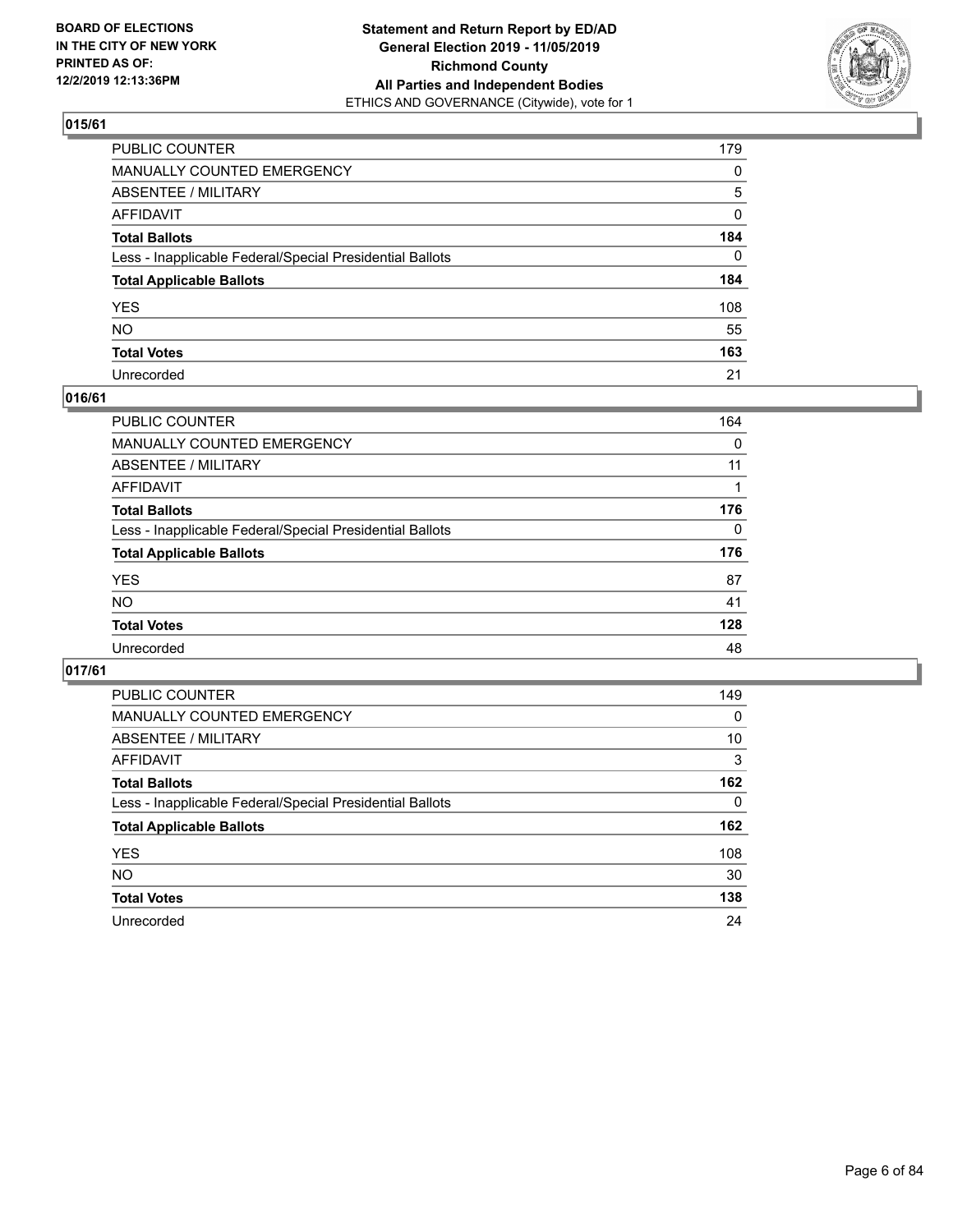## 015/61

| | |
|---|---|
| PUBLIC COUNTER | 179 |
| MANUALLY COUNTED EMERGENCY | 0 |
| ABSENTEE / MILITARY | 5 |
| AFFIDAVIT | 0 |
| **Total Ballots** | **184** |
| Less - Inapplicable Federal/Special Presidential Ballots | 0 |
| **Total Applicable Ballots** | **184** |
| YES | 108 |
| NO | 55 |
| **Total Votes** | **163** |
| Unrecorded | 21 |

## 016/61

| | |
|---|---|
| PUBLIC COUNTER | 164 |
| MANUALLY COUNTED EMERGENCY | 0 |
| ABSENTEE / MILITARY | 11 |
| AFFIDAVIT | 1 |
| **Total Ballots** | **176** |
| Less - Inapplicable Federal/Special Presidential Ballots | 0 |
| **Total Applicable Ballots** | **176** |
| YES | 87 |
| NO | 41 |
| **Total Votes** | **128** |
| Unrecorded | 48 |

## 017/61

| | |
|---|---|
| PUBLIC COUNTER | 149 |
| MANUALLY COUNTED EMERGENCY | 0 |
| ABSENTEE / MILITARY | 10 |
| AFFIDAVIT | 3 |
| **Total Ballots** | **162** |
| Less - Inapplicable Federal/Special Presidential Ballots | 0 |
| **Total Applicable Ballots** | **162** |
| YES | 108 |
| NO | 30 |
| **Total Votes** | **138** |
| Unrecorded | 24 |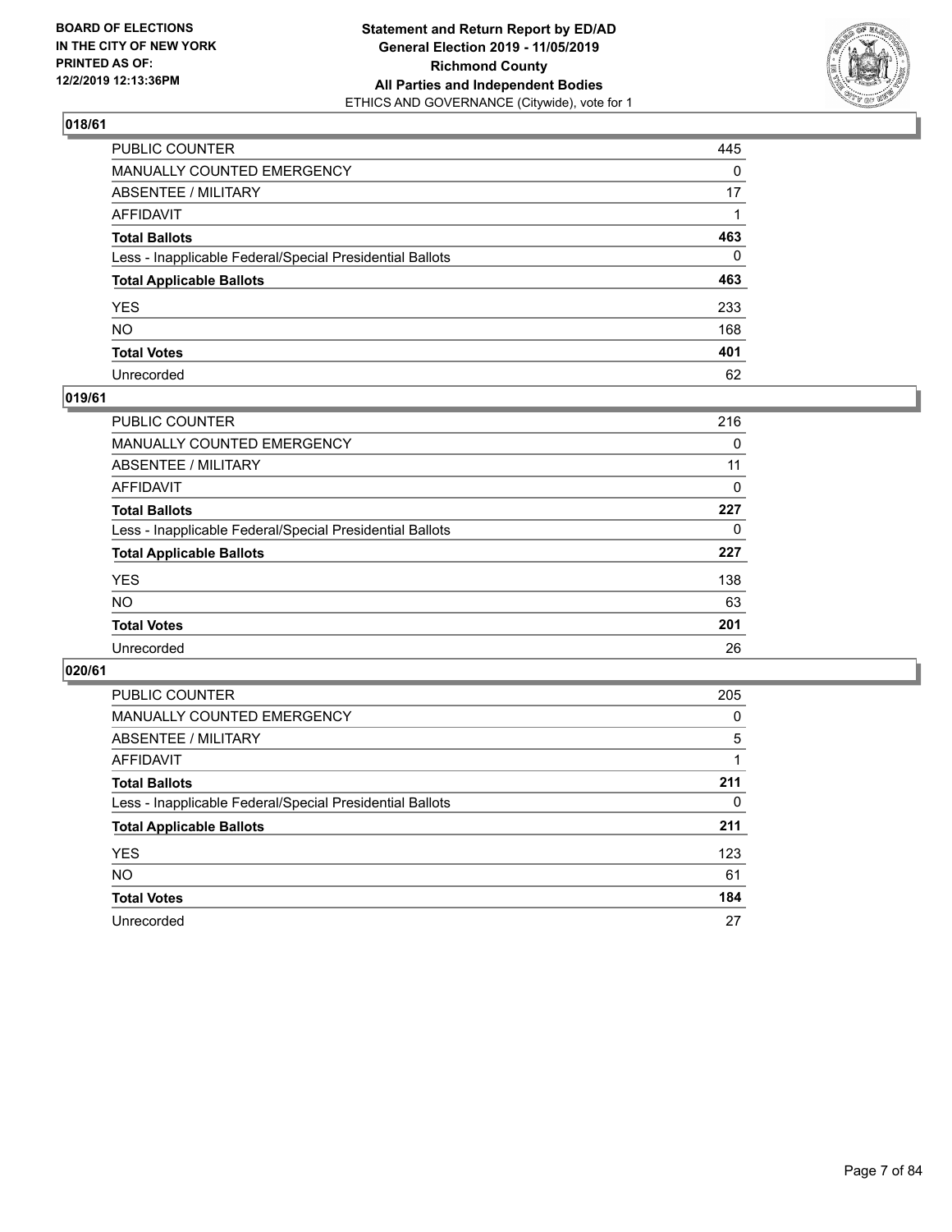**BOARD OF ELECTIONS IN THE CITY OF NEW YORK PRINTED AS OF: 12/2/2019 12:13:36PM**

**Statement and Return Report by ED/AD General Election 2019 - 11/05/2019 Richmond County All Parties and Independent Bodies**
ETHICS AND GOVERNANCE (Citywide), vote for 1

## 018/61

| | |
|---|---|
| PUBLIC COUNTER | 445 |
| MANUALLY COUNTED EMERGENCY | 0 |
| ABSENTEE / MILITARY | 17 |
| AFFIDAVIT | 1 |
| **Total Ballots** | **463** |
| Less - Inapplicable Federal/Special Presidential Ballots | 0 |
| **Total Applicable Ballots** | **463** |
| YES | 233 |
| NO | 168 |
| **Total Votes** | **401** |
| Unrecorded | 62 |

## 019/61

| | |
|---|---|
| PUBLIC COUNTER | 216 |
| MANUALLY COUNTED EMERGENCY | 0 |
| ABSENTEE / MILITARY | 11 |
| AFFIDAVIT | 0 |
| **Total Ballots** | **227** |
| Less - Inapplicable Federal/Special Presidential Ballots | 0 |
| **Total Applicable Ballots** | **227** |
| YES | 138 |
| NO | 63 |
| **Total Votes** | **201** |
| Unrecorded | 26 |

## 020/61

| | |
|---|---|
| PUBLIC COUNTER | 205 |
| MANUALLY COUNTED EMERGENCY | 0 |
| ABSENTEE / MILITARY | 5 |
| AFFIDAVIT | 1 |
| **Total Ballots** | **211** |
| Less - Inapplicable Federal/Special Presidential Ballots | 0 |
| **Total Applicable Ballots** | **211** |
| YES | 123 |
| NO | 61 |
| **Total Votes** | **184** |
| Unrecorded | 27 |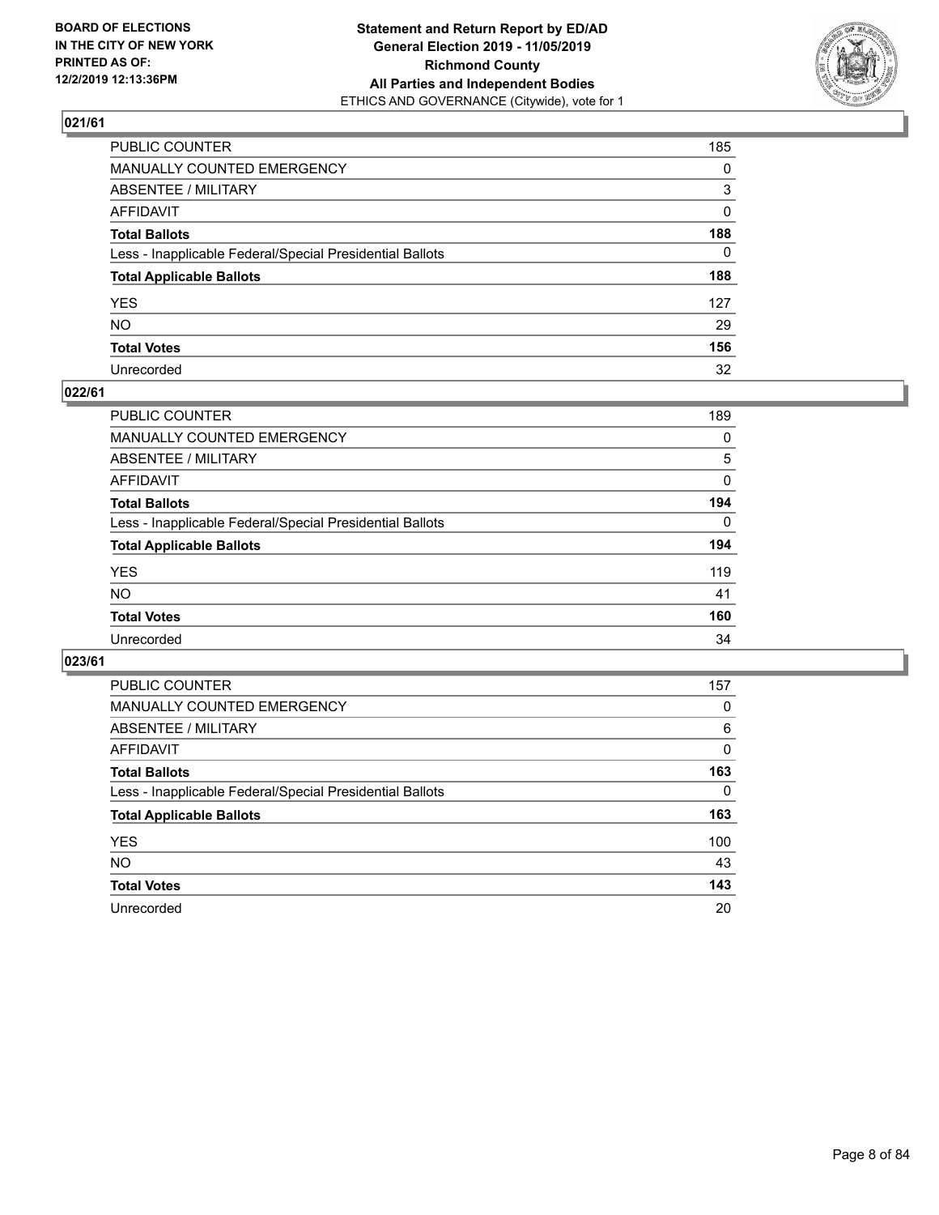## 021/61

| | |
|---|---|
| PUBLIC COUNTER | 185 |
| MANUALLY COUNTED EMERGENCY | 0 |
| ABSENTEE / MILITARY | 3 |
| AFFIDAVIT | 0 |
| **Total Ballots** | **188** |
| Less - Inapplicable Federal/Special Presidential Ballots | 0 |
| **Total Applicable Ballots** | **188** |
| YES | 127 |
| NO | 29 |
| **Total Votes** | **156** |
| Unrecorded | 32 |

## 022/61

| | |
|---|---|
| PUBLIC COUNTER | 189 |
| MANUALLY COUNTED EMERGENCY | 0 |
| ABSENTEE / MILITARY | 5 |
| AFFIDAVIT | 0 |
| **Total Ballots** | **194** |
| Less - Inapplicable Federal/Special Presidential Ballots | 0 |
| **Total Applicable Ballots** | **194** |
| YES | 119 |
| NO | 41 |
| **Total Votes** | **160** |
| Unrecorded | 34 |

## 023/61

| | |
|---|---|
| PUBLIC COUNTER | 157 |
| MANUALLY COUNTED EMERGENCY | 0 |
| ABSENTEE / MILITARY | 6 |
| AFFIDAVIT | 0 |
| **Total Ballots** | **163** |
| Less - Inapplicable Federal/Special Presidential Ballots | 0 |
| **Total Applicable Ballots** | **163** |
| YES | 100 |
| NO | 43 |
| **Total Votes** | **143** |
| Unrecorded | 20 |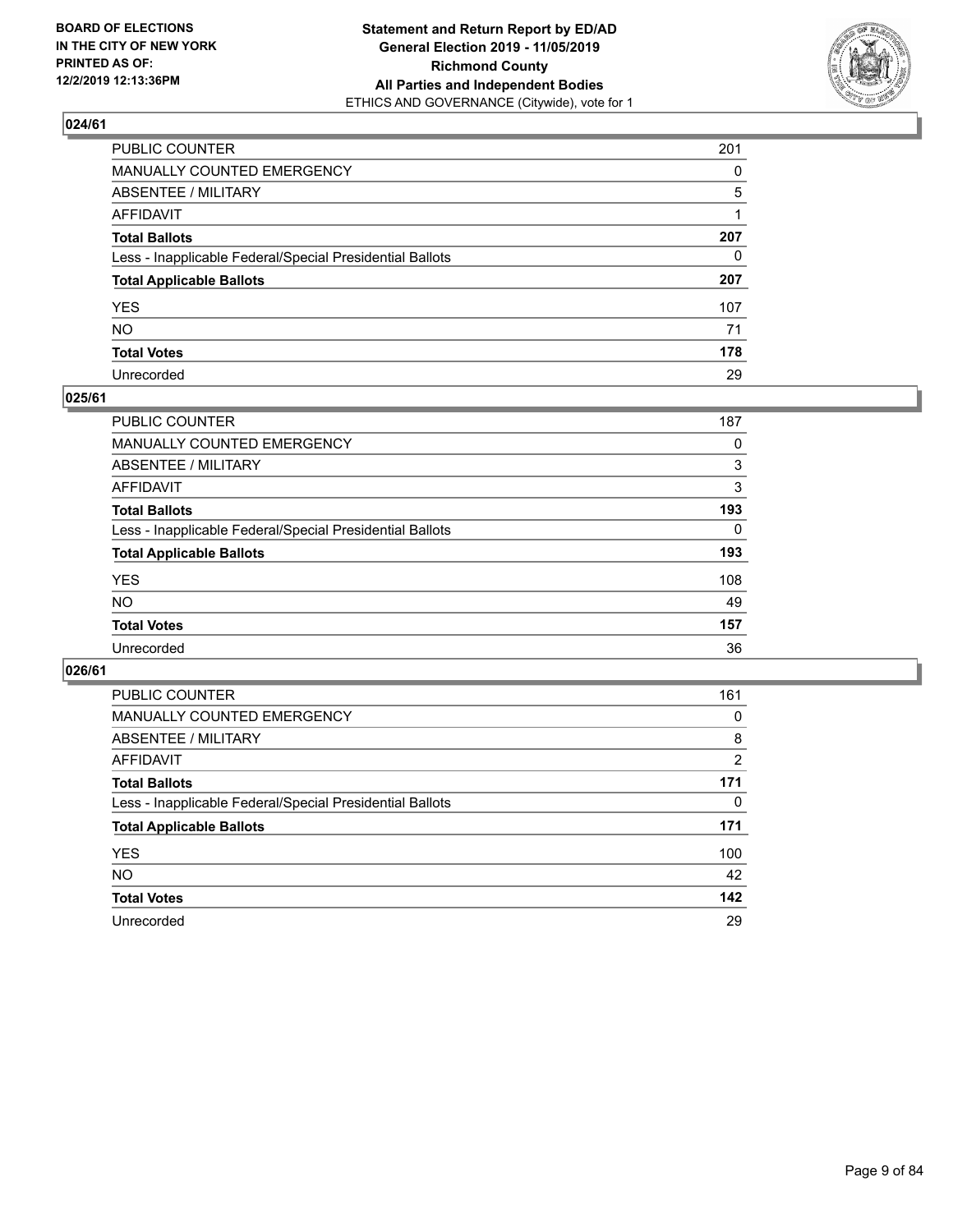BOARD OF ELECTIONS
IN THE CITY OF NEW YORK
PRINTED AS OF:
12/2/2019 12:13:36PM

**Statement and Return Report by ED/AD**
**General Election 2019 - 11/05/2019**
**Richmond County**
**All Parties and Independent Bodies**
ETHICS AND GOVERNANCE (Citywide), vote for 1

## 024/61

| | |
|---|---|
| PUBLIC COUNTER | 201 |
| MANUALLY COUNTED EMERGENCY | 0 |
| ABSENTEE / MILITARY | 5 |
| AFFIDAVIT | 1 |
| **Total Ballots** | **207** |
| Less - Inapplicable Federal/Special Presidential Ballots | 0 |
| **Total Applicable Ballots** | **207** |
| YES | 107 |
| NO | 71 |
| **Total Votes** | **178** |
| Unrecorded | 29 |

## 025/61

| | |
|---|---|
| PUBLIC COUNTER | 187 |
| MANUALLY COUNTED EMERGENCY | 0 |
| ABSENTEE / MILITARY | 3 |
| AFFIDAVIT | 3 |
| **Total Ballots** | **193** |
| Less - Inapplicable Federal/Special Presidential Ballots | 0 |
| **Total Applicable Ballots** | **193** |
| YES | 108 |
| NO | 49 |
| **Total Votes** | **157** |
| Unrecorded | 36 |

## 026/61

| | |
|---|---|
| PUBLIC COUNTER | 161 |
| MANUALLY COUNTED EMERGENCY | 0 |
| ABSENTEE / MILITARY | 8 |
| AFFIDAVIT | 2 |
| **Total Ballots** | **171** |
| Less - Inapplicable Federal/Special Presidential Ballots | 0 |
| **Total Applicable Ballots** | **171** |
| YES | 100 |
| NO | 42 |
| **Total Votes** | **142** |
| Unrecorded | 29 |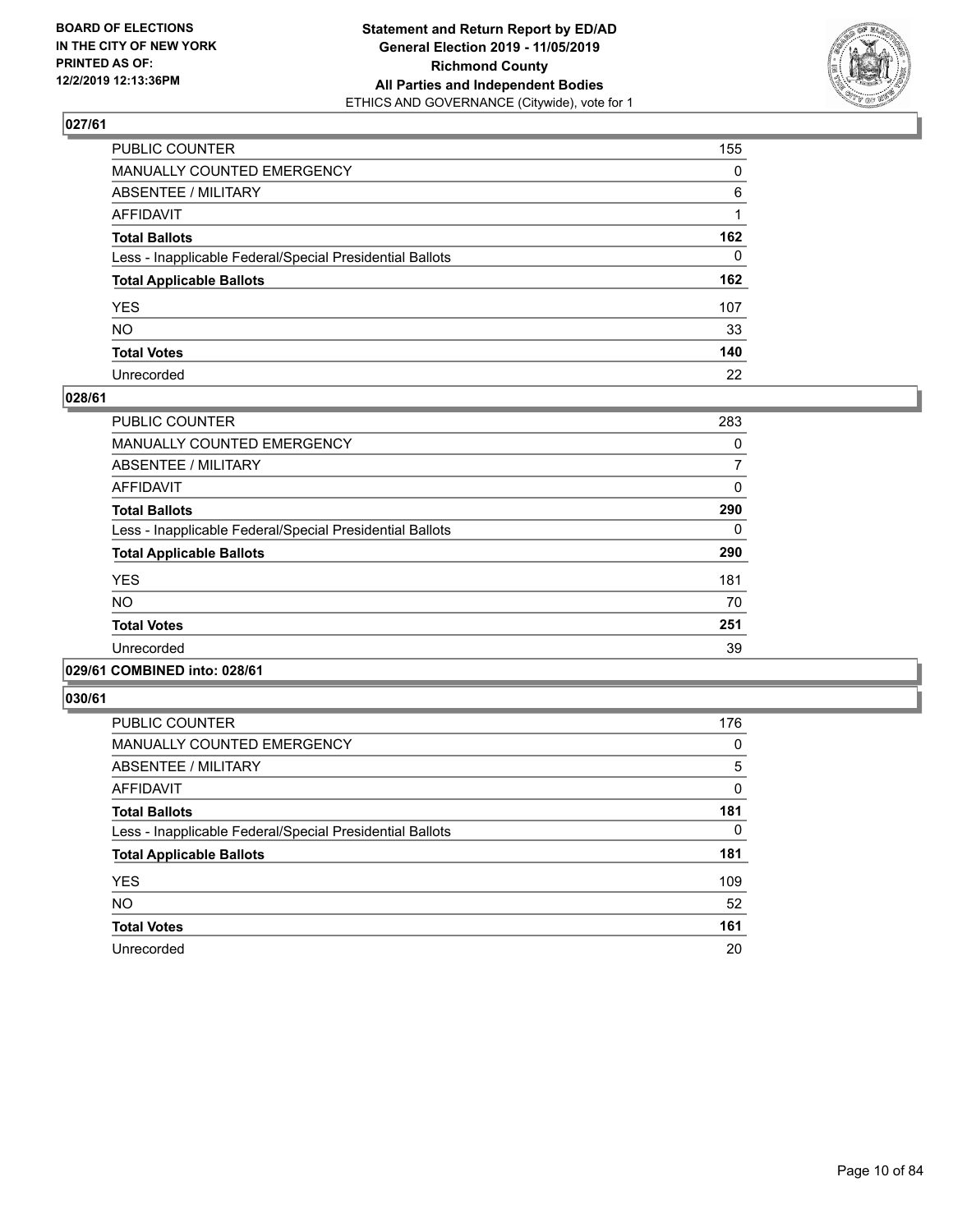## 027/61

| | |
|---|---|
| PUBLIC COUNTER | 155 |
| MANUALLY COUNTED EMERGENCY | 0 |
| ABSENTEE / MILITARY | 6 |
| AFFIDAVIT | 1 |
| **Total Ballots** | **162** |
| Less - Inapplicable Federal/Special Presidential Ballots | 0 |
| **Total Applicable Ballots** | **162** |
| YES | 107 |
| NO | 33 |
| **Total Votes** | **140** |
| Unrecorded | 22 |

## 028/61

| | |
|---|---|
| PUBLIC COUNTER | 283 |
| MANUALLY COUNTED EMERGENCY | 0 |
| ABSENTEE / MILITARY | 7 |
| AFFIDAVIT | 0 |
| **Total Ballots** | **290** |
| Less - Inapplicable Federal/Special Presidential Ballots | 0 |
| **Total Applicable Ballots** | **290** |
| YES | 181 |
| NO | 70 |
| **Total Votes** | **251** |
| Unrecorded | 39 |

## 029/61 COMBINED into: 028/61

## 030/61

| | |
|---|---|
| PUBLIC COUNTER | 176 |
| MANUALLY COUNTED EMERGENCY | 0 |
| ABSENTEE / MILITARY | 5 |
| AFFIDAVIT | 0 |
| **Total Ballots** | **181** |
| Less - Inapplicable Federal/Special Presidential Ballots | 0 |
| **Total Applicable Ballots** | **181** |
| YES | 109 |
| NO | 52 |
| **Total Votes** | **161** |
| Unrecorded | 20 |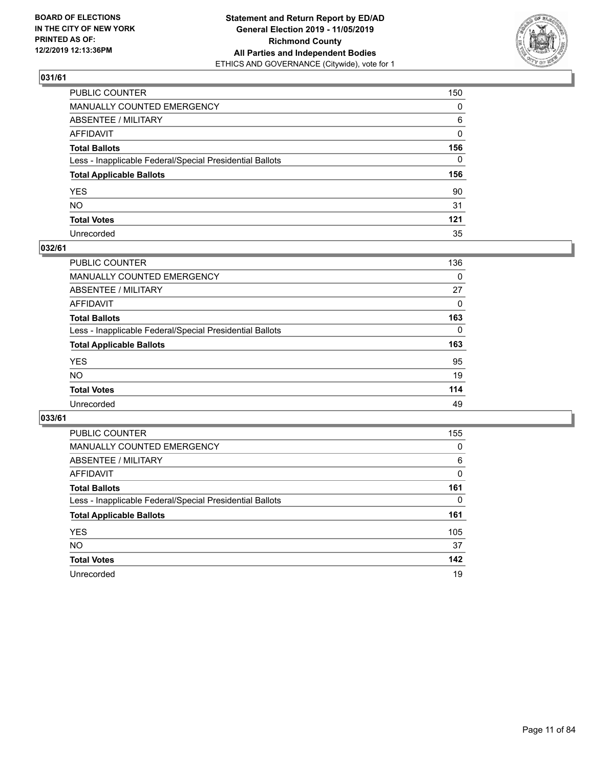**BOARD OF ELECTIONS IN THE CITY OF NEW YORK PRINTED AS OF: 12/2/2019 12:13:36PM**

**Statement and Return Report by ED/AD General Election 2019 - 11/05/2019 Richmond County All Parties and Independent Bodies**
ETHICS AND GOVERNANCE (Citywide), vote for 1

## 031/61

| | |
|---|---|
| PUBLIC COUNTER | 150 |
| MANUALLY COUNTED EMERGENCY | 0 |
| ABSENTEE / MILITARY | 6 |
| AFFIDAVIT | 0 |
| **Total Ballots** | **156** |
| Less - Inapplicable Federal/Special Presidential Ballots | 0 |
| **Total Applicable Ballots** | **156** |
| YES | 90 |
| NO | 31 |
| **Total Votes** | **121** |
| Unrecorded | 35 |

## 032/61

| | |
|---|---|
| PUBLIC COUNTER | 136 |
| MANUALLY COUNTED EMERGENCY | 0 |
| ABSENTEE / MILITARY | 27 |
| AFFIDAVIT | 0 |
| **Total Ballots** | **163** |
| Less - Inapplicable Federal/Special Presidential Ballots | 0 |
| **Total Applicable Ballots** | **163** |
| YES | 95 |
| NO | 19 |
| **Total Votes** | **114** |
| Unrecorded | 49 |

## 033/61

| | |
|---|---|
| PUBLIC COUNTER | 155 |
| MANUALLY COUNTED EMERGENCY | 0 |
| ABSENTEE / MILITARY | 6 |
| AFFIDAVIT | 0 |
| **Total Ballots** | **161** |
| Less - Inapplicable Federal/Special Presidential Ballots | 0 |
| **Total Applicable Ballots** | **161** |
| YES | 105 |
| NO | 37 |
| **Total Votes** | **142** |
| Unrecorded | 19 |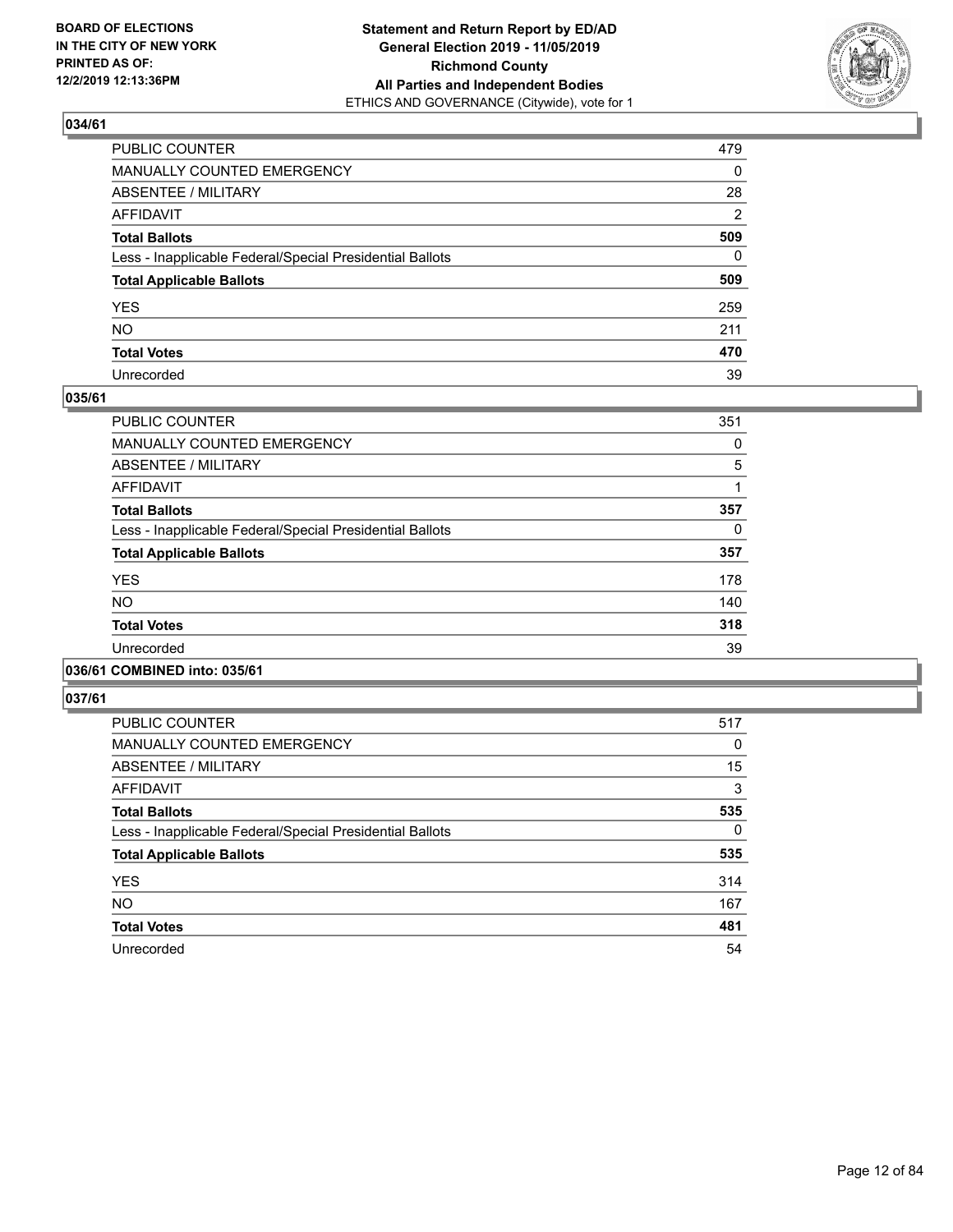**BOARD OF ELECTIONS IN THE CITY OF NEW YORK PRINTED AS OF: 12/2/2019 12:13:36PM**

**Statement and Return Report by ED/AD General Election 2019 - 11/05/2019 Richmond County All Parties and Independent Bodies**
ETHICS AND GOVERNANCE (Citywide), vote for 1

## 034/61

| | |
|---|---|
| PUBLIC COUNTER | 479 |
| MANUALLY COUNTED EMERGENCY | 0 |
| ABSENTEE / MILITARY | 28 |
| AFFIDAVIT | 2 |
| **Total Ballots** | **509** |
| Less - Inapplicable Federal/Special Presidential Ballots | 0 |
| **Total Applicable Ballots** | **509** |
| YES | 259 |
| NO | 211 |
| **Total Votes** | **470** |
| Unrecorded | 39 |

## 035/61

| | |
|---|---|
| PUBLIC COUNTER | 351 |
| MANUALLY COUNTED EMERGENCY | 0 |
| ABSENTEE / MILITARY | 5 |
| AFFIDAVIT | 1 |
| **Total Ballots** | **357** |
| Less - Inapplicable Federal/Special Presidential Ballots | 0 |
| **Total Applicable Ballots** | **357** |
| YES | 178 |
| NO | 140 |
| **Total Votes** | **318** |
| Unrecorded | 39 |

## 036/61 COMBINED into: 035/61

## 037/61

| | |
|---|---|
| PUBLIC COUNTER | 517 |
| MANUALLY COUNTED EMERGENCY | 0 |
| ABSENTEE / MILITARY | 15 |
| AFFIDAVIT | 3 |
| **Total Ballots** | **535** |
| Less - Inapplicable Federal/Special Presidential Ballots | 0 |
| **Total Applicable Ballots** | **535** |
| YES | 314 |
| NO | 167 |
| **Total Votes** | **481** |
| Unrecorded | 54 |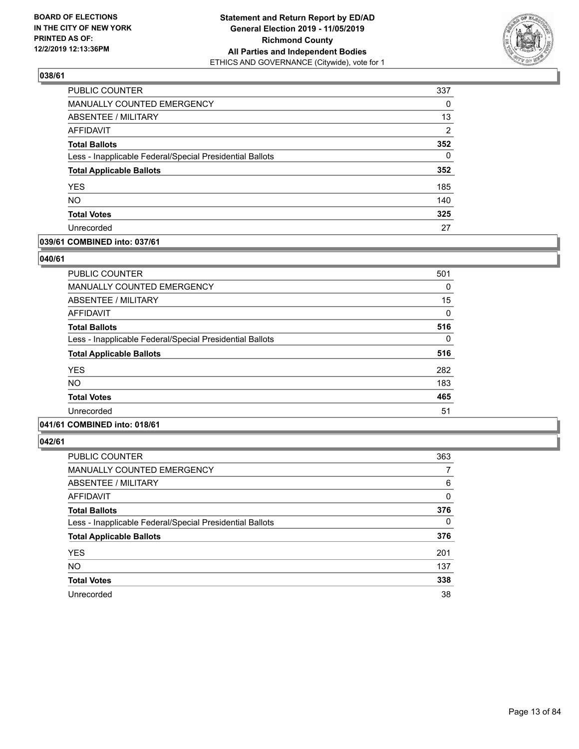**BOARD OF ELECTIONS IN THE CITY OF NEW YORK PRINTED AS OF: 12/2/2019 12:13:36PM**

**Statement and Return Report by ED/AD General Election 2019 - 11/05/2019 Richmond County All Parties and Independent Bodies**
ETHICS AND GOVERNANCE (Citywide), vote for 1

### 038/61

| | |
|---|---|
| PUBLIC COUNTER | 337 |
| MANUALLY COUNTED EMERGENCY | 0 |
| ABSENTEE / MILITARY | 13 |
| AFFIDAVIT | 2 |
| **Total Ballots** | **352** |
| Less - Inapplicable Federal/Special Presidential Ballots | 0 |
| **Total Applicable Ballots** | **352** |
| YES | 185 |
| NO | 140 |
| **Total Votes** | **325** |
| Unrecorded | 27 |

### 039/61 COMBINED into: 037/61

### 040/61

| | |
|---|---|
| PUBLIC COUNTER | 501 |
| MANUALLY COUNTED EMERGENCY | 0 |
| ABSENTEE / MILITARY | 15 |
| AFFIDAVIT | 0 |
| **Total Ballots** | **516** |
| Less - Inapplicable Federal/Special Presidential Ballots | 0 |
| **Total Applicable Ballots** | **516** |
| YES | 282 |
| NO | 183 |
| **Total Votes** | **465** |
| Unrecorded | 51 |

### 041/61 COMBINED into: 018/61

### 042/61

| | |
|---|---|
| PUBLIC COUNTER | 363 |
| MANUALLY COUNTED EMERGENCY | 7 |
| ABSENTEE / MILITARY | 6 |
| AFFIDAVIT | 0 |
| **Total Ballots** | **376** |
| Less - Inapplicable Federal/Special Presidential Ballots | 0 |
| **Total Applicable Ballots** | **376** |
| YES | 201 |
| NO | 137 |
| **Total Votes** | **338** |
| Unrecorded | 38 |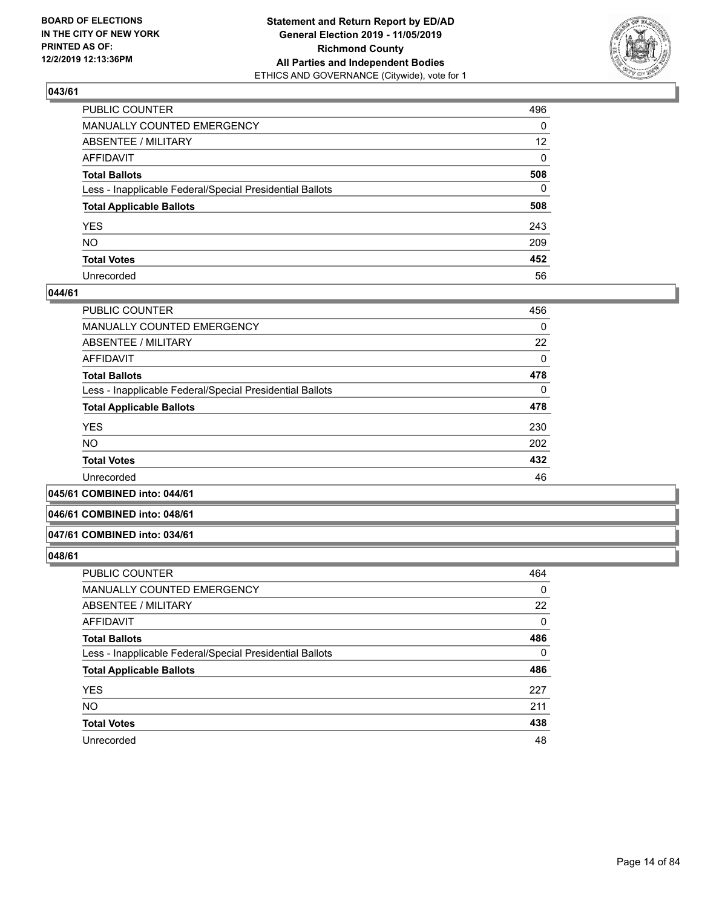**BOARD OF ELECTIONS IN THE CITY OF NEW YORK PRINTED AS OF: 12/2/2019 12:13:36PM**

**Statement and Return Report by ED/AD General Election 2019 - 11/05/2019 Richmond County All Parties and Independent Bodies**
ETHICS AND GOVERNANCE (Citywide), vote for 1

### 043/61

| | |
|---|---|
| PUBLIC COUNTER | 496 |
| MANUALLY COUNTED EMERGENCY | 0 |
| ABSENTEE / MILITARY | 12 |
| AFFIDAVIT | 0 |
| **Total Ballots** | **508** |
| Less - Inapplicable Federal/Special Presidential Ballots | 0 |
| **Total Applicable Ballots** | **508** |
| YES | 243 |
| NO | 209 |
| **Total Votes** | **452** |
| Unrecorded | 56 |

### 044/61

| | |
|---|---|
| PUBLIC COUNTER | 456 |
| MANUALLY COUNTED EMERGENCY | 0 |
| ABSENTEE / MILITARY | 22 |
| AFFIDAVIT | 0 |
| **Total Ballots** | **478** |
| Less - Inapplicable Federal/Special Presidential Ballots | 0 |
| **Total Applicable Ballots** | **478** |
| YES | 230 |
| NO | 202 |
| **Total Votes** | **432** |
| Unrecorded | 46 |

### 045/61 COMBINED into: 044/61

### 046/61 COMBINED into: 048/61

### 047/61 COMBINED into: 034/61

### 048/61

| | |
|---|---|
| PUBLIC COUNTER | 464 |
| MANUALLY COUNTED EMERGENCY | 0 |
| ABSENTEE / MILITARY | 22 |
| AFFIDAVIT | 0 |
| **Total Ballots** | **486** |
| Less - Inapplicable Federal/Special Presidential Ballots | 0 |
| **Total Applicable Ballots** | **486** |
| YES | 227 |
| NO | 211 |
| **Total Votes** | **438** |
| Unrecorded | 48 |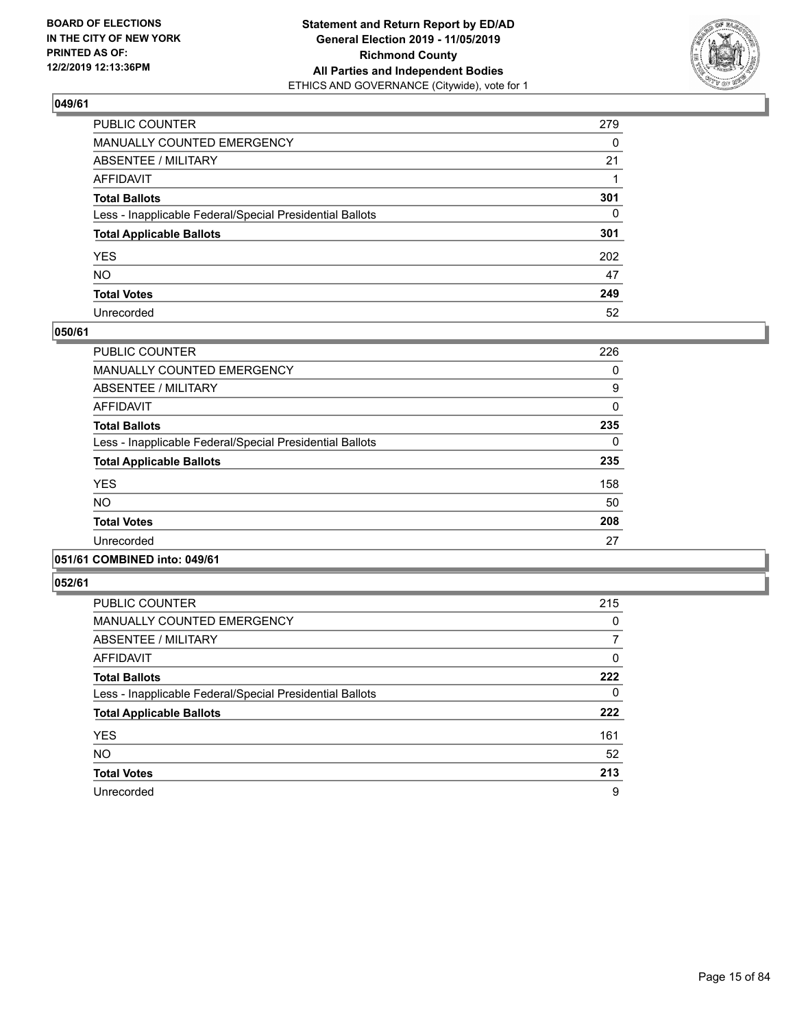**BOARD OF ELECTIONS IN THE CITY OF NEW YORK PRINTED AS OF: 12/2/2019 12:13:36PM**

**Statement and Return Report by ED/AD General Election 2019 - 11/05/2019 Richmond County All Parties and Independent Bodies**
ETHICS AND GOVERNANCE (Citywide), vote for 1

### 049/61

| | |
|---|---|
| PUBLIC COUNTER | 279 |
| MANUALLY COUNTED EMERGENCY | 0 |
| ABSENTEE / MILITARY | 21 |
| AFFIDAVIT | 1 |
| **Total Ballots** | **301** |
| Less - Inapplicable Federal/Special Presidential Ballots | 0 |
| **Total Applicable Ballots** | **301** |
| YES | 202 |
| NO | 47 |
| **Total Votes** | **249** |
| Unrecorded | 52 |

### 050/61

| | |
|---|---|
| PUBLIC COUNTER | 226 |
| MANUALLY COUNTED EMERGENCY | 0 |
| ABSENTEE / MILITARY | 9 |
| AFFIDAVIT | 0 |
| **Total Ballots** | **235** |
| Less - Inapplicable Federal/Special Presidential Ballots | 0 |
| **Total Applicable Ballots** | **235** |
| YES | 158 |
| NO | 50 |
| **Total Votes** | **208** |
| Unrecorded | 27 |

### 051/61 COMBINED into: 049/61

### 052/61

| | |
|---|---|
| PUBLIC COUNTER | 215 |
| MANUALLY COUNTED EMERGENCY | 0 |
| ABSENTEE / MILITARY | 7 |
| AFFIDAVIT | 0 |
| **Total Ballots** | **222** |
| Less - Inapplicable Federal/Special Presidential Ballots | 0 |
| **Total Applicable Ballots** | **222** |
| YES | 161 |
| NO | 52 |
| **Total Votes** | **213** |
| Unrecorded | 9 |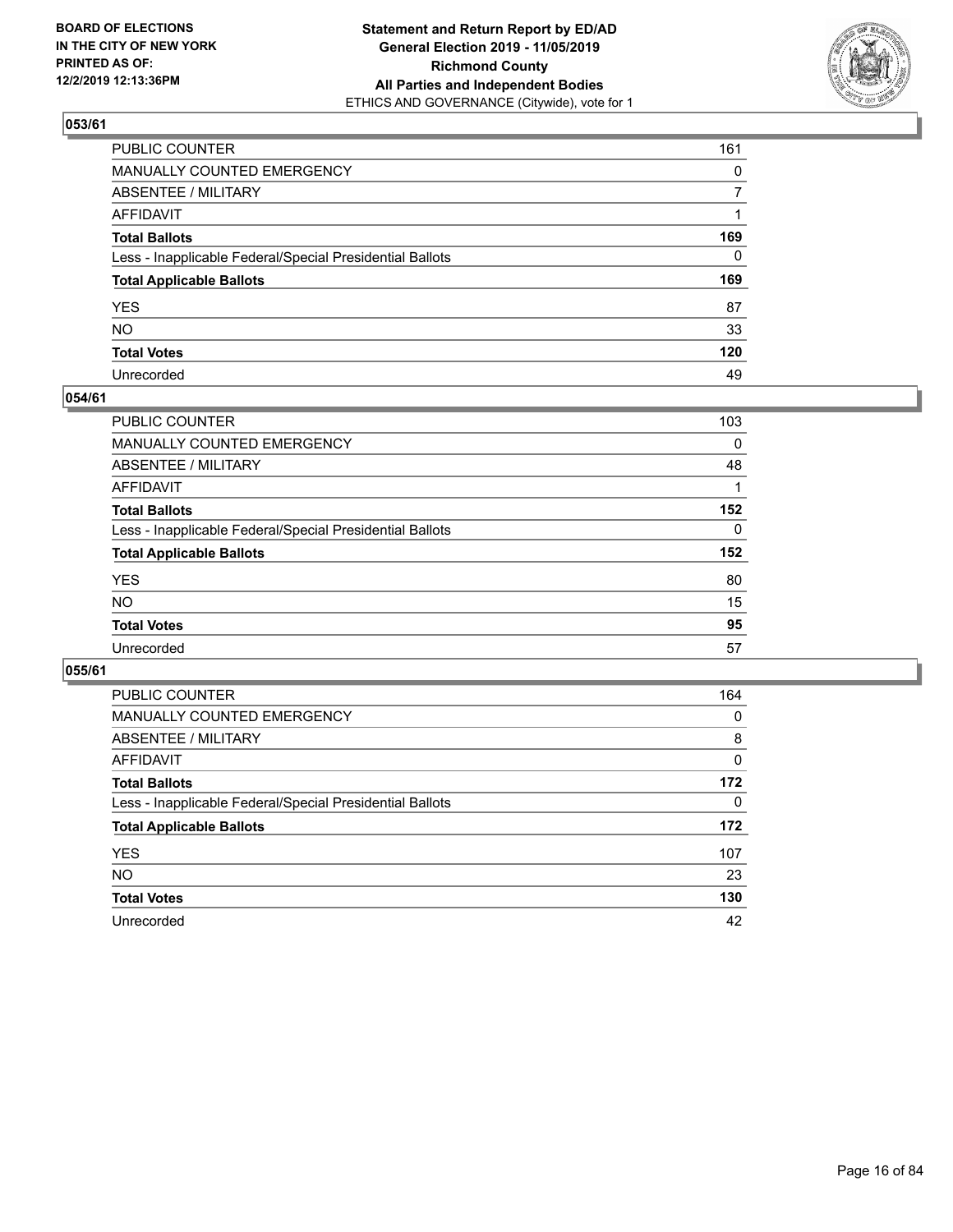**BOARD OF ELECTIONS IN THE CITY OF NEW YORK PRINTED AS OF: 12/2/2019 12:13:36PM**

**Statement and Return Report by ED/AD General Election 2019 - 11/05/2019 Richmond County All Parties and Independent Bodies**
ETHICS AND GOVERNANCE (Citywide), vote for 1

## 053/61

| | |
|---|---|
| PUBLIC COUNTER | 161 |
| MANUALLY COUNTED EMERGENCY | 0 |
| ABSENTEE / MILITARY | 7 |
| AFFIDAVIT | 1 |
| **Total Ballots** | **169** |
| Less - Inapplicable Federal/Special Presidential Ballots | 0 |
| **Total Applicable Ballots** | **169** |
| YES | 87 |
| NO | 33 |
| **Total Votes** | **120** |
| Unrecorded | 49 |

## 054/61

| | |
|---|---|
| PUBLIC COUNTER | 103 |
| MANUALLY COUNTED EMERGENCY | 0 |
| ABSENTEE / MILITARY | 48 |
| AFFIDAVIT | 1 |
| **Total Ballots** | **152** |
| Less - Inapplicable Federal/Special Presidential Ballots | 0 |
| **Total Applicable Ballots** | **152** |
| YES | 80 |
| NO | 15 |
| **Total Votes** | **95** |
| Unrecorded | 57 |

## 055/61

| | |
|---|---|
| PUBLIC COUNTER | 164 |
| MANUALLY COUNTED EMERGENCY | 0 |
| ABSENTEE / MILITARY | 8 |
| AFFIDAVIT | 0 |
| **Total Ballots** | **172** |
| Less - Inapplicable Federal/Special Presidential Ballots | 0 |
| **Total Applicable Ballots** | **172** |
| YES | 107 |
| NO | 23 |
| **Total Votes** | **130** |
| Unrecorded | 42 |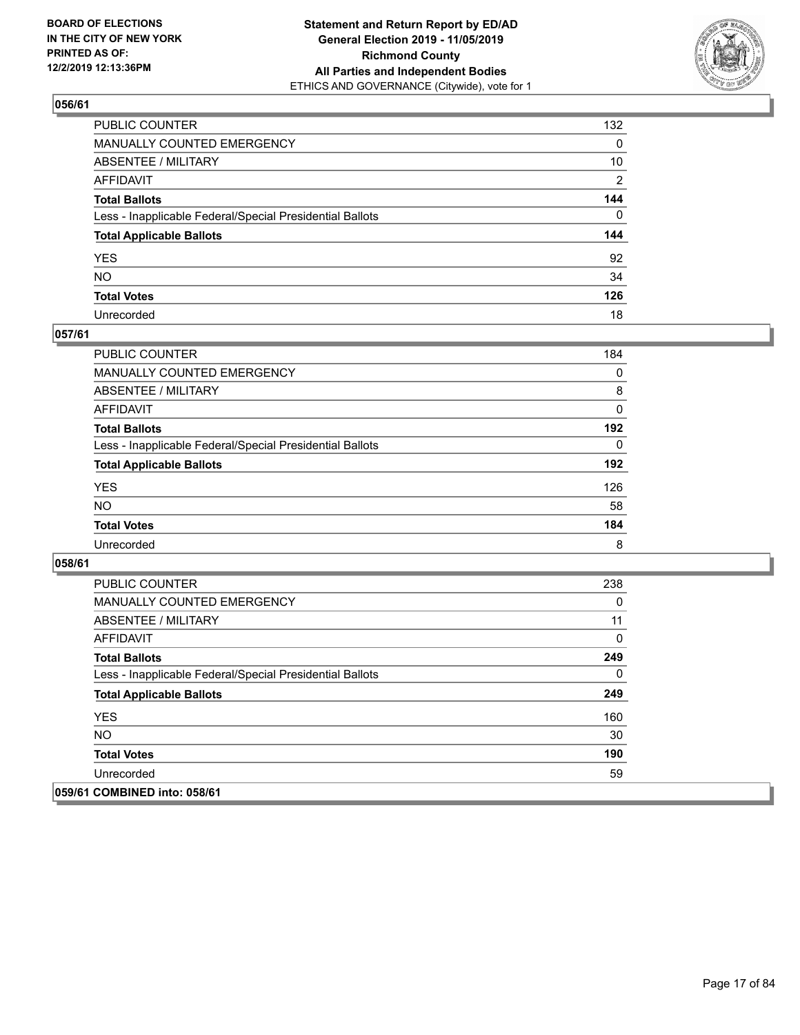## 056/61

| | |
|---|---|
| PUBLIC COUNTER | 132 |
| MANUALLY COUNTED EMERGENCY | 0 |
| ABSENTEE / MILITARY | 10 |
| AFFIDAVIT | 2 |
| **Total Ballots** | **144** |
| Less - Inapplicable Federal/Special Presidential Ballots | 0 |
| **Total Applicable Ballots** | **144** |
| YES | 92 |
| NO | 34 |
| **Total Votes** | **126** |
| Unrecorded | 18 |

## 057/61

| | |
|---|---|
| PUBLIC COUNTER | 184 |
| MANUALLY COUNTED EMERGENCY | 0 |
| ABSENTEE / MILITARY | 8 |
| AFFIDAVIT | 0 |
| **Total Ballots** | **192** |
| Less - Inapplicable Federal/Special Presidential Ballots | 0 |
| **Total Applicable Ballots** | **192** |
| YES | 126 |
| NO | 58 |
| **Total Votes** | **184** |
| Unrecorded | 8 |

## 058/61

| | |
|---|---|
| PUBLIC COUNTER | 238 |
| MANUALLY COUNTED EMERGENCY | 0 |
| ABSENTEE / MILITARY | 11 |
| AFFIDAVIT | 0 |
| **Total Ballots** | **249** |
| Less - Inapplicable Federal/Special Presidential Ballots | 0 |
| **Total Applicable Ballots** | **249** |
| YES | 160 |
| NO | 30 |
| **Total Votes** | **190** |
| Unrecorded | 59 |

## 059/61 COMBINED into: 058/61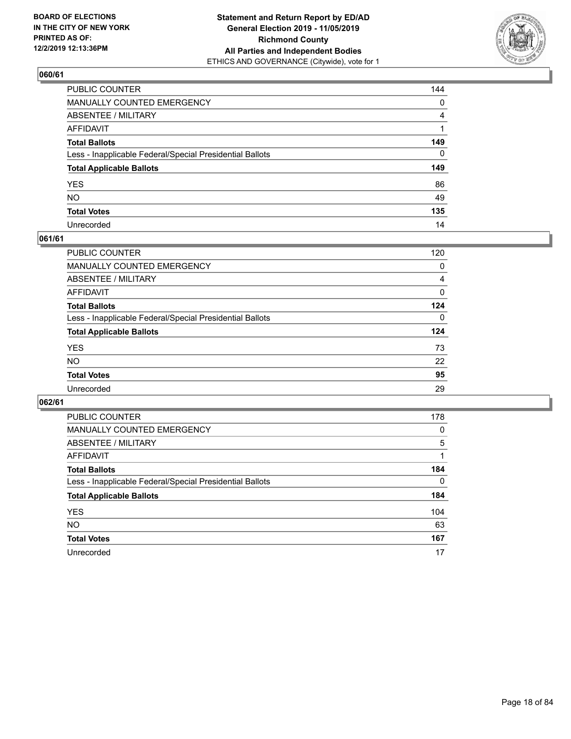**BOARD OF ELECTIONS IN THE CITY OF NEW YORK PRINTED AS OF: 12/2/2019 12:13:36PM**

**Statement and Return Report by ED/AD General Election 2019 - 11/05/2019 Richmond County All Parties and Independent Bodies**
ETHICS AND GOVERNANCE (Citywide), vote for 1

## 060/61

| | |
|---|---|
| PUBLIC COUNTER | 144 |
| MANUALLY COUNTED EMERGENCY | 0 |
| ABSENTEE / MILITARY | 4 |
| AFFIDAVIT | 1 |
| **Total Ballots** | **149** |
| Less - Inapplicable Federal/Special Presidential Ballots | 0 |
| **Total Applicable Ballots** | **149** |
| YES | 86 |
| NO | 49 |
| **Total Votes** | **135** |
| Unrecorded | 14 |

## 061/61

| | |
|---|---|
| PUBLIC COUNTER | 120 |
| MANUALLY COUNTED EMERGENCY | 0 |
| ABSENTEE / MILITARY | 4 |
| AFFIDAVIT | 0 |
| **Total Ballots** | **124** |
| Less - Inapplicable Federal/Special Presidential Ballots | 0 |
| **Total Applicable Ballots** | **124** |
| YES | 73 |
| NO | 22 |
| **Total Votes** | **95** |
| Unrecorded | 29 |

## 062/61

| | |
|---|---|
| PUBLIC COUNTER | 178 |
| MANUALLY COUNTED EMERGENCY | 0 |
| ABSENTEE / MILITARY | 5 |
| AFFIDAVIT | 1 |
| **Total Ballots** | **184** |
| Less - Inapplicable Federal/Special Presidential Ballots | 0 |
| **Total Applicable Ballots** | **184** |
| YES | 104 |
| NO | 63 |
| **Total Votes** | **167** |
| Unrecorded | 17 |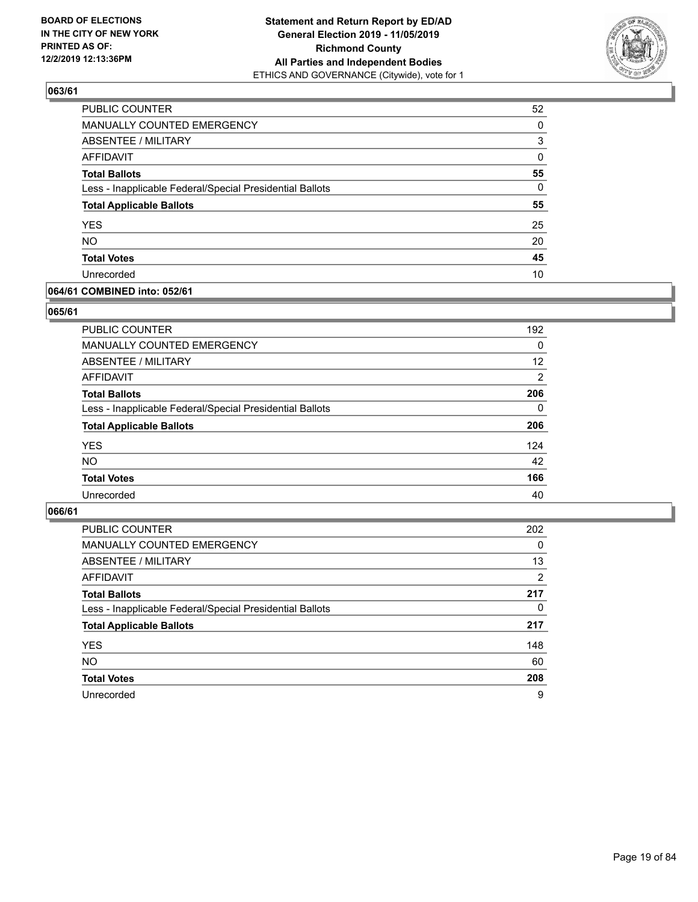**BOARD OF ELECTIONS IN THE CITY OF NEW YORK PRINTED AS OF: 12/2/2019 12:13:36PM**

**Statement and Return Report by ED/AD General Election 2019 - 11/05/2019 Richmond County All Parties and Independent Bodies**
ETHICS AND GOVERNANCE (Citywide), vote for 1

### 063/61

| | |
|---|---|
| PUBLIC COUNTER | 52 |
| MANUALLY COUNTED EMERGENCY | 0 |
| ABSENTEE / MILITARY | 3 |
| AFFIDAVIT | 0 |
| **Total Ballots** | **55** |
| Less - Inapplicable Federal/Special Presidential Ballots | 0 |
| **Total Applicable Ballots** | **55** |
| YES | 25 |
| NO | 20 |
| **Total Votes** | **45** |
| Unrecorded | 10 |

### 064/61 COMBINED into: 052/61

### 065/61

| | |
|---|---|
| PUBLIC COUNTER | 192 |
| MANUALLY COUNTED EMERGENCY | 0 |
| ABSENTEE / MILITARY | 12 |
| AFFIDAVIT | 2 |
| **Total Ballots** | **206** |
| Less - Inapplicable Federal/Special Presidential Ballots | 0 |
| **Total Applicable Ballots** | **206** |
| YES | 124 |
| NO | 42 |
| **Total Votes** | **166** |
| Unrecorded | 40 |

### 066/61

| | |
|---|---|
| PUBLIC COUNTER | 202 |
| MANUALLY COUNTED EMERGENCY | 0 |
| ABSENTEE / MILITARY | 13 |
| AFFIDAVIT | 2 |
| **Total Ballots** | **217** |
| Less - Inapplicable Federal/Special Presidential Ballots | 0 |
| **Total Applicable Ballots** | **217** |
| YES | 148 |
| NO | 60 |
| **Total Votes** | **208** |
| Unrecorded | 9 |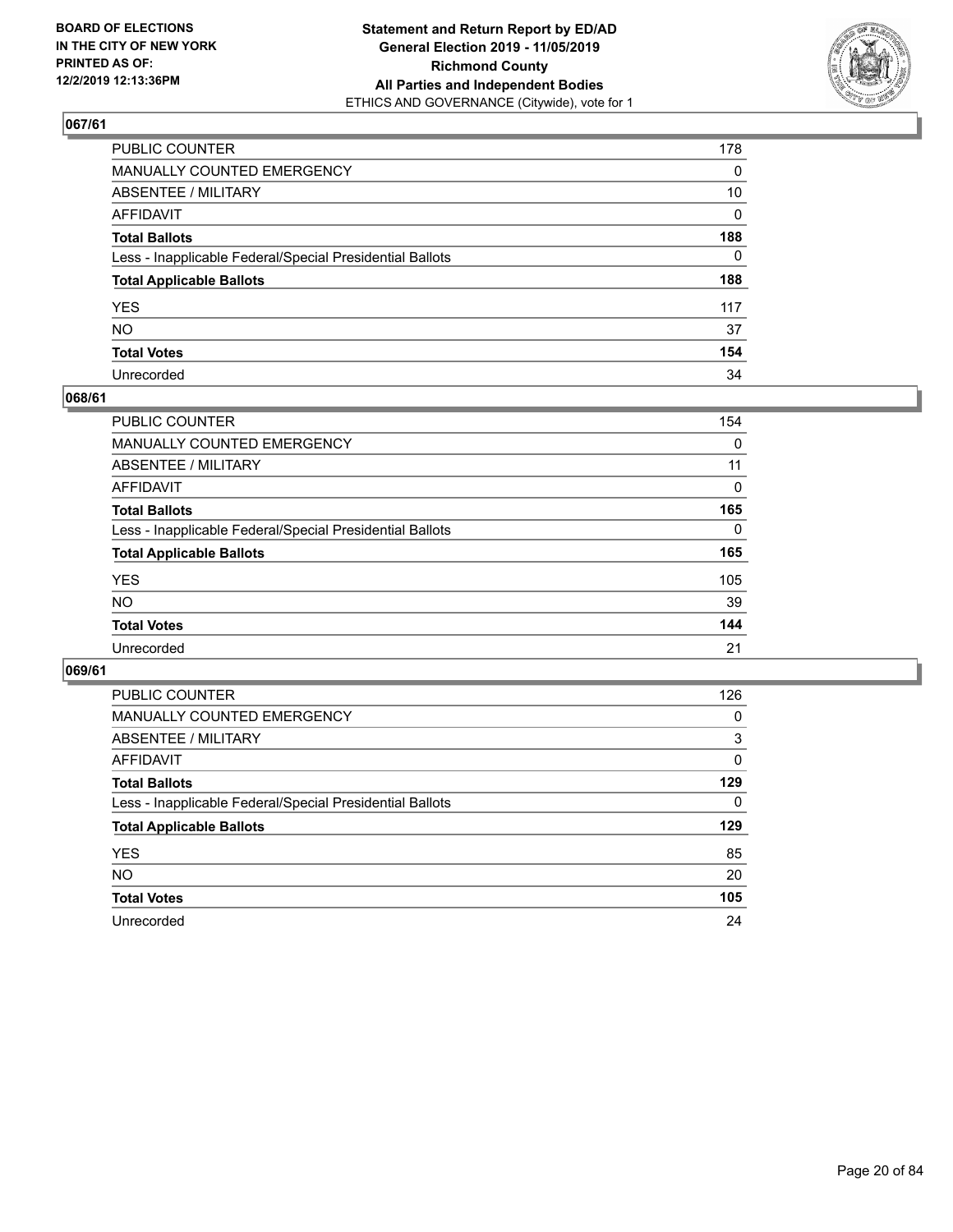BOARD OF ELECTIONS
IN THE CITY OF NEW YORK
PRINTED AS OF:
12/2/2019 12:13:36PM

**Statement and Return Report by ED/AD**
**General Election 2019 - 11/05/2019**
**Richmond County**
**All Parties and Independent Bodies**
ETHICS AND GOVERNANCE (Citywide), vote for 1

## 067/61

| | |
|---|---|
| PUBLIC COUNTER | 178 |
| MANUALLY COUNTED EMERGENCY | 0 |
| ABSENTEE / MILITARY | 10 |
| AFFIDAVIT | 0 |
| **Total Ballots** | **188** |
| Less - Inapplicable Federal/Special Presidential Ballots | 0 |
| **Total Applicable Ballots** | **188** |
| YES | 117 |
| NO | 37 |
| **Total Votes** | **154** |
| Unrecorded | 34 |

## 068/61

| | |
|---|---|
| PUBLIC COUNTER | 154 |
| MANUALLY COUNTED EMERGENCY | 0 |
| ABSENTEE / MILITARY | 11 |
| AFFIDAVIT | 0 |
| **Total Ballots** | **165** |
| Less - Inapplicable Federal/Special Presidential Ballots | 0 |
| **Total Applicable Ballots** | **165** |
| YES | 105 |
| NO | 39 |
| **Total Votes** | **144** |
| Unrecorded | 21 |

## 069/61

| | |
|---|---|
| PUBLIC COUNTER | 126 |
| MANUALLY COUNTED EMERGENCY | 0 |
| ABSENTEE / MILITARY | 3 |
| AFFIDAVIT | 0 |
| **Total Ballots** | **129** |
| Less - Inapplicable Federal/Special Presidential Ballots | 0 |
| **Total Applicable Ballots** | **129** |
| YES | 85 |
| NO | 20 |
| **Total Votes** | **105** |
| Unrecorded | 24 |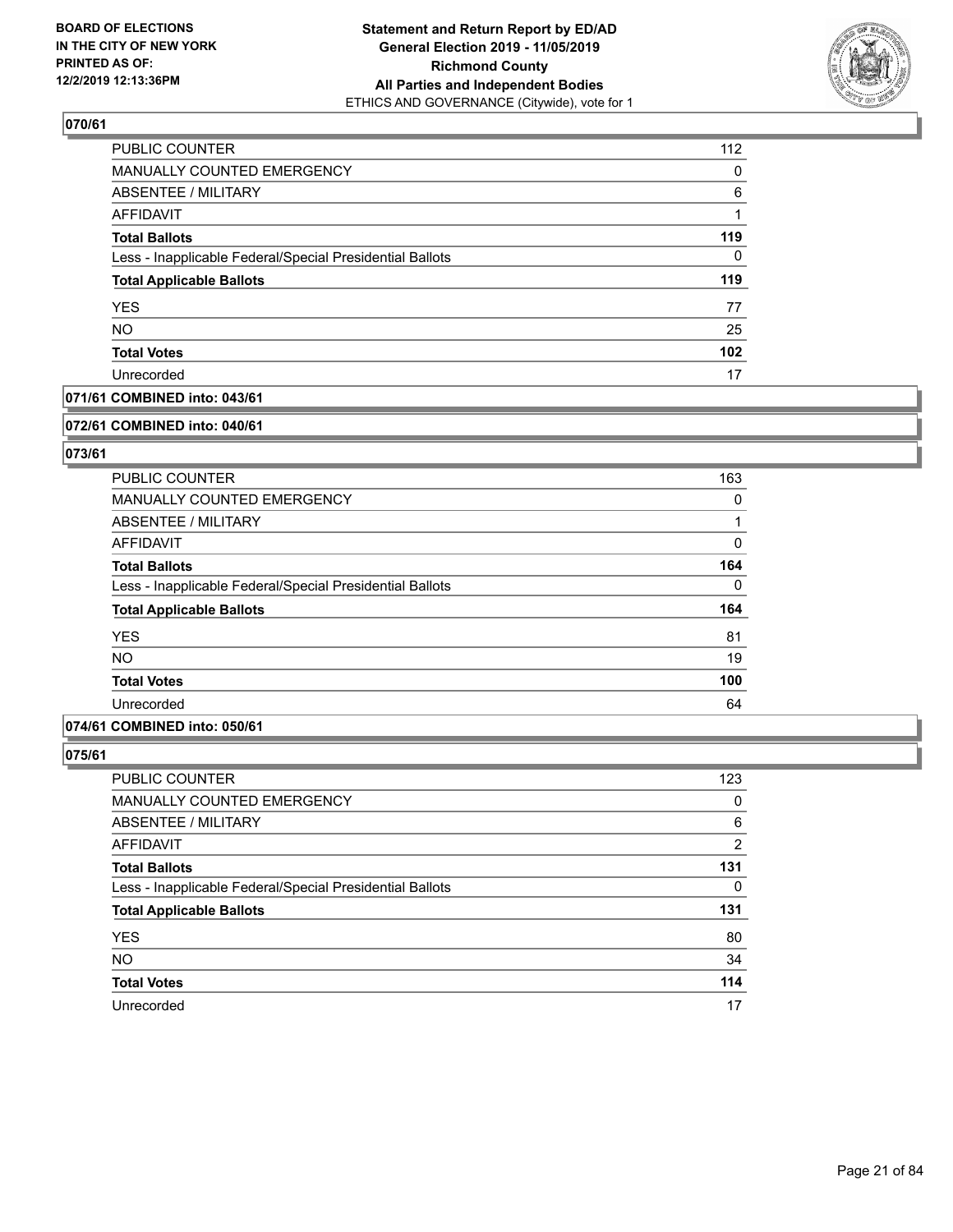### 070/61

| | |
|---|---|
| PUBLIC COUNTER | 112 |
| MANUALLY COUNTED EMERGENCY | 0 |
| ABSENTEE / MILITARY | 6 |
| AFFIDAVIT | 1 |
| **Total Ballots** | **119** |
| Less - Inapplicable Federal/Special Presidential Ballots | 0 |
| **Total Applicable Ballots** | **119** |
| YES | 77 |
| NO | 25 |
| **Total Votes** | **102** |
| Unrecorded | 17 |

### 071/61 COMBINED into: 043/61

### 072/61 COMBINED into: 040/61

### 073/61

| | |
|---|---|
| PUBLIC COUNTER | 163 |
| MANUALLY COUNTED EMERGENCY | 0 |
| ABSENTEE / MILITARY | 1 |
| AFFIDAVIT | 0 |
| **Total Ballots** | **164** |
| Less - Inapplicable Federal/Special Presidential Ballots | 0 |
| **Total Applicable Ballots** | **164** |
| YES | 81 |
| NO | 19 |
| **Total Votes** | **100** |
| Unrecorded | 64 |

### 074/61 COMBINED into: 050/61

### 075/61

| | |
|---|---|
| PUBLIC COUNTER | 123 |
| MANUALLY COUNTED EMERGENCY | 0 |
| ABSENTEE / MILITARY | 6 |
| AFFIDAVIT | 2 |
| **Total Ballots** | **131** |
| Less - Inapplicable Federal/Special Presidential Ballots | 0 |
| **Total Applicable Ballots** | **131** |
| YES | 80 |
| NO | 34 |
| **Total Votes** | **114** |
| Unrecorded | 17 |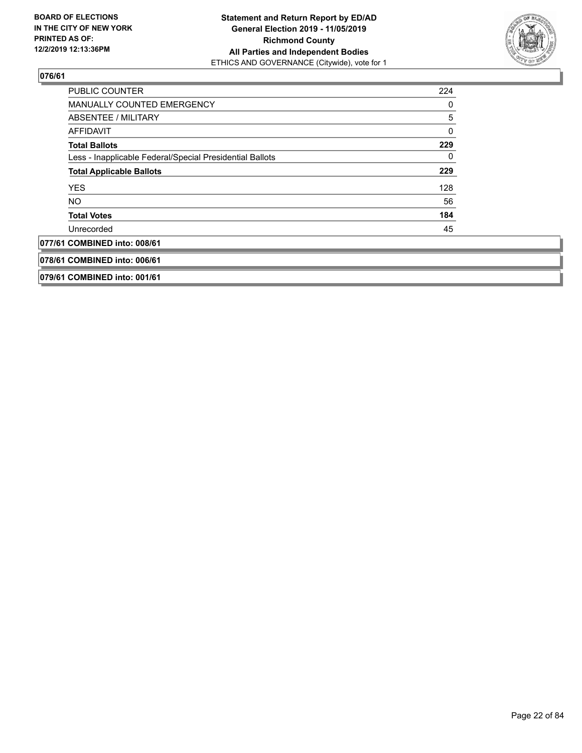## 076/61

| | |
|---|---|
| PUBLIC COUNTER | 224 |
| MANUALLY COUNTED EMERGENCY | 0 |
| ABSENTEE / MILITARY | 5 |
| AFFIDAVIT | 0 |
| **Total Ballots** | **229** |
| Less - Inapplicable Federal/Special Presidential Ballots | 0 |
| **Total Applicable Ballots** | **229** |
| YES | 128 |
| NO | 56 |
| **Total Votes** | **184** |
| Unrecorded | 45 |

## 077/61 COMBINED into: 008/61

## 078/61 COMBINED into: 006/61

## 079/61 COMBINED into: 001/61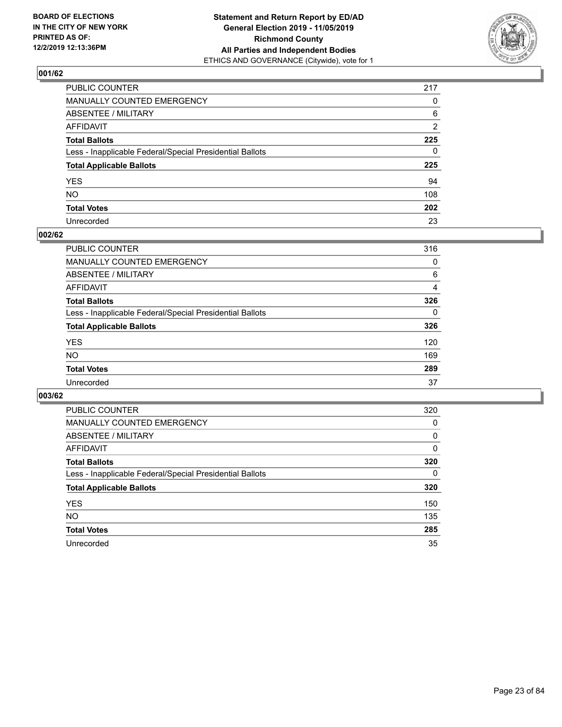BOARD OF ELECTIONS
IN THE CITY OF NEW YORK
PRINTED AS OF:
12/2/2019 12:13:36PM

**Statement and Return Report by ED/AD**
**General Election 2019 - 11/05/2019**
**Richmond County**
**All Parties and Independent Bodies**
ETHICS AND GOVERNANCE (Citywide), vote for 1

## 001/62

| | |
|---|---|
| PUBLIC COUNTER | 217 |
| MANUALLY COUNTED EMERGENCY | 0 |
| ABSENTEE / MILITARY | 6 |
| AFFIDAVIT | 2 |
| **Total Ballots** | **225** |
| Less - Inapplicable Federal/Special Presidential Ballots | 0 |
| **Total Applicable Ballots** | **225** |
| YES | 94 |
| NO | 108 |
| **Total Votes** | **202** |
| Unrecorded | 23 |

## 002/62

| | |
|---|---|
| PUBLIC COUNTER | 316 |
| MANUALLY COUNTED EMERGENCY | 0 |
| ABSENTEE / MILITARY | 6 |
| AFFIDAVIT | 4 |
| **Total Ballots** | **326** |
| Less - Inapplicable Federal/Special Presidential Ballots | 0 |
| **Total Applicable Ballots** | **326** |
| YES | 120 |
| NO | 169 |
| **Total Votes** | **289** |
| Unrecorded | 37 |

## 003/62

| | |
|---|---|
| PUBLIC COUNTER | 320 |
| MANUALLY COUNTED EMERGENCY | 0 |
| ABSENTEE / MILITARY | 0 |
| AFFIDAVIT | 0 |
| **Total Ballots** | **320** |
| Less - Inapplicable Federal/Special Presidential Ballots | 0 |
| **Total Applicable Ballots** | **320** |
| YES | 150 |
| NO | 135 |
| **Total Votes** | **285** |
| Unrecorded | 35 |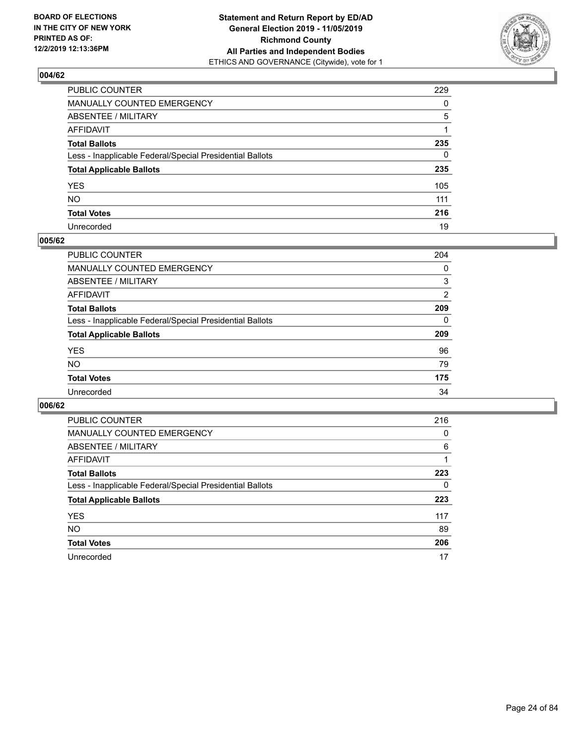**BOARD OF ELECTIONS IN THE CITY OF NEW YORK PRINTED AS OF: 12/2/2019 12:13:36PM**

**Statement and Return Report by ED/AD General Election 2019 - 11/05/2019 Richmond County All Parties and Independent Bodies**
ETHICS AND GOVERNANCE (Citywide), vote for 1

### 004/62

| | |
|---|---|
| PUBLIC COUNTER | 229 |
| MANUALLY COUNTED EMERGENCY | 0 |
| ABSENTEE / MILITARY | 5 |
| AFFIDAVIT | 1 |
| **Total Ballots** | **235** |
| Less - Inapplicable Federal/Special Presidential Ballots | 0 |
| **Total Applicable Ballots** | **235** |
| YES | 105 |
| NO | 111 |
| **Total Votes** | **216** |
| Unrecorded | 19 |

### 005/62

| | |
|---|---|
| PUBLIC COUNTER | 204 |
| MANUALLY COUNTED EMERGENCY | 0 |
| ABSENTEE / MILITARY | 3 |
| AFFIDAVIT | 2 |
| **Total Ballots** | **209** |
| Less - Inapplicable Federal/Special Presidential Ballots | 0 |
| **Total Applicable Ballots** | **209** |
| YES | 96 |
| NO | 79 |
| **Total Votes** | **175** |
| Unrecorded | 34 |

### 006/62

| | |
|---|---|
| PUBLIC COUNTER | 216 |
| MANUALLY COUNTED EMERGENCY | 0 |
| ABSENTEE / MILITARY | 6 |
| AFFIDAVIT | 1 |
| **Total Ballots** | **223** |
| Less - Inapplicable Federal/Special Presidential Ballots | 0 |
| **Total Applicable Ballots** | **223** |
| YES | 117 |
| NO | 89 |
| **Total Votes** | **206** |
| Unrecorded | 17 |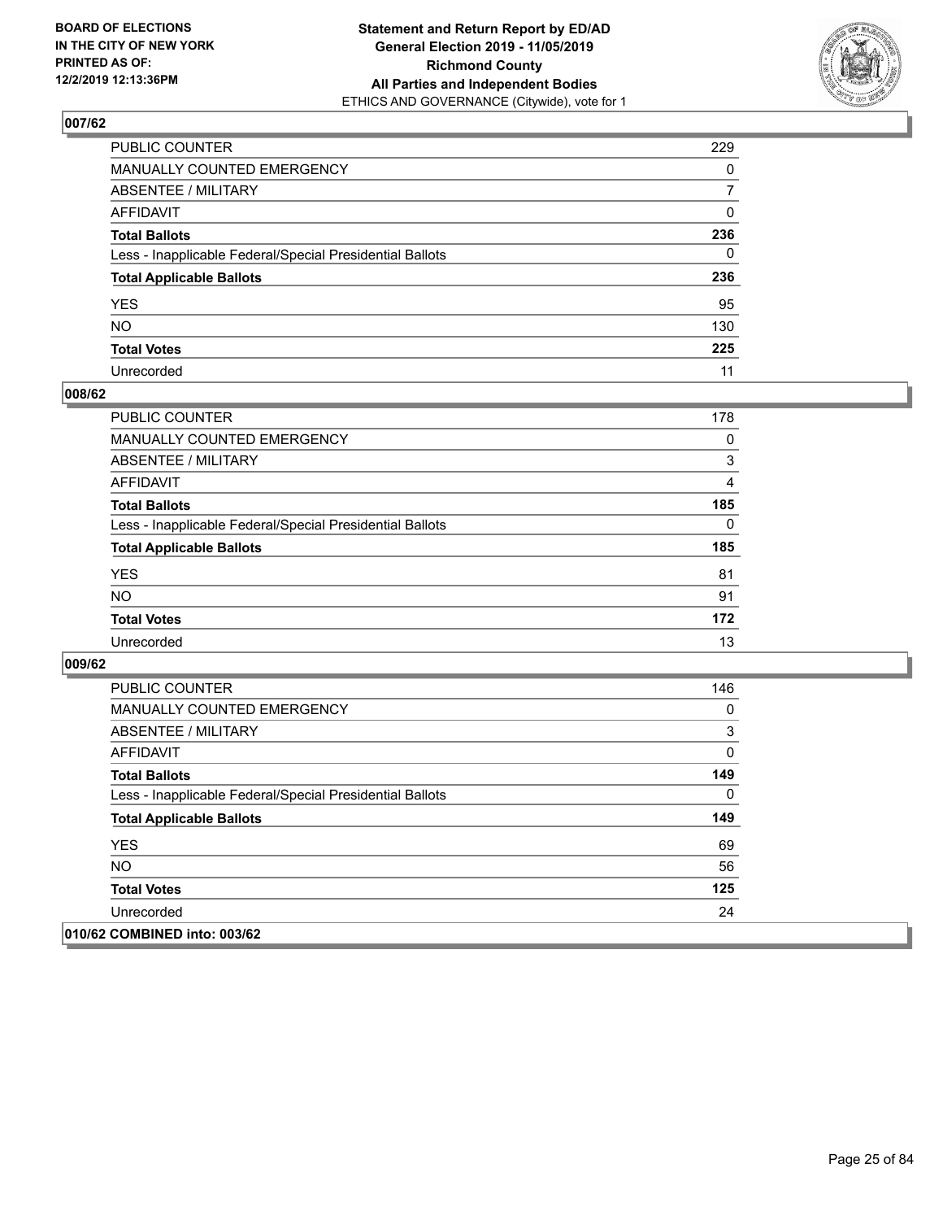**BOARD OF ELECTIONS IN THE CITY OF NEW YORK PRINTED AS OF: 12/2/2019 12:13:36PM**

**Statement and Return Report by ED/AD General Election 2019 - 11/05/2019 Richmond County All Parties and Independent Bodies**
ETHICS AND GOVERNANCE (Citywide), vote for 1

### 007/62

| | |
|---|---|
| PUBLIC COUNTER | 229 |
| MANUALLY COUNTED EMERGENCY | 0 |
| ABSENTEE / MILITARY | 7 |
| AFFIDAVIT | 0 |
| **Total Ballots** | **236** |
| Less - Inapplicable Federal/Special Presidential Ballots | 0 |
| **Total Applicable Ballots** | **236** |
| YES | 95 |
| NO | 130 |
| **Total Votes** | **225** |
| Unrecorded | 11 |

### 008/62

| | |
|---|---|
| PUBLIC COUNTER | 178 |
| MANUALLY COUNTED EMERGENCY | 0 |
| ABSENTEE / MILITARY | 3 |
| AFFIDAVIT | 4 |
| **Total Ballots** | **185** |
| Less - Inapplicable Federal/Special Presidential Ballots | 0 |
| **Total Applicable Ballots** | **185** |
| YES | 81 |
| NO | 91 |
| **Total Votes** | **172** |
| Unrecorded | 13 |

### 009/62

| | |
|---|---|
| PUBLIC COUNTER | 146 |
| MANUALLY COUNTED EMERGENCY | 0 |
| ABSENTEE / MILITARY | 3 |
| AFFIDAVIT | 0 |
| **Total Ballots** | **149** |
| Less - Inapplicable Federal/Special Presidential Ballots | 0 |
| **Total Applicable Ballots** | **149** |
| YES | 69 |
| NO | 56 |
| **Total Votes** | **125** |
| Unrecorded | 24 |

### 010/62 COMBINED into: 003/62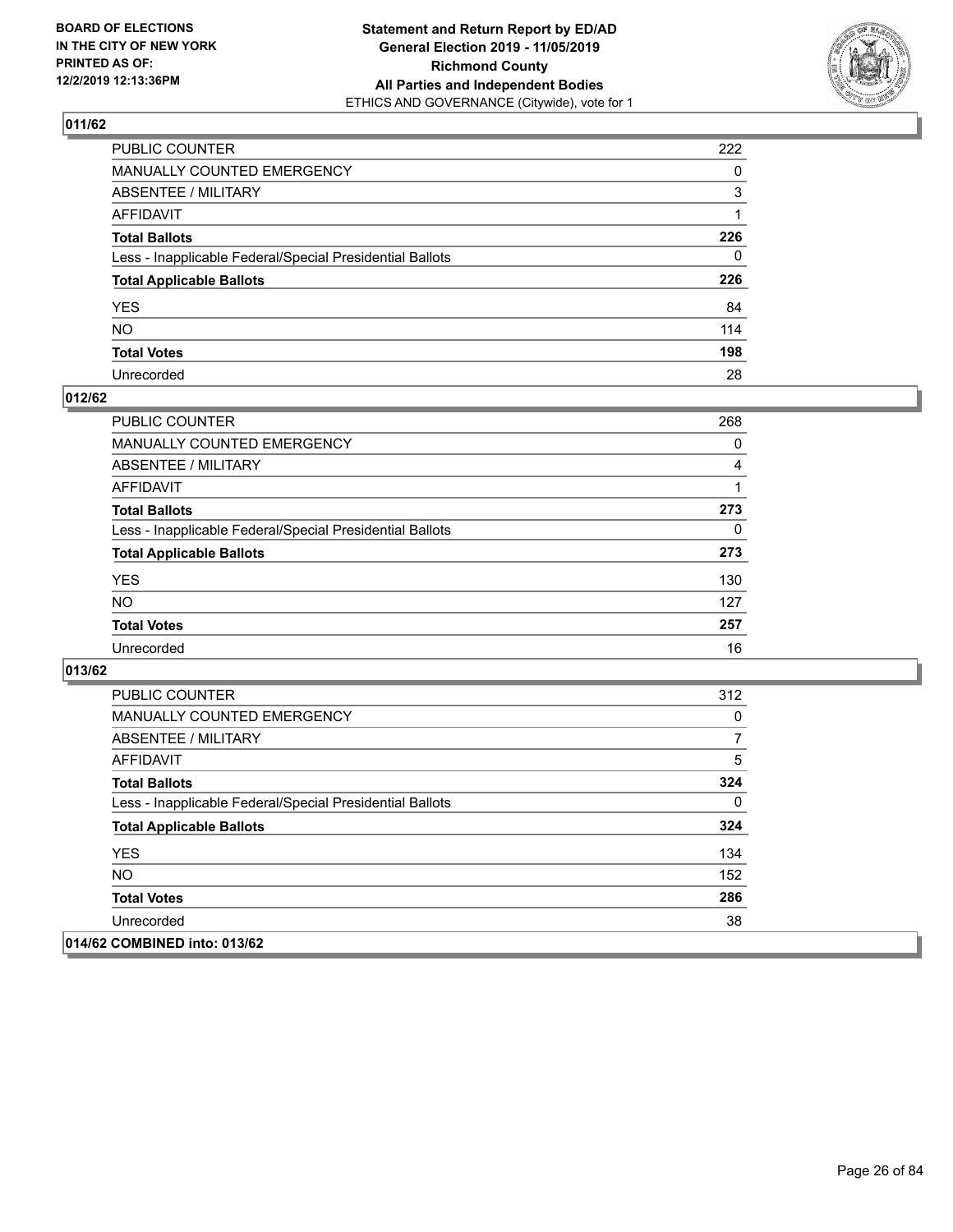**BOARD OF ELECTIONS IN THE CITY OF NEW YORK PRINTED AS OF: 12/2/2019 12:13:36PM**

**Statement and Return Report by ED/AD General Election 2019 - 11/05/2019 Richmond County All Parties and Independent Bodies**
ETHICS AND GOVERNANCE (Citywide), vote for 1

## 011/62

| | |
|---|---|
| PUBLIC COUNTER | 222 |
| MANUALLY COUNTED EMERGENCY | 0 |
| ABSENTEE / MILITARY | 3 |
| AFFIDAVIT | 1 |
| **Total Ballots** | **226** |
| Less - Inapplicable Federal/Special Presidential Ballots | 0 |
| **Total Applicable Ballots** | **226** |
| YES | 84 |
| NO | 114 |
| **Total Votes** | **198** |
| Unrecorded | 28 |

## 012/62

| | |
|---|---|
| PUBLIC COUNTER | 268 |
| MANUALLY COUNTED EMERGENCY | 0 |
| ABSENTEE / MILITARY | 4 |
| AFFIDAVIT | 1 |
| **Total Ballots** | **273** |
| Less - Inapplicable Federal/Special Presidential Ballots | 0 |
| **Total Applicable Ballots** | **273** |
| YES | 130 |
| NO | 127 |
| **Total Votes** | **257** |
| Unrecorded | 16 |

## 013/62

| | |
|---|---|
| PUBLIC COUNTER | 312 |
| MANUALLY COUNTED EMERGENCY | 0 |
| ABSENTEE / MILITARY | 7 |
| AFFIDAVIT | 5 |
| **Total Ballots** | **324** |
| Less - Inapplicable Federal/Special Presidential Ballots | 0 |
| **Total Applicable Ballots** | **324** |
| YES | 134 |
| NO | 152 |
| **Total Votes** | **286** |
| Unrecorded | 38 |

## 014/62 COMBINED into: 013/62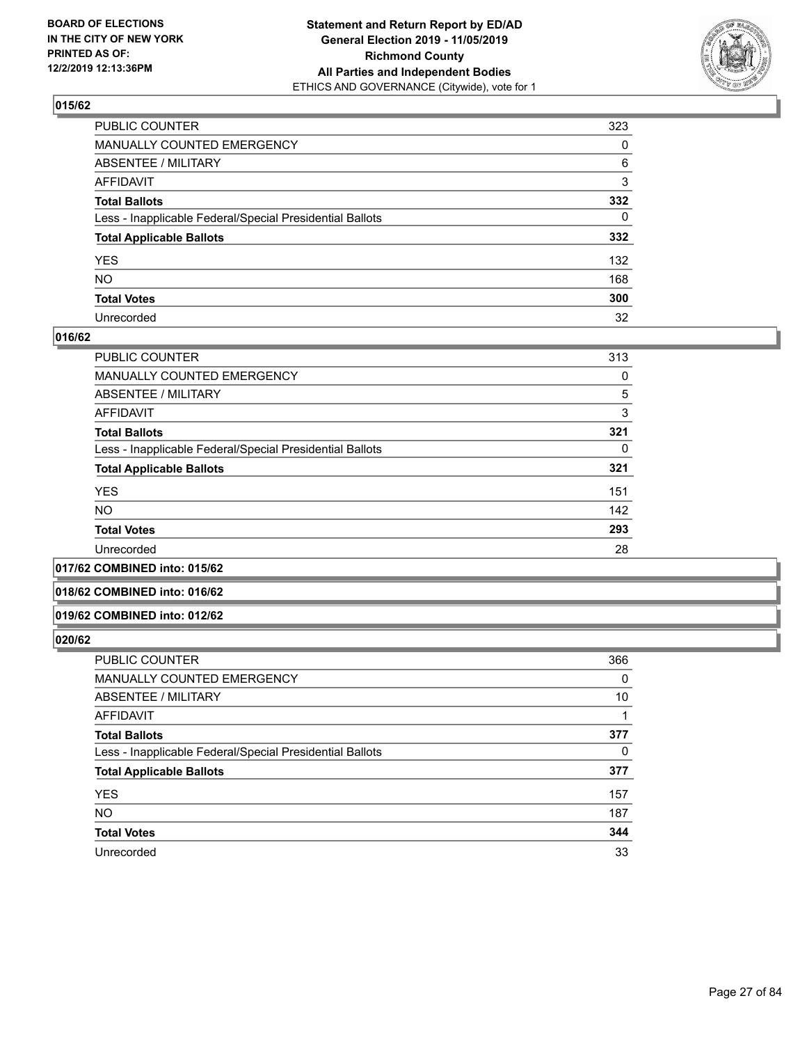## 015/62

| | |
|---|---|
| PUBLIC COUNTER | 323 |
| MANUALLY COUNTED EMERGENCY | 0 |
| ABSENTEE / MILITARY | 6 |
| AFFIDAVIT | 3 |
| **Total Ballots** | **332** |
| Less - Inapplicable Federal/Special Presidential Ballots | 0 |
| **Total Applicable Ballots** | **332** |
| YES | 132 |
| NO | 168 |
| **Total Votes** | **300** |
| Unrecorded | 32 |

## 016/62

| | |
|---|---|
| PUBLIC COUNTER | 313 |
| MANUALLY COUNTED EMERGENCY | 0 |
| ABSENTEE / MILITARY | 5 |
| AFFIDAVIT | 3 |
| **Total Ballots** | **321** |
| Less - Inapplicable Federal/Special Presidential Ballots | 0 |
| **Total Applicable Ballots** | **321** |
| YES | 151 |
| NO | 142 |
| **Total Votes** | **293** |
| Unrecorded | 28 |

## 017/62 COMBINED into: 015/62

## 018/62 COMBINED into: 016/62

## 019/62 COMBINED into: 012/62

## 020/62

| | |
|---|---|
| PUBLIC COUNTER | 366 |
| MANUALLY COUNTED EMERGENCY | 0 |
| ABSENTEE / MILITARY | 10 |
| AFFIDAVIT | 1 |
| **Total Ballots** | **377** |
| Less - Inapplicable Federal/Special Presidential Ballots | 0 |
| **Total Applicable Ballots** | **377** |
| YES | 157 |
| NO | 187 |
| **Total Votes** | **344** |
| Unrecorded | 33 |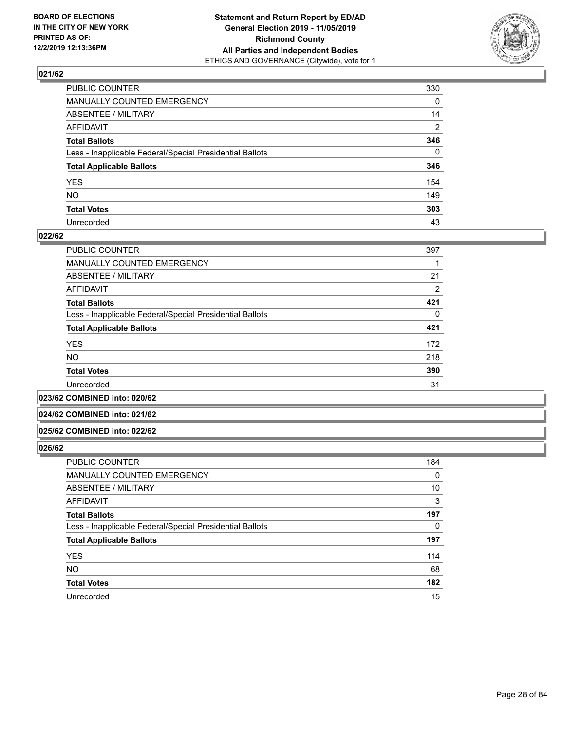## 021/62

| | |
|---|---|
| PUBLIC COUNTER | 330 |
| MANUALLY COUNTED EMERGENCY | 0 |
| ABSENTEE / MILITARY | 14 |
| AFFIDAVIT | 2 |
| **Total Ballots** | **346** |
| Less - Inapplicable Federal/Special Presidential Ballots | 0 |
| **Total Applicable Ballots** | **346** |
| YES | 154 |
| NO | 149 |
| **Total Votes** | **303** |
| Unrecorded | 43 |

## 022/62

| | |
|---|---|
| PUBLIC COUNTER | 397 |
| MANUALLY COUNTED EMERGENCY | 1 |
| ABSENTEE / MILITARY | 21 |
| AFFIDAVIT | 2 |
| **Total Ballots** | **421** |
| Less - Inapplicable Federal/Special Presidential Ballots | 0 |
| **Total Applicable Ballots** | **421** |
| YES | 172 |
| NO | 218 |
| **Total Votes** | **390** |
| Unrecorded | 31 |

## 023/62 COMBINED into: 020/62

## 024/62 COMBINED into: 021/62

## 025/62 COMBINED into: 022/62

## 026/62

| | |
|---|---|
| PUBLIC COUNTER | 184 |
| MANUALLY COUNTED EMERGENCY | 0 |
| ABSENTEE / MILITARY | 10 |
| AFFIDAVIT | 3 |
| **Total Ballots** | **197** |
| Less - Inapplicable Federal/Special Presidential Ballots | 0 |
| **Total Applicable Ballots** | **197** |
| YES | 114 |
| NO | 68 |
| **Total Votes** | **182** |
| Unrecorded | 15 |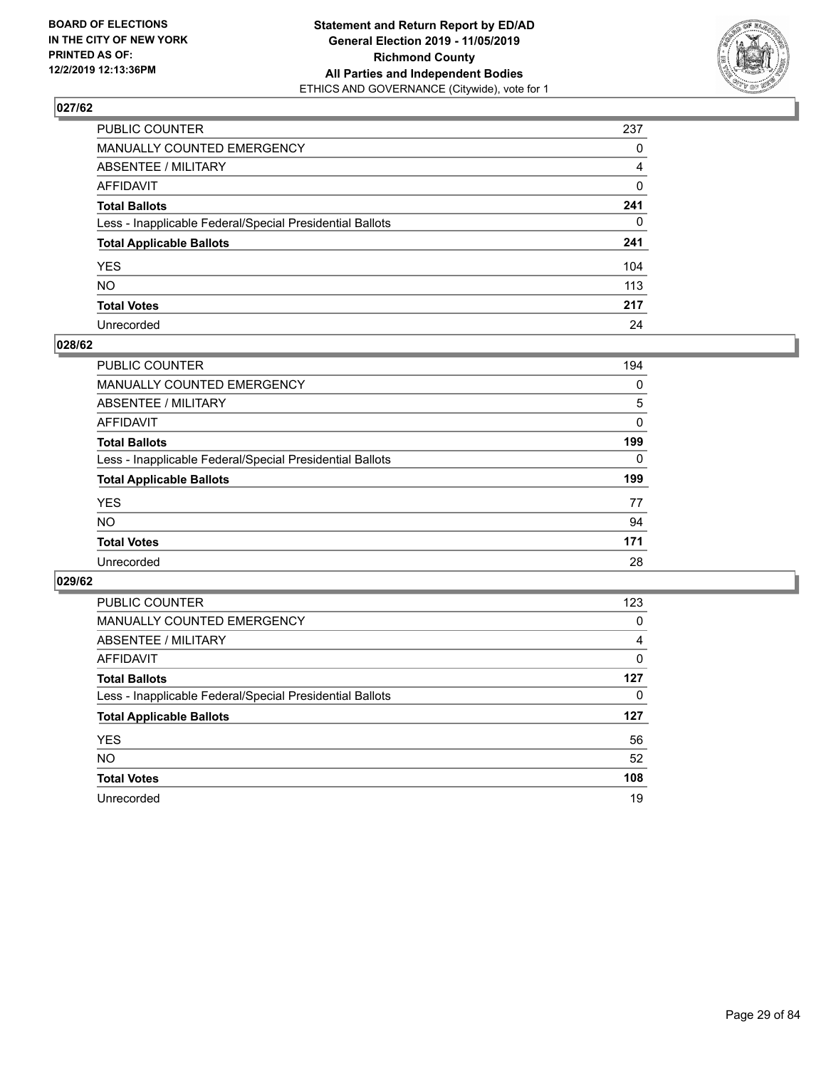## 027/62

| | |
|---|---|
| PUBLIC COUNTER | 237 |
| MANUALLY COUNTED EMERGENCY | 0 |
| ABSENTEE / MILITARY | 4 |
| AFFIDAVIT | 0 |
| **Total Ballots** | **241** |
| Less - Inapplicable Federal/Special Presidential Ballots | 0 |
| **Total Applicable Ballots** | **241** |
| YES | 104 |
| NO | 113 |
| **Total Votes** | **217** |
| Unrecorded | 24 |

## 028/62

| | |
|---|---|
| PUBLIC COUNTER | 194 |
| MANUALLY COUNTED EMERGENCY | 0 |
| ABSENTEE / MILITARY | 5 |
| AFFIDAVIT | 0 |
| **Total Ballots** | **199** |
| Less - Inapplicable Federal/Special Presidential Ballots | 0 |
| **Total Applicable Ballots** | **199** |
| YES | 77 |
| NO | 94 |
| **Total Votes** | **171** |
| Unrecorded | 28 |

## 029/62

| | |
|---|---|
| PUBLIC COUNTER | 123 |
| MANUALLY COUNTED EMERGENCY | 0 |
| ABSENTEE / MILITARY | 4 |
| AFFIDAVIT | 0 |
| **Total Ballots** | **127** |
| Less - Inapplicable Federal/Special Presidential Ballots | 0 |
| **Total Applicable Ballots** | **127** |
| YES | 56 |
| NO | 52 |
| **Total Votes** | **108** |
| Unrecorded | 19 |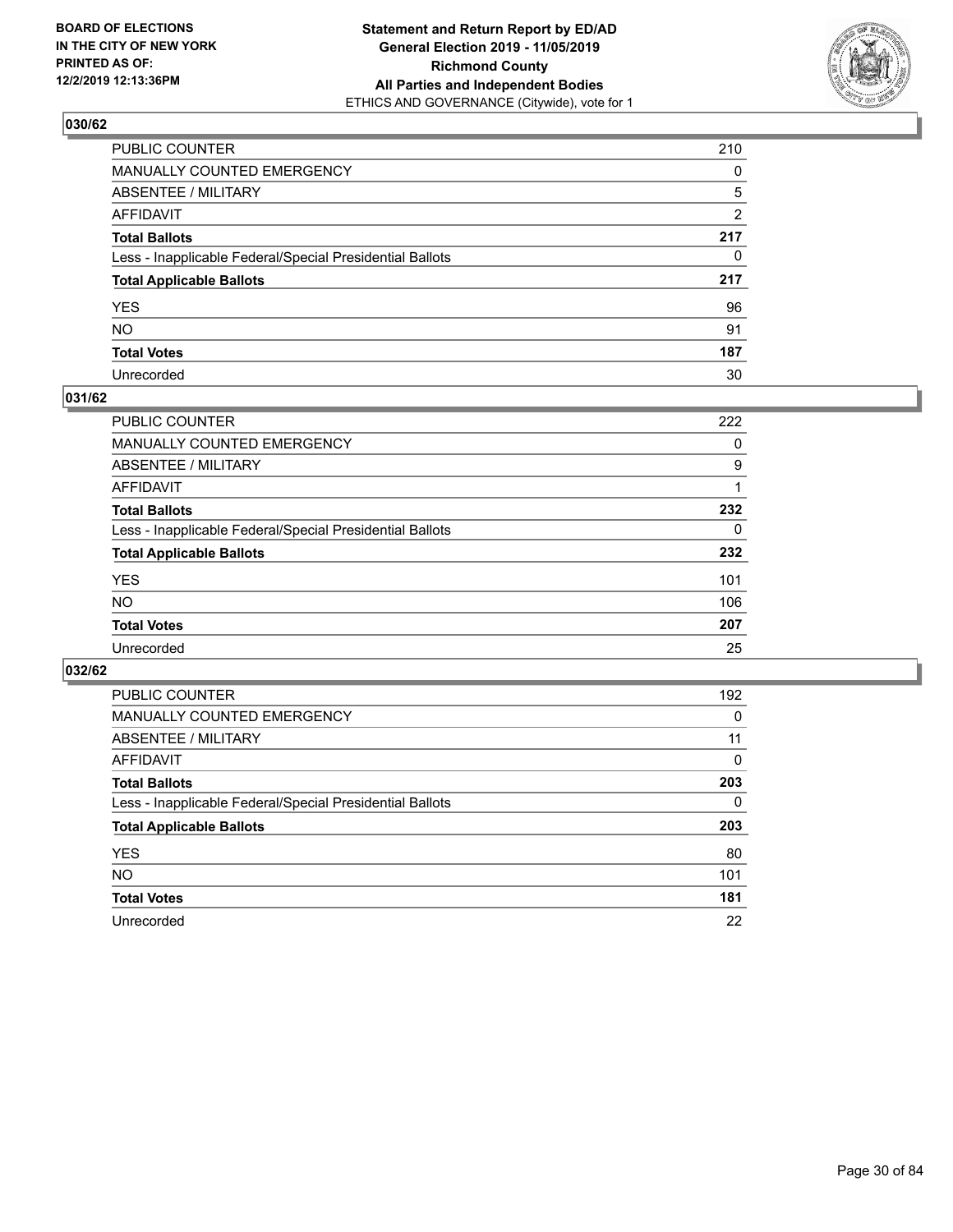BOARD OF ELECTIONS
IN THE CITY OF NEW YORK
PRINTED AS OF:
12/2/2019 12:13:36PM

**Statement and Return Report by ED/AD**
**General Election 2019 - 11/05/2019**
**Richmond County**
**All Parties and Independent Bodies**
ETHICS AND GOVERNANCE (Citywide), vote for 1

## 030/62

| | |
|---|---|
| PUBLIC COUNTER | 210 |
| MANUALLY COUNTED EMERGENCY | 0 |
| ABSENTEE / MILITARY | 5 |
| AFFIDAVIT | 2 |
| **Total Ballots** | **217** |
| Less - Inapplicable Federal/Special Presidential Ballots | 0 |
| **Total Applicable Ballots** | **217** |
| YES | 96 |
| NO | 91 |
| **Total Votes** | **187** |
| Unrecorded | 30 |

## 031/62

| | |
|---|---|
| PUBLIC COUNTER | 222 |
| MANUALLY COUNTED EMERGENCY | 0 |
| ABSENTEE / MILITARY | 9 |
| AFFIDAVIT | 1 |
| **Total Ballots** | **232** |
| Less - Inapplicable Federal/Special Presidential Ballots | 0 |
| **Total Applicable Ballots** | **232** |
| YES | 101 |
| NO | 106 |
| **Total Votes** | **207** |
| Unrecorded | 25 |

## 032/62

| | |
|---|---|
| PUBLIC COUNTER | 192 |
| MANUALLY COUNTED EMERGENCY | 0 |
| ABSENTEE / MILITARY | 11 |
| AFFIDAVIT | 0 |
| **Total Ballots** | **203** |
| Less - Inapplicable Federal/Special Presidential Ballots | 0 |
| **Total Applicable Ballots** | **203** |
| YES | 80 |
| NO | 101 |
| **Total Votes** | **181** |
| Unrecorded | 22 |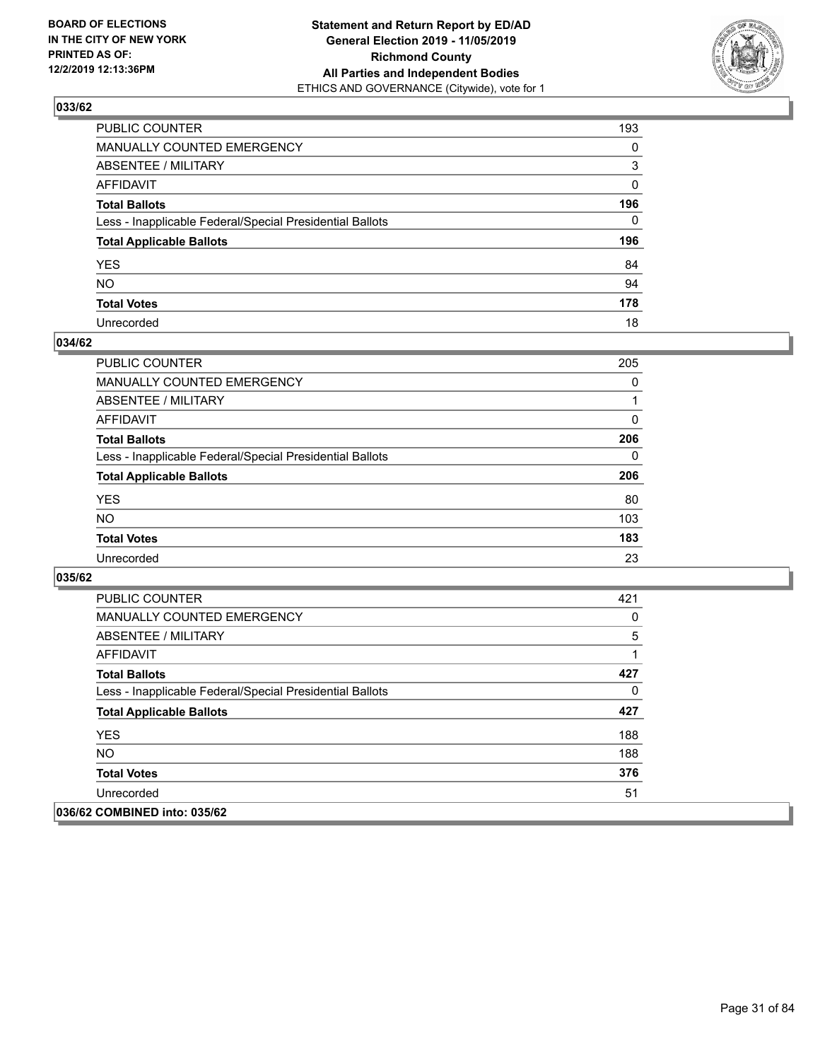**Statement and Return Report by ED/AD**
**General Election 2019 - 11/05/2019**
**Richmond County**
**All Parties and Independent Bodies**
ETHICS AND GOVERNANCE (Citywide), vote for 1

BOARD OF ELECTIONS
IN THE CITY OF NEW YORK
PRINTED AS OF:
12/2/2019 12:13:36PM

## 033/62

| | |
|---|---|
| PUBLIC COUNTER | 193 |
| MANUALLY COUNTED EMERGENCY | 0 |
| ABSENTEE / MILITARY | 3 |
| AFFIDAVIT | 0 |
| **Total Ballots** | **196** |
| Less - Inapplicable Federal/Special Presidential Ballots | 0 |
| **Total Applicable Ballots** | **196** |
| YES | 84 |
| NO | 94 |
| **Total Votes** | **178** |
| Unrecorded | 18 |

## 034/62

| | |
|---|---|
| PUBLIC COUNTER | 205 |
| MANUALLY COUNTED EMERGENCY | 0 |
| ABSENTEE / MILITARY | 1 |
| AFFIDAVIT | 0 |
| **Total Ballots** | **206** |
| Less - Inapplicable Federal/Special Presidential Ballots | 0 |
| **Total Applicable Ballots** | **206** |
| YES | 80 |
| NO | 103 |
| **Total Votes** | **183** |
| Unrecorded | 23 |

## 035/62

| | |
|---|---|
| PUBLIC COUNTER | 421 |
| MANUALLY COUNTED EMERGENCY | 0 |
| ABSENTEE / MILITARY | 5 |
| AFFIDAVIT | 1 |
| **Total Ballots** | **427** |
| Less - Inapplicable Federal/Special Presidential Ballots | 0 |
| **Total Applicable Ballots** | **427** |
| YES | 188 |
| NO | 188 |
| **Total Votes** | **376** |
| Unrecorded | 51 |

## 036/62 COMBINED into: 035/62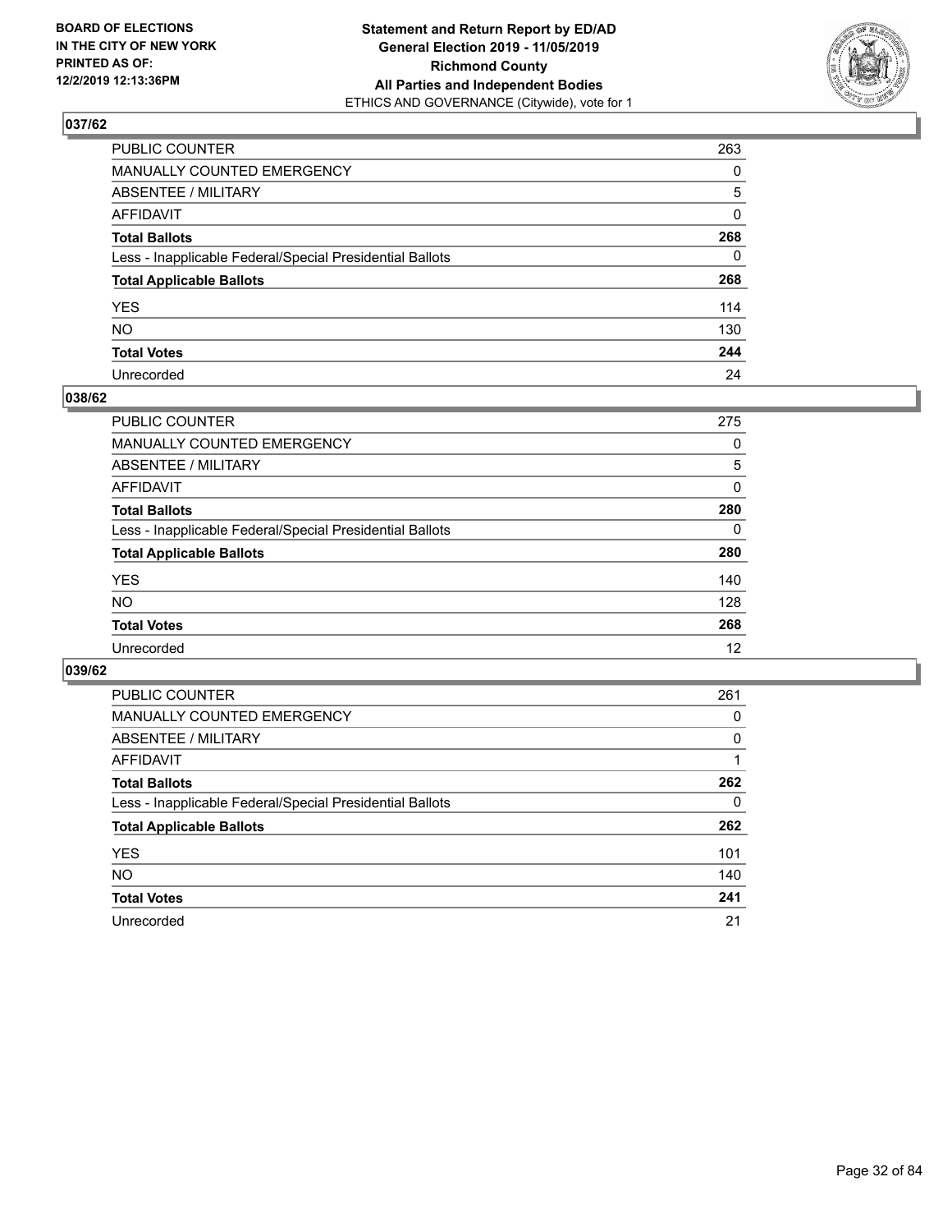**BOARD OF ELECTIONS IN THE CITY OF NEW YORK PRINTED AS OF: 12/2/2019 12:13:36PM**

**Statement and Return Report by ED/AD General Election 2019 - 11/05/2019 Richmond County All Parties and Independent Bodies**
ETHICS AND GOVERNANCE (Citywide), vote for 1

## 037/62

| | |
|---|---|
| PUBLIC COUNTER | 263 |
| MANUALLY COUNTED EMERGENCY | 0 |
| ABSENTEE / MILITARY | 5 |
| AFFIDAVIT | 0 |
| **Total Ballots** | **268** |
| Less - Inapplicable Federal/Special Presidential Ballots | 0 |
| **Total Applicable Ballots** | **268** |
| YES | 114 |
| NO | 130 |
| **Total Votes** | **244** |
| Unrecorded | 24 |

## 038/62

| | |
|---|---|
| PUBLIC COUNTER | 275 |
| MANUALLY COUNTED EMERGENCY | 0 |
| ABSENTEE / MILITARY | 5 |
| AFFIDAVIT | 0 |
| **Total Ballots** | **280** |
| Less - Inapplicable Federal/Special Presidential Ballots | 0 |
| **Total Applicable Ballots** | **280** |
| YES | 140 |
| NO | 128 |
| **Total Votes** | **268** |
| Unrecorded | 12 |

## 039/62

| | |
|---|---|
| PUBLIC COUNTER | 261 |
| MANUALLY COUNTED EMERGENCY | 0 |
| ABSENTEE / MILITARY | 0 |
| AFFIDAVIT | 1 |
| **Total Ballots** | **262** |
| Less - Inapplicable Federal/Special Presidential Ballots | 0 |
| **Total Applicable Ballots** | **262** |
| YES | 101 |
| NO | 140 |
| **Total Votes** | **241** |
| Unrecorded | 21 |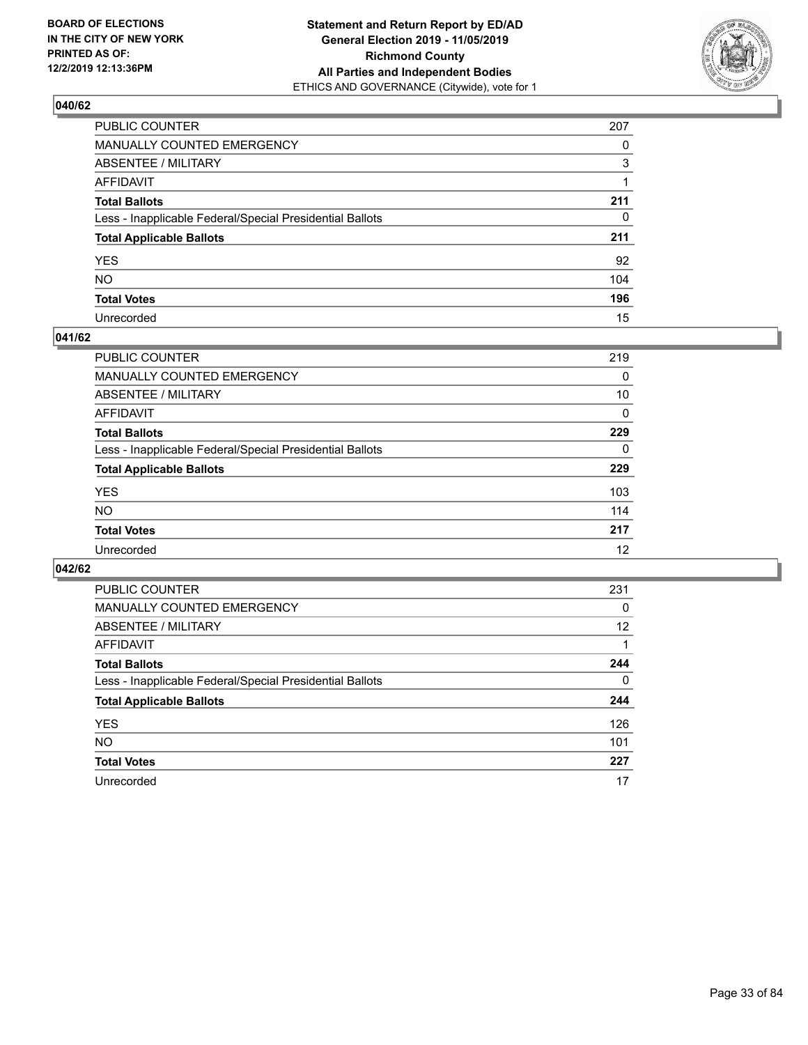**BOARD OF ELECTIONS IN THE CITY OF NEW YORK PRINTED AS OF: 12/2/2019 12:13:36PM**

**Statement and Return Report by ED/AD General Election 2019 - 11/05/2019 Richmond County All Parties and Independent Bodies**
ETHICS AND GOVERNANCE (Citywide), vote for 1

## 040/62

| | |
|---|---|
| PUBLIC COUNTER | 207 |
| MANUALLY COUNTED EMERGENCY | 0 |
| ABSENTEE / MILITARY | 3 |
| AFFIDAVIT | 1 |
| **Total Ballots** | **211** |
| Less - Inapplicable Federal/Special Presidential Ballots | 0 |
| **Total Applicable Ballots** | **211** |
| YES | 92 |
| NO | 104 |
| **Total Votes** | **196** |
| Unrecorded | 15 |

## 041/62

| | |
|---|---|
| PUBLIC COUNTER | 219 |
| MANUALLY COUNTED EMERGENCY | 0 |
| ABSENTEE / MILITARY | 10 |
| AFFIDAVIT | 0 |
| **Total Ballots** | **229** |
| Less - Inapplicable Federal/Special Presidential Ballots | 0 |
| **Total Applicable Ballots** | **229** |
| YES | 103 |
| NO | 114 |
| **Total Votes** | **217** |
| Unrecorded | 12 |

## 042/62

| | |
|---|---|
| PUBLIC COUNTER | 231 |
| MANUALLY COUNTED EMERGENCY | 0 |
| ABSENTEE / MILITARY | 12 |
| AFFIDAVIT | 1 |
| **Total Ballots** | **244** |
| Less - Inapplicable Federal/Special Presidential Ballots | 0 |
| **Total Applicable Ballots** | **244** |
| YES | 126 |
| NO | 101 |
| **Total Votes** | **227** |
| Unrecorded | 17 |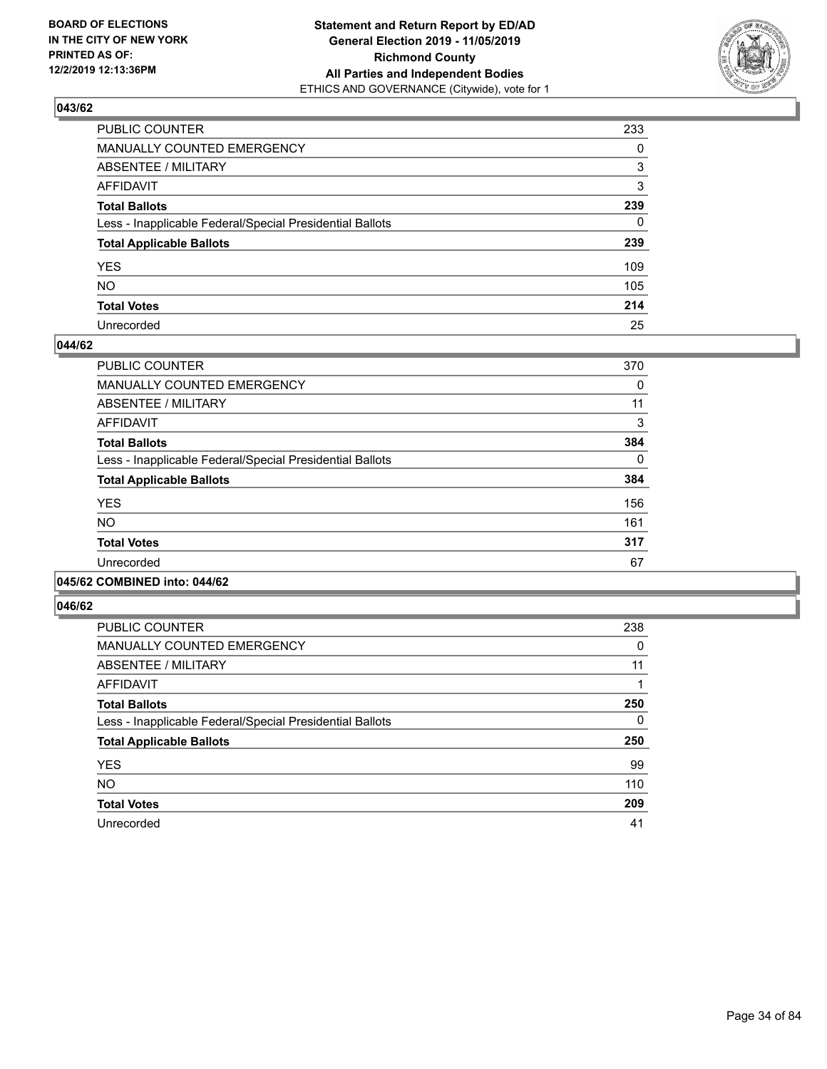**BOARD OF ELECTIONS IN THE CITY OF NEW YORK PRINTED AS OF: 12/2/2019 12:13:36PM**

**Statement and Return Report by ED/AD General Election 2019 - 11/05/2019 Richmond County All Parties and Independent Bodies**
ETHICS AND GOVERNANCE (Citywide), vote for 1

## 043/62

| | |
|---|---|
| PUBLIC COUNTER | 233 |
| MANUALLY COUNTED EMERGENCY | 0 |
| ABSENTEE / MILITARY | 3 |
| AFFIDAVIT | 3 |
| **Total Ballots** | **239** |
| Less - Inapplicable Federal/Special Presidential Ballots | 0 |
| **Total Applicable Ballots** | **239** |
| YES | 109 |
| NO | 105 |
| **Total Votes** | **214** |
| Unrecorded | 25 |

## 044/62

| | |
|---|---|
| PUBLIC COUNTER | 370 |
| MANUALLY COUNTED EMERGENCY | 0 |
| ABSENTEE / MILITARY | 11 |
| AFFIDAVIT | 3 |
| **Total Ballots** | **384** |
| Less - Inapplicable Federal/Special Presidential Ballots | 0 |
| **Total Applicable Ballots** | **384** |
| YES | 156 |
| NO | 161 |
| **Total Votes** | **317** |
| Unrecorded | 67 |

## 045/62 COMBINED into: 044/62

## 046/62

| | |
|---|---|
| PUBLIC COUNTER | 238 |
| MANUALLY COUNTED EMERGENCY | 0 |
| ABSENTEE / MILITARY | 11 |
| AFFIDAVIT | 1 |
| **Total Ballots** | **250** |
| Less - Inapplicable Federal/Special Presidential Ballots | 0 |
| **Total Applicable Ballots** | **250** |
| YES | 99 |
| NO | 110 |
| **Total Votes** | **209** |
| Unrecorded | 41 |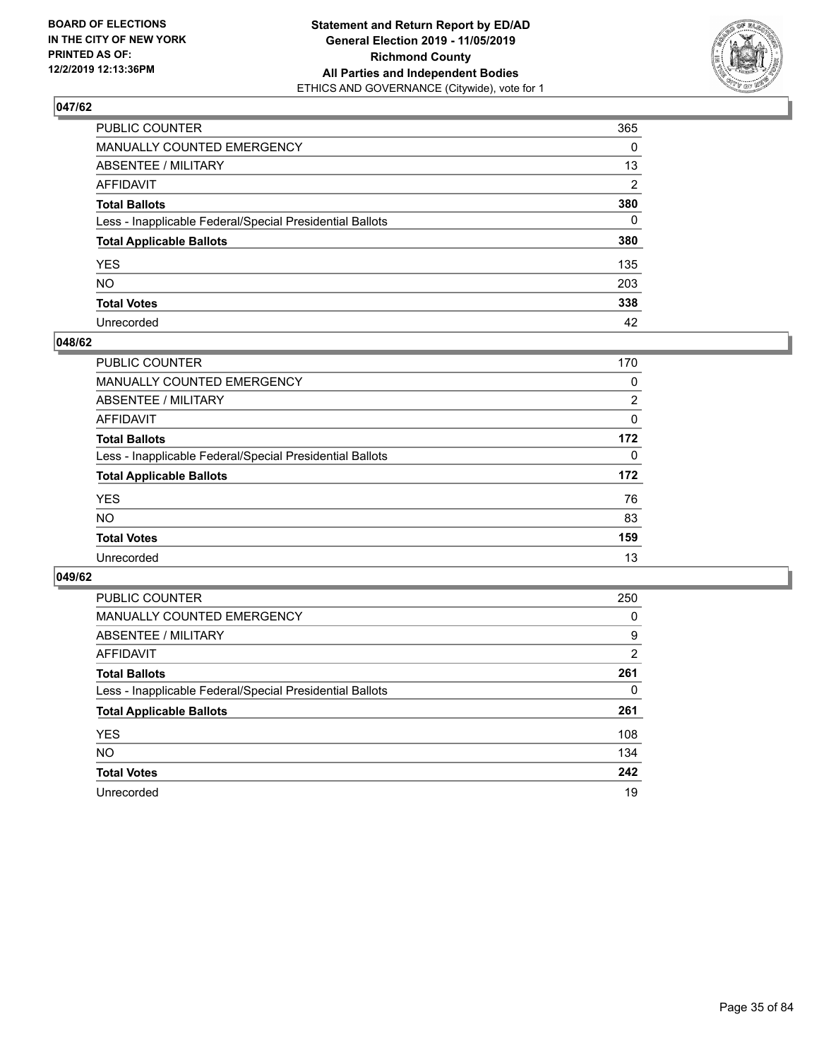**BOARD OF ELECTIONS IN THE CITY OF NEW YORK PRINTED AS OF: 12/2/2019 12:13:36PM**

**Statement and Return Report by ED/AD General Election 2019 - 11/05/2019 Richmond County All Parties and Independent Bodies**
ETHICS AND GOVERNANCE (Citywide), vote for 1

## 047/62

| | |
|---|---|
| PUBLIC COUNTER | 365 |
| MANUALLY COUNTED EMERGENCY | 0 |
| ABSENTEE / MILITARY | 13 |
| AFFIDAVIT | 2 |
| **Total Ballots** | **380** |
| Less - Inapplicable Federal/Special Presidential Ballots | 0 |
| **Total Applicable Ballots** | **380** |
| YES | 135 |
| NO | 203 |
| **Total Votes** | **338** |
| Unrecorded | 42 |

## 048/62

| | |
|---|---|
| PUBLIC COUNTER | 170 |
| MANUALLY COUNTED EMERGENCY | 0 |
| ABSENTEE / MILITARY | 2 |
| AFFIDAVIT | 0 |
| **Total Ballots** | **172** |
| Less - Inapplicable Federal/Special Presidential Ballots | 0 |
| **Total Applicable Ballots** | **172** |
| YES | 76 |
| NO | 83 |
| **Total Votes** | **159** |
| Unrecorded | 13 |

## 049/62

| | |
|---|---|
| PUBLIC COUNTER | 250 |
| MANUALLY COUNTED EMERGENCY | 0 |
| ABSENTEE / MILITARY | 9 |
| AFFIDAVIT | 2 |
| **Total Ballots** | **261** |
| Less - Inapplicable Federal/Special Presidential Ballots | 0 |
| **Total Applicable Ballots** | **261** |
| YES | 108 |
| NO | 134 |
| **Total Votes** | **242** |
| Unrecorded | 19 |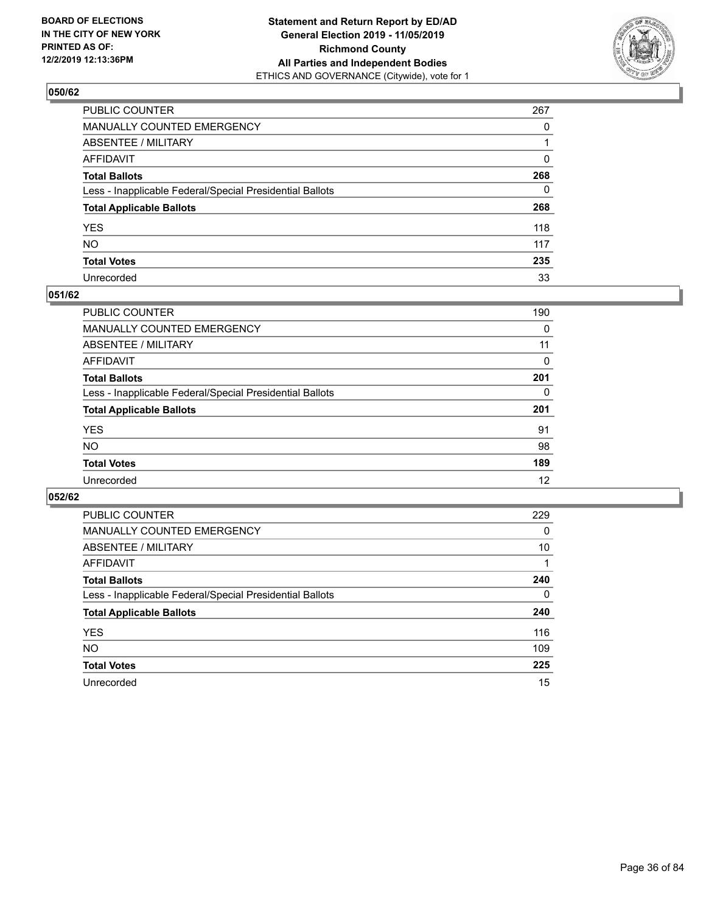BOARD OF ELECTIONS
IN THE CITY OF NEW YORK
PRINTED AS OF:
12/2/2019 12:13:36PM

**Statement and Return Report by ED/AD**
**General Election 2019 - 11/05/2019**
**Richmond County**
**All Parties and Independent Bodies**
ETHICS AND GOVERNANCE (Citywide), vote for 1

## 050/62

| | |
|---|---|
| PUBLIC COUNTER | 267 |
| MANUALLY COUNTED EMERGENCY | 0 |
| ABSENTEE / MILITARY | 1 |
| AFFIDAVIT | 0 |
| **Total Ballots** | **268** |
| Less - Inapplicable Federal/Special Presidential Ballots | 0 |
| **Total Applicable Ballots** | **268** |
| YES | 118 |
| NO | 117 |
| **Total Votes** | **235** |
| Unrecorded | 33 |

## 051/62

| | |
|---|---|
| PUBLIC COUNTER | 190 |
| MANUALLY COUNTED EMERGENCY | 0 |
| ABSENTEE / MILITARY | 11 |
| AFFIDAVIT | 0 |
| **Total Ballots** | **201** |
| Less - Inapplicable Federal/Special Presidential Ballots | 0 |
| **Total Applicable Ballots** | **201** |
| YES | 91 |
| NO | 98 |
| **Total Votes** | **189** |
| Unrecorded | 12 |

## 052/62

| | |
|---|---|
| PUBLIC COUNTER | 229 |
| MANUALLY COUNTED EMERGENCY | 0 |
| ABSENTEE / MILITARY | 10 |
| AFFIDAVIT | 1 |
| **Total Ballots** | **240** |
| Less - Inapplicable Federal/Special Presidential Ballots | 0 |
| **Total Applicable Ballots** | **240** |
| YES | 116 |
| NO | 109 |
| **Total Votes** | **225** |
| Unrecorded | 15 |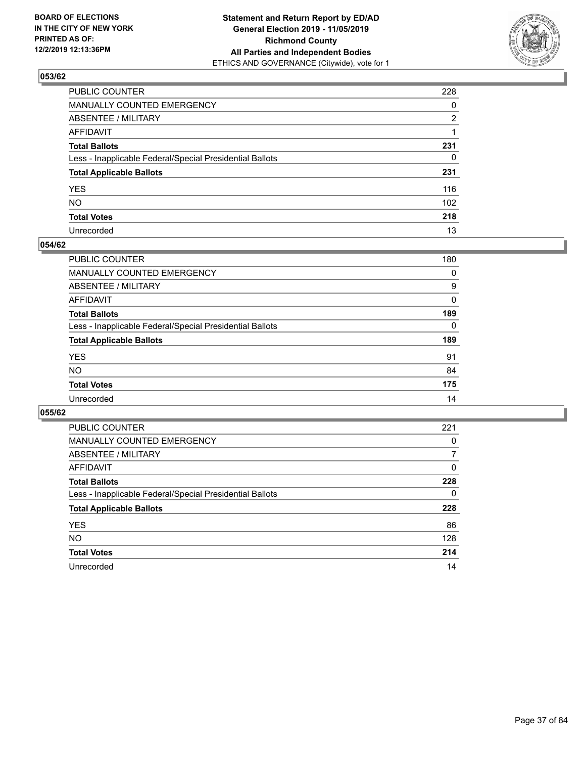**BOARD OF ELECTIONS IN THE CITY OF NEW YORK PRINTED AS OF: 12/2/2019 12:13:36PM**

**Statement and Return Report by ED/AD General Election 2019 - 11/05/2019 Richmond County All Parties and Independent Bodies**
ETHICS AND GOVERNANCE (Citywide), vote for 1

## 053/62

| | |
|---|---|
| PUBLIC COUNTER | 228 |
| MANUALLY COUNTED EMERGENCY | 0 |
| ABSENTEE / MILITARY | 2 |
| AFFIDAVIT | 1 |
| **Total Ballots** | **231** |
| Less - Inapplicable Federal/Special Presidential Ballots | 0 |
| **Total Applicable Ballots** | **231** |
| YES | 116 |
| NO | 102 |
| **Total Votes** | **218** |
| Unrecorded | 13 |

## 054/62

| | |
|---|---|
| PUBLIC COUNTER | 180 |
| MANUALLY COUNTED EMERGENCY | 0 |
| ABSENTEE / MILITARY | 9 |
| AFFIDAVIT | 0 |
| **Total Ballots** | **189** |
| Less - Inapplicable Federal/Special Presidential Ballots | 0 |
| **Total Applicable Ballots** | **189** |
| YES | 91 |
| NO | 84 |
| **Total Votes** | **175** |
| Unrecorded | 14 |

## 055/62

| | |
|---|---|
| PUBLIC COUNTER | 221 |
| MANUALLY COUNTED EMERGENCY | 0 |
| ABSENTEE / MILITARY | 7 |
| AFFIDAVIT | 0 |
| **Total Ballots** | **228** |
| Less - Inapplicable Federal/Special Presidential Ballots | 0 |
| **Total Applicable Ballots** | **228** |
| YES | 86 |
| NO | 128 |
| **Total Votes** | **214** |
| Unrecorded | 14 |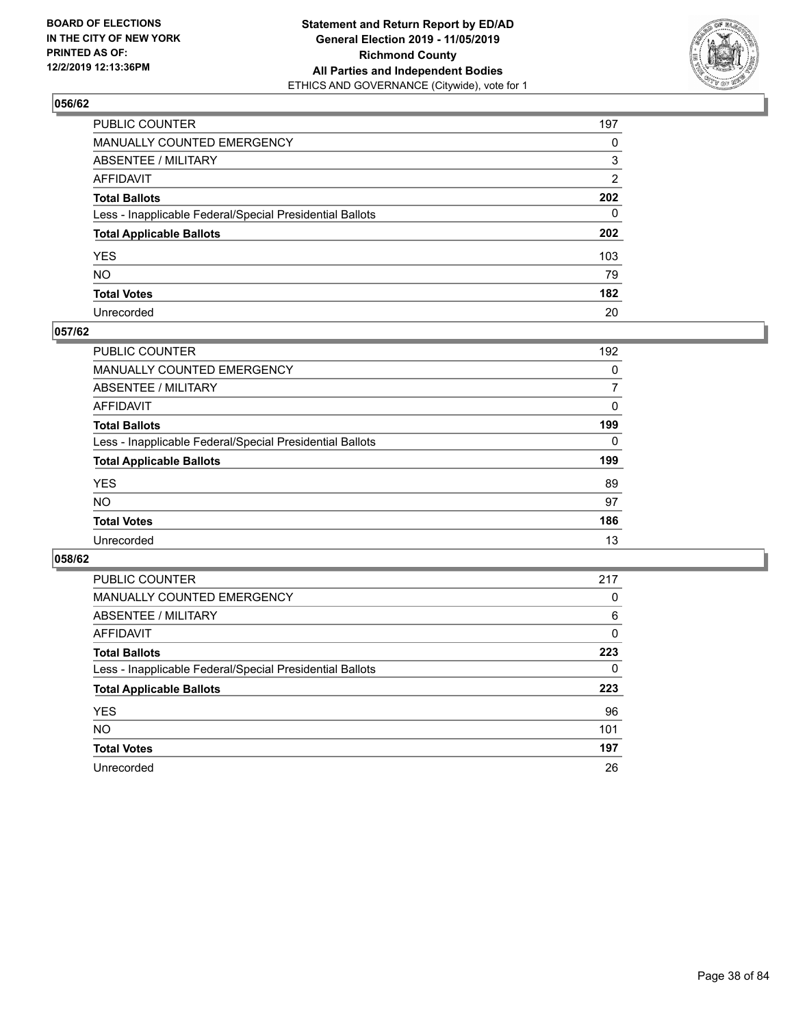**BOARD OF ELECTIONS IN THE CITY OF NEW YORK PRINTED AS OF: 12/2/2019 12:13:36PM**

**Statement and Return Report by ED/AD General Election 2019 - 11/05/2019 Richmond County All Parties and Independent Bodies**
ETHICS AND GOVERNANCE (Citywide), vote for 1

## 056/62

| | |
|---|---|
| PUBLIC COUNTER | 197 |
| MANUALLY COUNTED EMERGENCY | 0 |
| ABSENTEE / MILITARY | 3 |
| AFFIDAVIT | 2 |
| **Total Ballots** | **202** |
| Less - Inapplicable Federal/Special Presidential Ballots | 0 |
| **Total Applicable Ballots** | **202** |
| YES | 103 |
| NO | 79 |
| **Total Votes** | **182** |
| Unrecorded | 20 |

## 057/62

| | |
|---|---|
| PUBLIC COUNTER | 192 |
| MANUALLY COUNTED EMERGENCY | 0 |
| ABSENTEE / MILITARY | 7 |
| AFFIDAVIT | 0 |
| **Total Ballots** | **199** |
| Less - Inapplicable Federal/Special Presidential Ballots | 0 |
| **Total Applicable Ballots** | **199** |
| YES | 89 |
| NO | 97 |
| **Total Votes** | **186** |
| Unrecorded | 13 |

## 058/62

| | |
|---|---|
| PUBLIC COUNTER | 217 |
| MANUALLY COUNTED EMERGENCY | 0 |
| ABSENTEE / MILITARY | 6 |
| AFFIDAVIT | 0 |
| **Total Ballots** | **223** |
| Less - Inapplicable Federal/Special Presidential Ballots | 0 |
| **Total Applicable Ballots** | **223** |
| YES | 96 |
| NO | 101 |
| **Total Votes** | **197** |
| Unrecorded | 26 |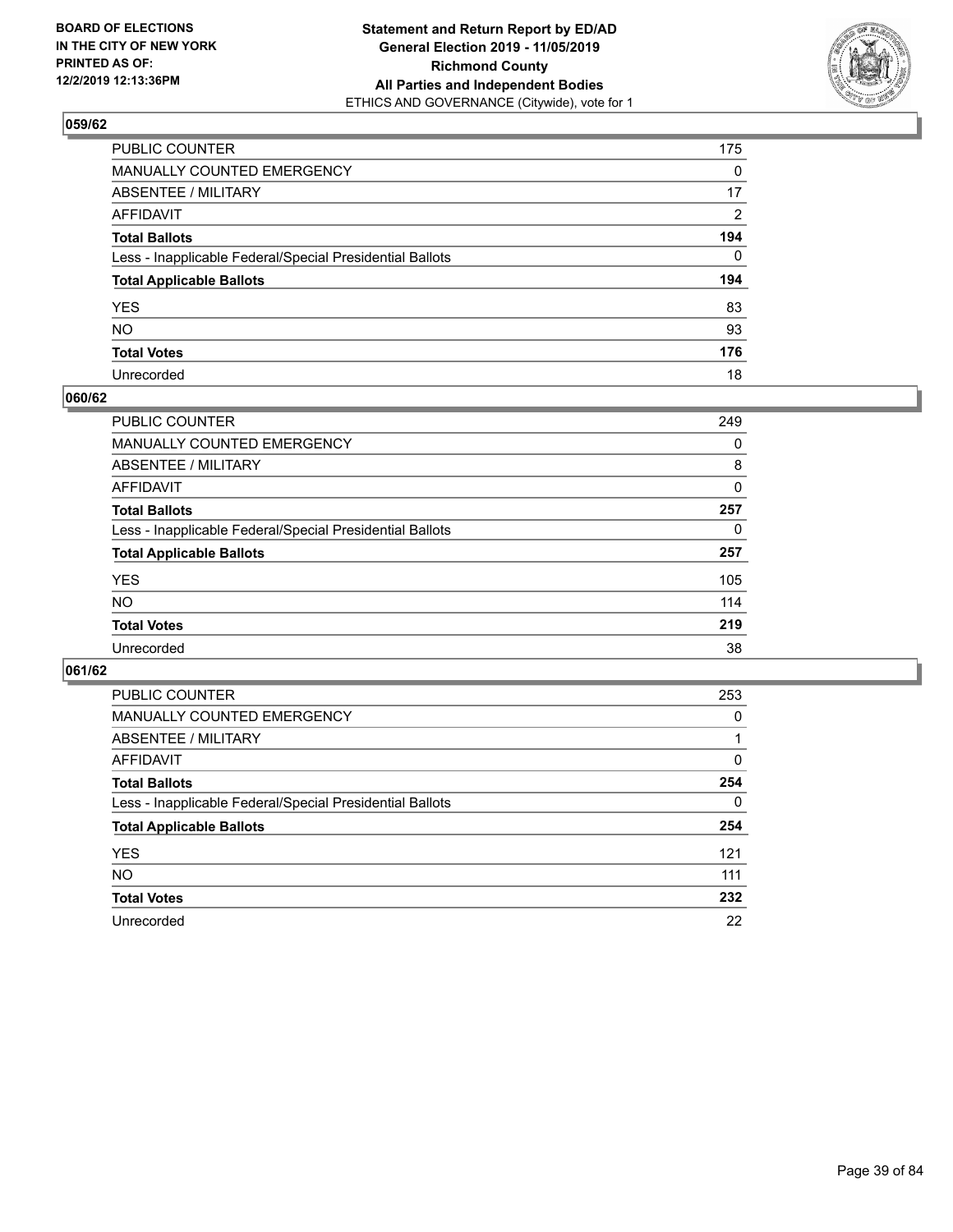**BOARD OF ELECTIONS IN THE CITY OF NEW YORK PRINTED AS OF: 12/2/2019 12:13:36PM**

**Statement and Return Report by ED/AD General Election 2019 - 11/05/2019 Richmond County All Parties and Independent Bodies**
ETHICS AND GOVERNANCE (Citywide), vote for 1

## 059/62

| | |
|---|---|
| PUBLIC COUNTER | 175 |
| MANUALLY COUNTED EMERGENCY | 0 |
| ABSENTEE / MILITARY | 17 |
| AFFIDAVIT | 2 |
| **Total Ballots** | **194** |
| Less - Inapplicable Federal/Special Presidential Ballots | 0 |
| **Total Applicable Ballots** | **194** |
| YES | 83 |
| NO | 93 |
| **Total Votes** | **176** |
| Unrecorded | 18 |

## 060/62

| | |
|---|---|
| PUBLIC COUNTER | 249 |
| MANUALLY COUNTED EMERGENCY | 0 |
| ABSENTEE / MILITARY | 8 |
| AFFIDAVIT | 0 |
| **Total Ballots** | **257** |
| Less - Inapplicable Federal/Special Presidential Ballots | 0 |
| **Total Applicable Ballots** | **257** |
| YES | 105 |
| NO | 114 |
| **Total Votes** | **219** |
| Unrecorded | 38 |

## 061/62

| | |
|---|---|
| PUBLIC COUNTER | 253 |
| MANUALLY COUNTED EMERGENCY | 0 |
| ABSENTEE / MILITARY | 1 |
| AFFIDAVIT | 0 |
| **Total Ballots** | **254** |
| Less - Inapplicable Federal/Special Presidential Ballots | 0 |
| **Total Applicable Ballots** | **254** |
| YES | 121 |
| NO | 111 |
| **Total Votes** | **232** |
| Unrecorded | 22 |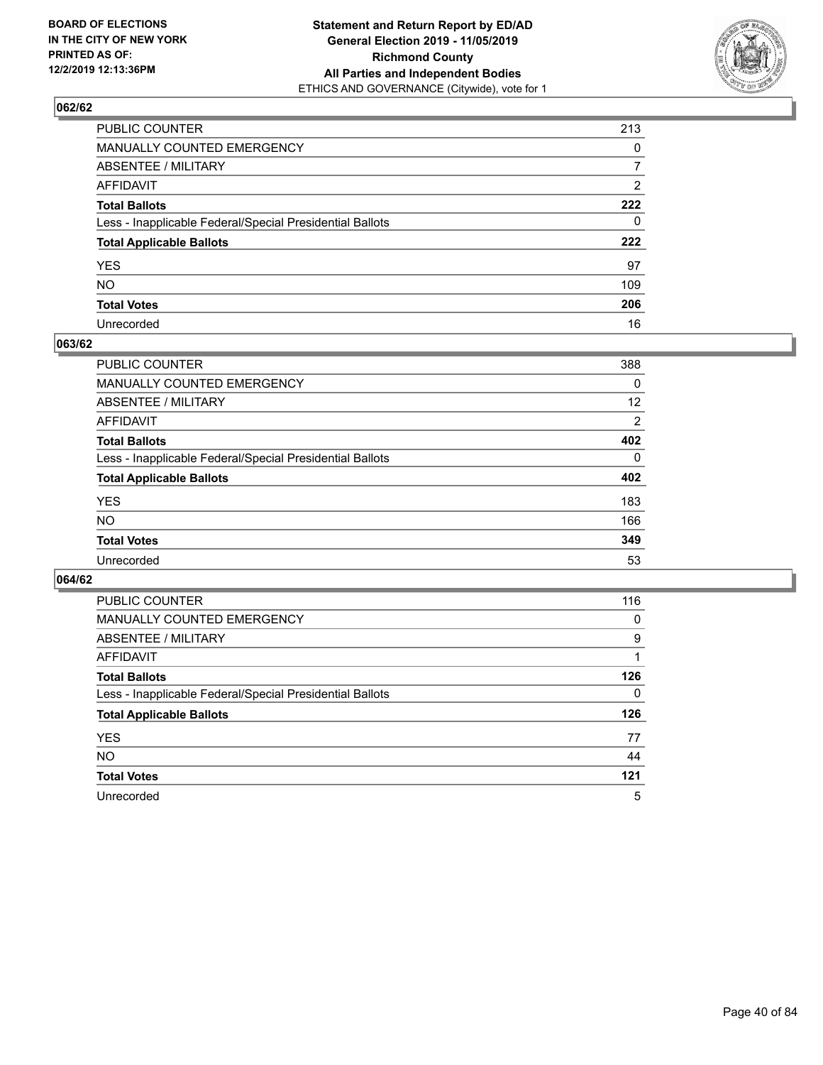BOARD OF ELECTIONS
IN THE CITY OF NEW YORK
PRINTED AS OF:
12/2/2019 12:13:36PM

**Statement and Return Report by ED/AD**
**General Election 2019 - 11/05/2019**
**Richmond County**
**All Parties and Independent Bodies**
ETHICS AND GOVERNANCE (Citywide), vote for 1

### 062/62

| | |
|---|---|
| PUBLIC COUNTER | 213 |
| MANUALLY COUNTED EMERGENCY | 0 |
| ABSENTEE / MILITARY | 7 |
| AFFIDAVIT | 2 |
| **Total Ballots** | **222** |
| Less - Inapplicable Federal/Special Presidential Ballots | 0 |
| **Total Applicable Ballots** | **222** |
| YES | 97 |
| NO | 109 |
| **Total Votes** | **206** |
| Unrecorded | 16 |

### 063/62

| | |
|---|---|
| PUBLIC COUNTER | 388 |
| MANUALLY COUNTED EMERGENCY | 0 |
| ABSENTEE / MILITARY | 12 |
| AFFIDAVIT | 2 |
| **Total Ballots** | **402** |
| Less - Inapplicable Federal/Special Presidential Ballots | 0 |
| **Total Applicable Ballots** | **402** |
| YES | 183 |
| NO | 166 |
| **Total Votes** | **349** |
| Unrecorded | 53 |

### 064/62

| | |
|---|---|
| PUBLIC COUNTER | 116 |
| MANUALLY COUNTED EMERGENCY | 0 |
| ABSENTEE / MILITARY | 9 |
| AFFIDAVIT | 1 |
| **Total Ballots** | **126** |
| Less - Inapplicable Federal/Special Presidential Ballots | 0 |
| **Total Applicable Ballots** | **126** |
| YES | 77 |
| NO | 44 |
| **Total Votes** | **121** |
| Unrecorded | 5 |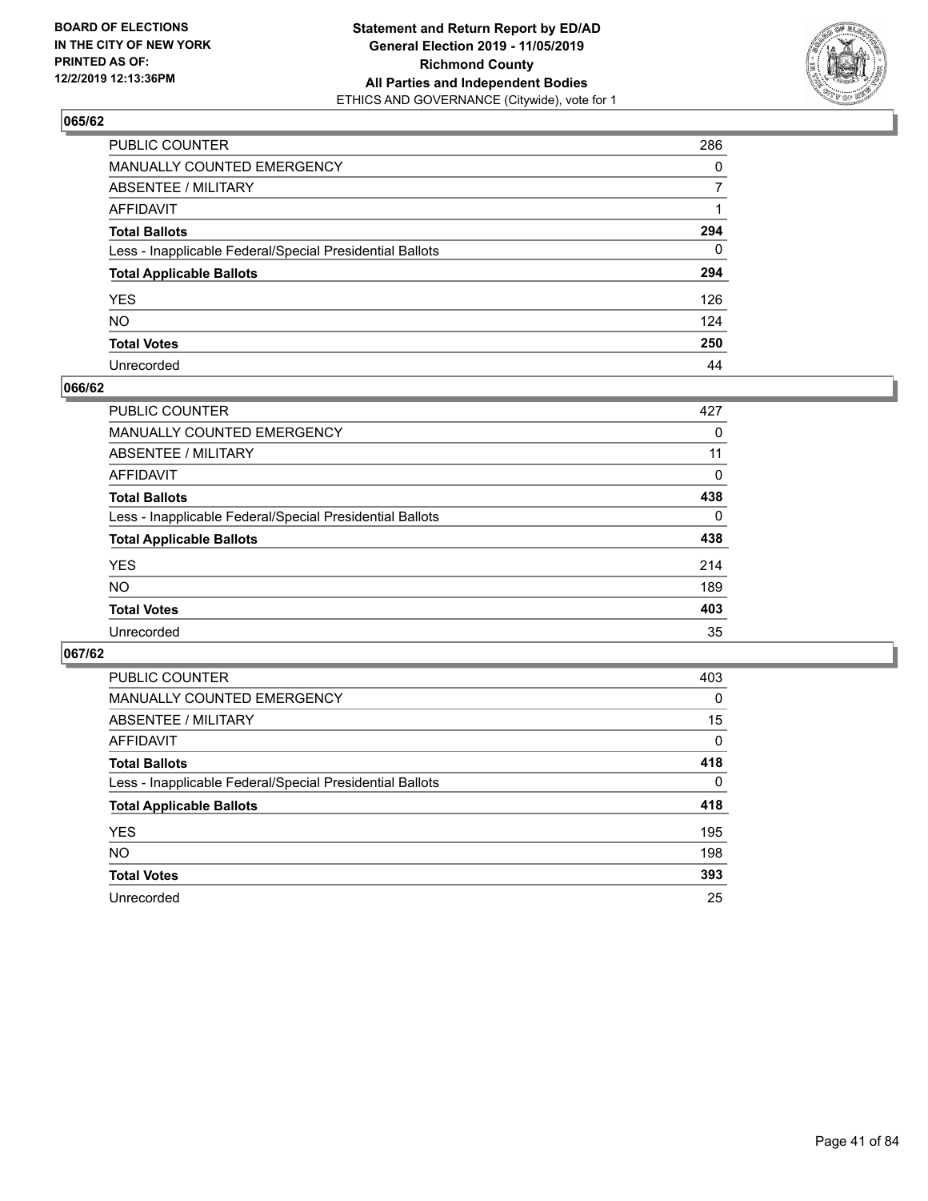BOARD OF ELECTIONS
IN THE CITY OF NEW YORK
PRINTED AS OF:
12/2/2019 12:13:36PM

**Statement and Return Report by ED/AD**
**General Election 2019 - 11/05/2019**
**Richmond County**
**All Parties and Independent Bodies**
ETHICS AND GOVERNANCE (Citywide), vote for 1

### 065/62

| | |
|---|---|
| PUBLIC COUNTER | 286 |
| MANUALLY COUNTED EMERGENCY | 0 |
| ABSENTEE / MILITARY | 7 |
| AFFIDAVIT | 1 |
| **Total Ballots** | **294** |
| Less - Inapplicable Federal/Special Presidential Ballots | 0 |
| **Total Applicable Ballots** | **294** |
| YES | 126 |
| NO | 124 |
| **Total Votes** | **250** |
| Unrecorded | 44 |

### 066/62

| | |
|---|---|
| PUBLIC COUNTER | 427 |
| MANUALLY COUNTED EMERGENCY | 0 |
| ABSENTEE / MILITARY | 11 |
| AFFIDAVIT | 0 |
| **Total Ballots** | **438** |
| Less - Inapplicable Federal/Special Presidential Ballots | 0 |
| **Total Applicable Ballots** | **438** |
| YES | 214 |
| NO | 189 |
| **Total Votes** | **403** |
| Unrecorded | 35 |

### 067/62

| | |
|---|---|
| PUBLIC COUNTER | 403 |
| MANUALLY COUNTED EMERGENCY | 0 |
| ABSENTEE / MILITARY | 15 |
| AFFIDAVIT | 0 |
| **Total Ballots** | **418** |
| Less - Inapplicable Federal/Special Presidential Ballots | 0 |
| **Total Applicable Ballots** | **418** |
| YES | 195 |
| NO | 198 |
| **Total Votes** | **393** |
| Unrecorded | 25 |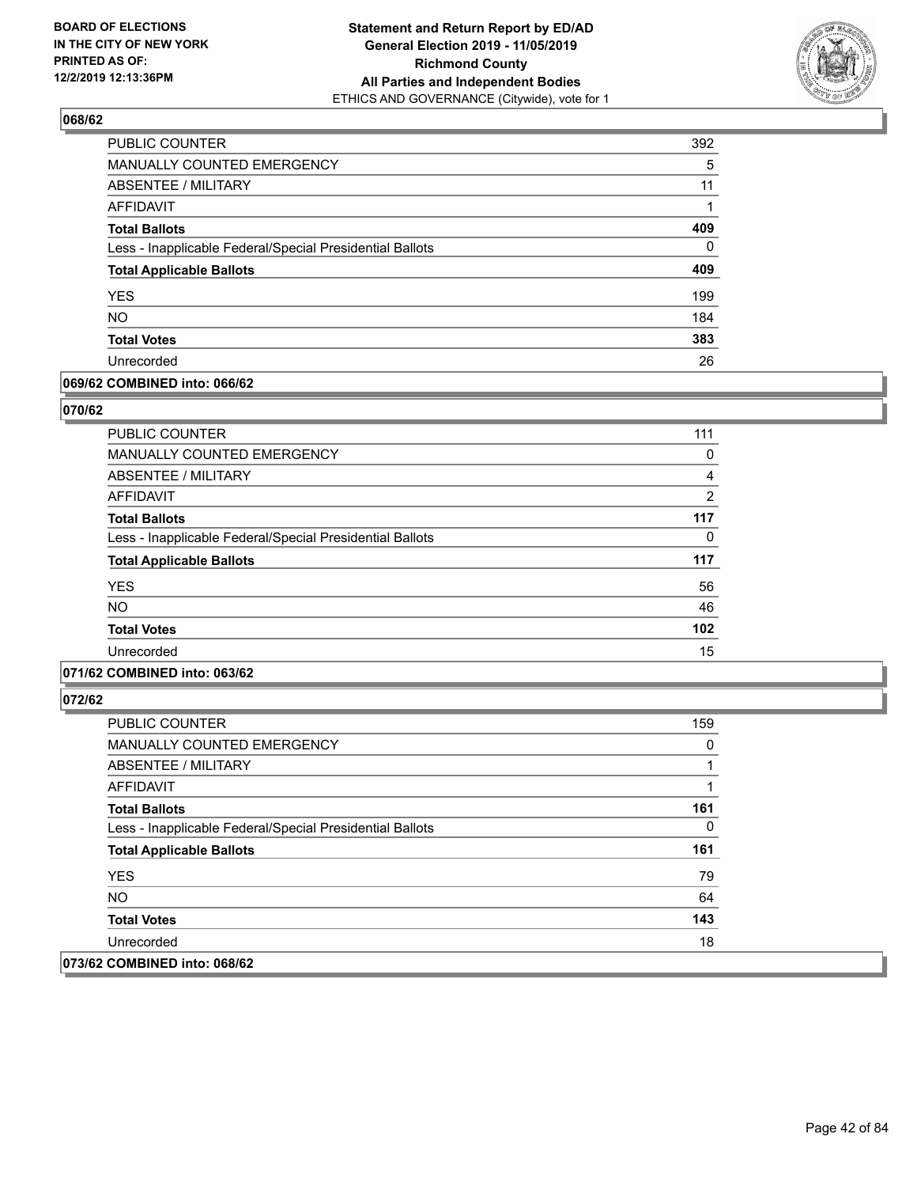**BOARD OF ELECTIONS IN THE CITY OF NEW YORK PRINTED AS OF: 12/2/2019 12:13:36PM**

**Statement and Return Report by ED/AD General Election 2019 - 11/05/2019 Richmond County All Parties and Independent Bodies**
ETHICS AND GOVERNANCE (Citywide), vote for 1

### 068/62

| | |
|---|---|
| PUBLIC COUNTER | 392 |
| MANUALLY COUNTED EMERGENCY | 5 |
| ABSENTEE / MILITARY | 11 |
| AFFIDAVIT | 1 |
| **Total Ballots** | **409** |
| Less - Inapplicable Federal/Special Presidential Ballots | 0 |
| **Total Applicable Ballots** | **409** |
| YES | 199 |
| NO | 184 |
| **Total Votes** | **383** |
| Unrecorded | 26 |

### 069/62 COMBINED into: 066/62

### 070/62

| | |
|---|---|
| PUBLIC COUNTER | 111 |
| MANUALLY COUNTED EMERGENCY | 0 |
| ABSENTEE / MILITARY | 4 |
| AFFIDAVIT | 2 |
| **Total Ballots** | **117** |
| Less - Inapplicable Federal/Special Presidential Ballots | 0 |
| **Total Applicable Ballots** | **117** |
| YES | 56 |
| NO | 46 |
| **Total Votes** | **102** |
| Unrecorded | 15 |

### 071/62 COMBINED into: 063/62

### 072/62

| | |
|---|---|
| PUBLIC COUNTER | 159 |
| MANUALLY COUNTED EMERGENCY | 0 |
| ABSENTEE / MILITARY | 1 |
| AFFIDAVIT | 1 |
| **Total Ballots** | **161** |
| Less - Inapplicable Federal/Special Presidential Ballots | 0 |
| **Total Applicable Ballots** | **161** |
| YES | 79 |
| NO | 64 |
| **Total Votes** | **143** |
| Unrecorded | 18 |

### 073/62 COMBINED into: 068/62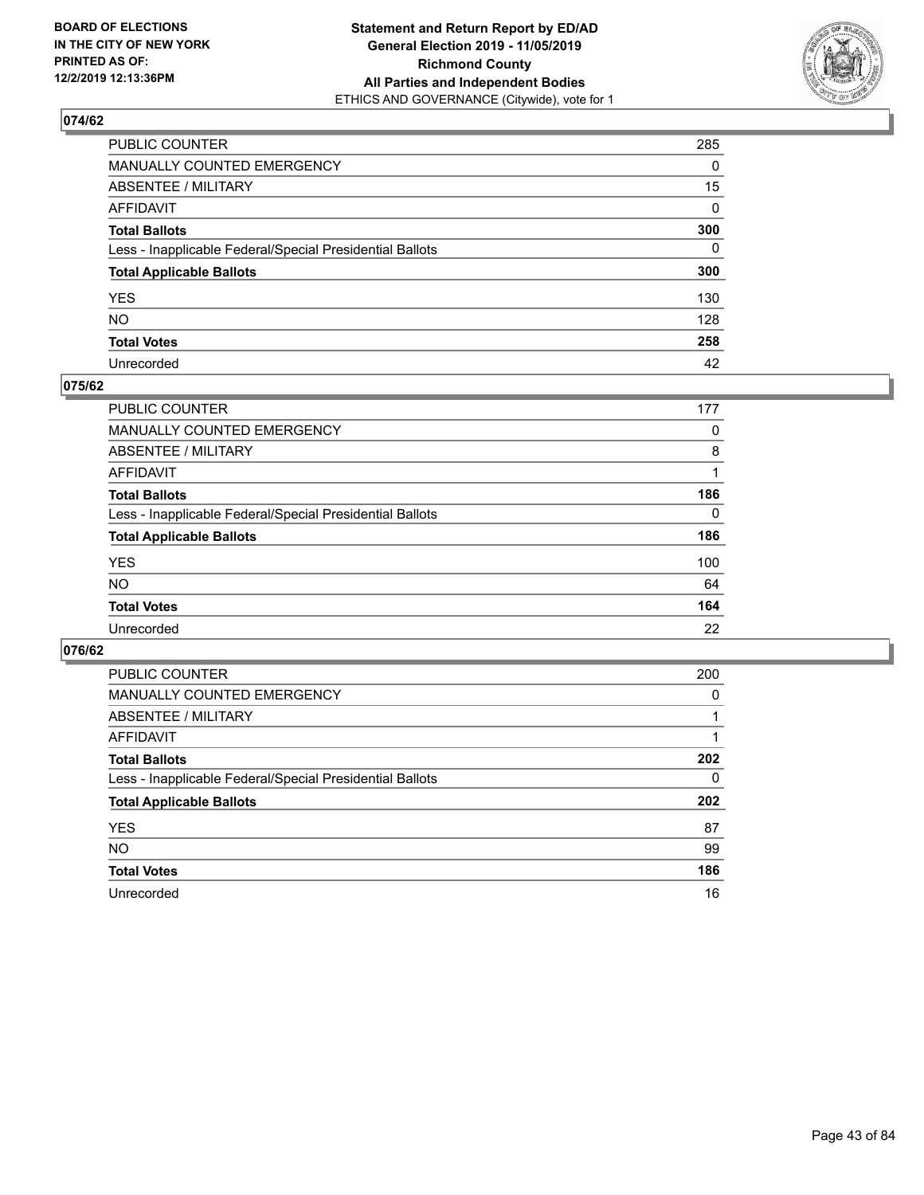BOARD OF ELECTIONS
IN THE CITY OF NEW YORK
PRINTED AS OF:
12/2/2019 12:13:36PM

**Statement and Return Report by ED/AD**
**General Election 2019 - 11/05/2019**
**Richmond County**
**All Parties and Independent Bodies**
ETHICS AND GOVERNANCE (Citywide), vote for 1

## 074/62

| | |
|---|---|
| PUBLIC COUNTER | 285 |
| MANUALLY COUNTED EMERGENCY | 0 |
| ABSENTEE / MILITARY | 15 |
| AFFIDAVIT | 0 |
| **Total Ballots** | **300** |
| Less - Inapplicable Federal/Special Presidential Ballots | 0 |
| **Total Applicable Ballots** | **300** |
| YES | 130 |
| NO | 128 |
| **Total Votes** | **258** |
| Unrecorded | 42 |

## 075/62

| | |
|---|---|
| PUBLIC COUNTER | 177 |
| MANUALLY COUNTED EMERGENCY | 0 |
| ABSENTEE / MILITARY | 8 |
| AFFIDAVIT | 1 |
| **Total Ballots** | **186** |
| Less - Inapplicable Federal/Special Presidential Ballots | 0 |
| **Total Applicable Ballots** | **186** |
| YES | 100 |
| NO | 64 |
| **Total Votes** | **164** |
| Unrecorded | 22 |

## 076/62

| | |
|---|---|
| PUBLIC COUNTER | 200 |
| MANUALLY COUNTED EMERGENCY | 0 |
| ABSENTEE / MILITARY | 1 |
| AFFIDAVIT | 1 |
| **Total Ballots** | **202** |
| Less - Inapplicable Federal/Special Presidential Ballots | 0 |
| **Total Applicable Ballots** | **202** |
| YES | 87 |
| NO | 99 |
| **Total Votes** | **186** |
| Unrecorded | 16 |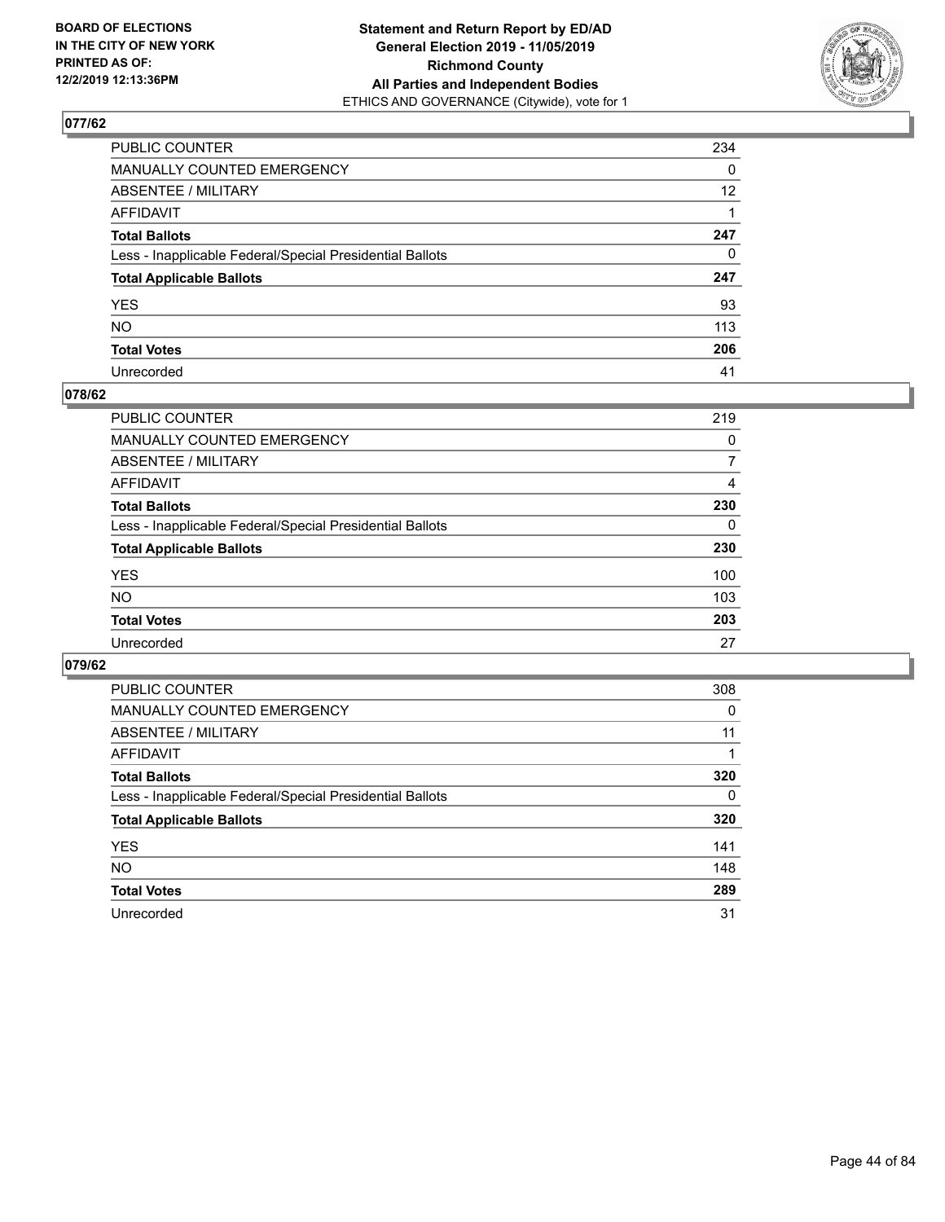BOARD OF ELECTIONS
IN THE CITY OF NEW YORK
PRINTED AS OF:
12/2/2019 12:13:36PM

**Statement and Return Report by ED/AD**
**General Election 2019 - 11/05/2019**
**Richmond County**
**All Parties and Independent Bodies**
ETHICS AND GOVERNANCE (Citywide), vote for 1

## 077/62

| | |
|---|---|
| PUBLIC COUNTER | 234 |
| MANUALLY COUNTED EMERGENCY | 0 |
| ABSENTEE / MILITARY | 12 |
| AFFIDAVIT | 1 |
| **Total Ballots** | **247** |
| Less - Inapplicable Federal/Special Presidential Ballots | 0 |
| **Total Applicable Ballots** | **247** |
| YES | 93 |
| NO | 113 |
| **Total Votes** | **206** |
| Unrecorded | 41 |

## 078/62

| | |
|---|---|
| PUBLIC COUNTER | 219 |
| MANUALLY COUNTED EMERGENCY | 0 |
| ABSENTEE / MILITARY | 7 |
| AFFIDAVIT | 4 |
| **Total Ballots** | **230** |
| Less - Inapplicable Federal/Special Presidential Ballots | 0 |
| **Total Applicable Ballots** | **230** |
| YES | 100 |
| NO | 103 |
| **Total Votes** | **203** |
| Unrecorded | 27 |

## 079/62

| | |
|---|---|
| PUBLIC COUNTER | 308 |
| MANUALLY COUNTED EMERGENCY | 0 |
| ABSENTEE / MILITARY | 11 |
| AFFIDAVIT | 1 |
| **Total Ballots** | **320** |
| Less - Inapplicable Federal/Special Presidential Ballots | 0 |
| **Total Applicable Ballots** | **320** |
| YES | 141 |
| NO | 148 |
| **Total Votes** | **289** |
| Unrecorded | 31 |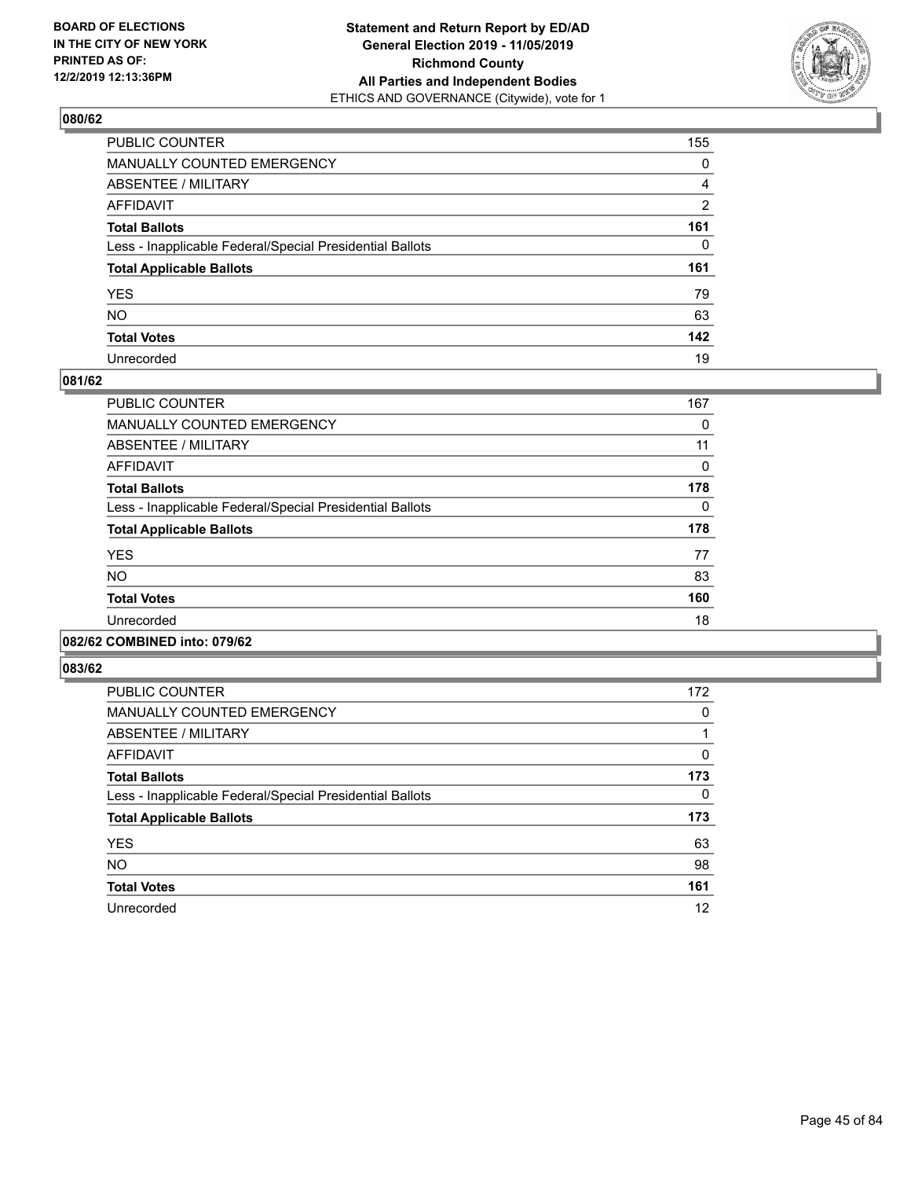**BOARD OF ELECTIONS IN THE CITY OF NEW YORK PRINTED AS OF: 12/2/2019 12:13:36PM**

**Statement and Return Report by ED/AD General Election 2019 - 11/05/2019 Richmond County All Parties and Independent Bodies**
ETHICS AND GOVERNANCE (Citywide), vote for 1

### 080/62

| | |
|---|---|
| PUBLIC COUNTER | 155 |
| MANUALLY COUNTED EMERGENCY | 0 |
| ABSENTEE / MILITARY | 4 |
| AFFIDAVIT | 2 |
| **Total Ballots** | **161** |
| Less - Inapplicable Federal/Special Presidential Ballots | 0 |
| **Total Applicable Ballots** | **161** |
| YES | 79 |
| NO | 63 |
| **Total Votes** | **142** |
| Unrecorded | 19 |

### 081/62

| | |
|---|---|
| PUBLIC COUNTER | 167 |
| MANUALLY COUNTED EMERGENCY | 0 |
| ABSENTEE / MILITARY | 11 |
| AFFIDAVIT | 0 |
| **Total Ballots** | **178** |
| Less - Inapplicable Federal/Special Presidential Ballots | 0 |
| **Total Applicable Ballots** | **178** |
| YES | 77 |
| NO | 83 |
| **Total Votes** | **160** |
| Unrecorded | 18 |

### 082/62 COMBINED into: 079/62

### 083/62

| | |
|---|---|
| PUBLIC COUNTER | 172 |
| MANUALLY COUNTED EMERGENCY | 0 |
| ABSENTEE / MILITARY | 1 |
| AFFIDAVIT | 0 |
| **Total Ballots** | **173** |
| Less - Inapplicable Federal/Special Presidential Ballots | 0 |
| **Total Applicable Ballots** | **173** |
| YES | 63 |
| NO | 98 |
| **Total Votes** | **161** |
| Unrecorded | 12 |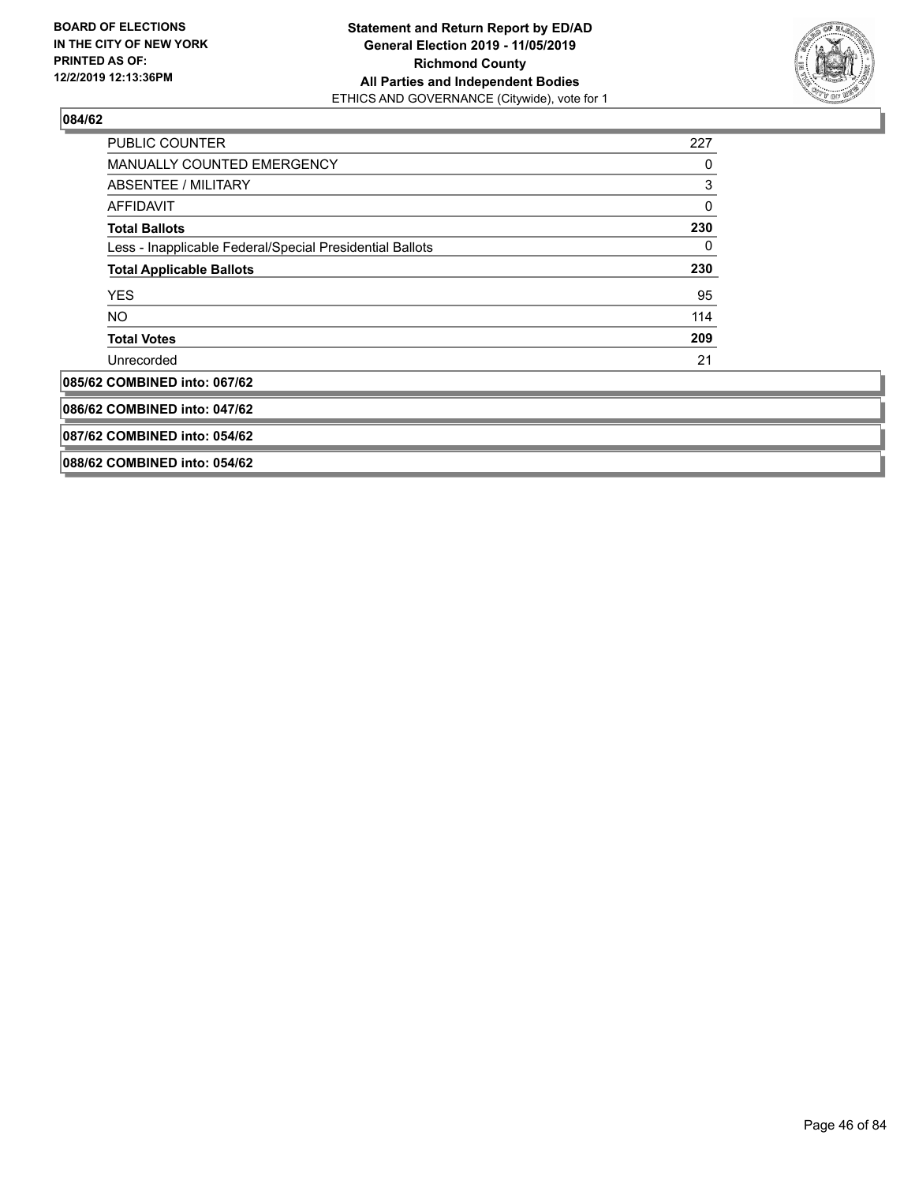**084/62**

| | |
|---|---|
| PUBLIC COUNTER | 227 |
| MANUALLY COUNTED EMERGENCY | 0 |
| ABSENTEE / MILITARY | 3 |
| AFFIDAVIT | 0 |
| **Total Ballots** | **230** |
| Less - Inapplicable Federal/Special Presidential Ballots | 0 |
| **Total Applicable Ballots** | **230** |
| YES | 95 |
| NO | 114 |
| **Total Votes** | **209** |
| Unrecorded | 21 |

**085/62 COMBINED into: 067/62**

**086/62 COMBINED into: 047/62**

**087/62 COMBINED into: 054/62**

**088/62 COMBINED into: 054/62**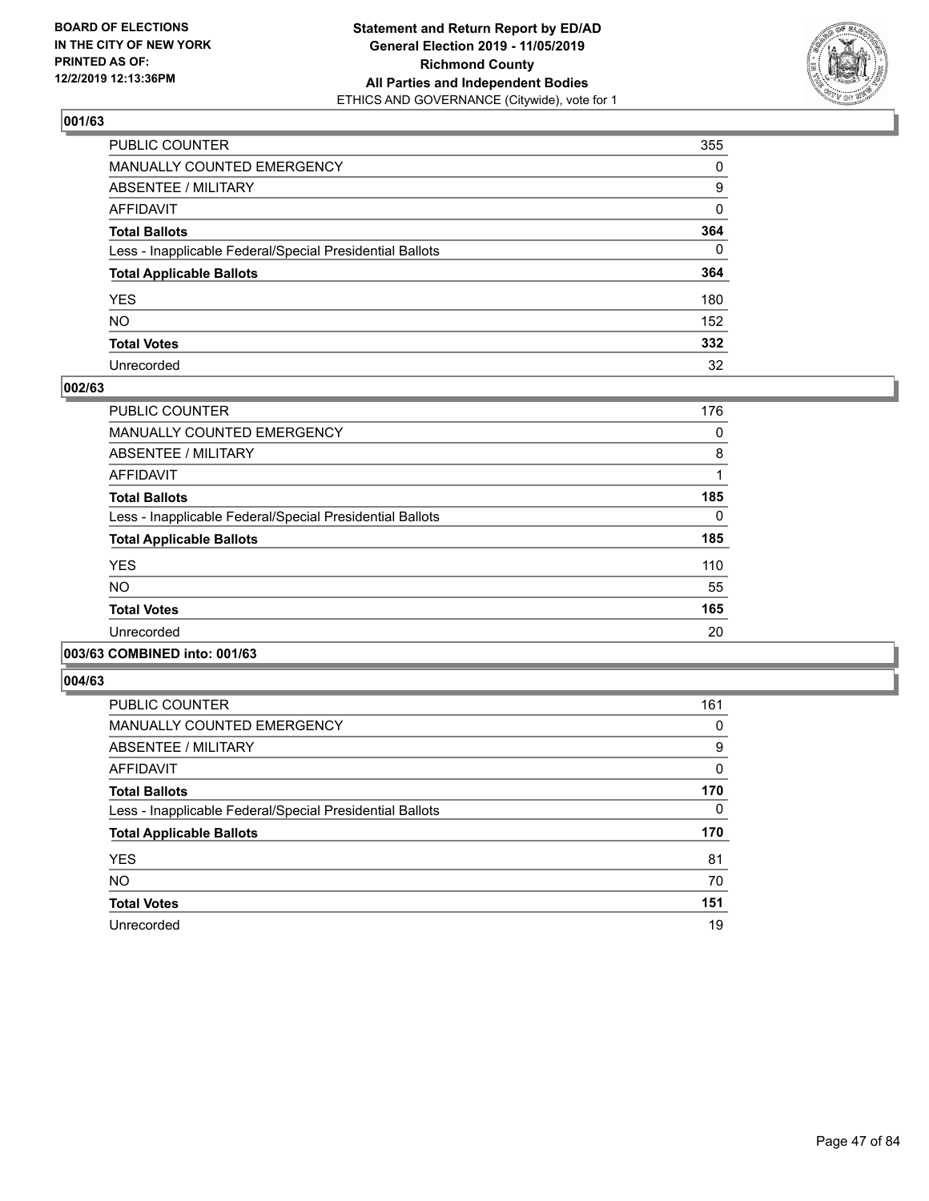**BOARD OF ELECTIONS IN THE CITY OF NEW YORK PRINTED AS OF: 12/2/2019 12:13:36PM**

**Statement and Return Report by ED/AD General Election 2019 - 11/05/2019 Richmond County All Parties and Independent Bodies**
ETHICS AND GOVERNANCE (Citywide), vote for 1

### 001/63

| | |
|---|---|
| PUBLIC COUNTER | 355 |
| MANUALLY COUNTED EMERGENCY | 0 |
| ABSENTEE / MILITARY | 9 |
| AFFIDAVIT | 0 |
| **Total Ballots** | **364** |
| Less - Inapplicable Federal/Special Presidential Ballots | 0 |
| **Total Applicable Ballots** | **364** |
| YES | 180 |
| NO | 152 |
| **Total Votes** | **332** |
| Unrecorded | 32 |

### 002/63

| | |
|---|---|
| PUBLIC COUNTER | 176 |
| MANUALLY COUNTED EMERGENCY | 0 |
| ABSENTEE / MILITARY | 8 |
| AFFIDAVIT | 1 |
| **Total Ballots** | **185** |
| Less - Inapplicable Federal/Special Presidential Ballots | 0 |
| **Total Applicable Ballots** | **185** |
| YES | 110 |
| NO | 55 |
| **Total Votes** | **165** |
| Unrecorded | 20 |

### 003/63 COMBINED into: 001/63

### 004/63

| | |
|---|---|
| PUBLIC COUNTER | 161 |
| MANUALLY COUNTED EMERGENCY | 0 |
| ABSENTEE / MILITARY | 9 |
| AFFIDAVIT | 0 |
| **Total Ballots** | **170** |
| Less - Inapplicable Federal/Special Presidential Ballots | 0 |
| **Total Applicable Ballots** | **170** |
| YES | 81 |
| NO | 70 |
| **Total Votes** | **151** |
| Unrecorded | 19 |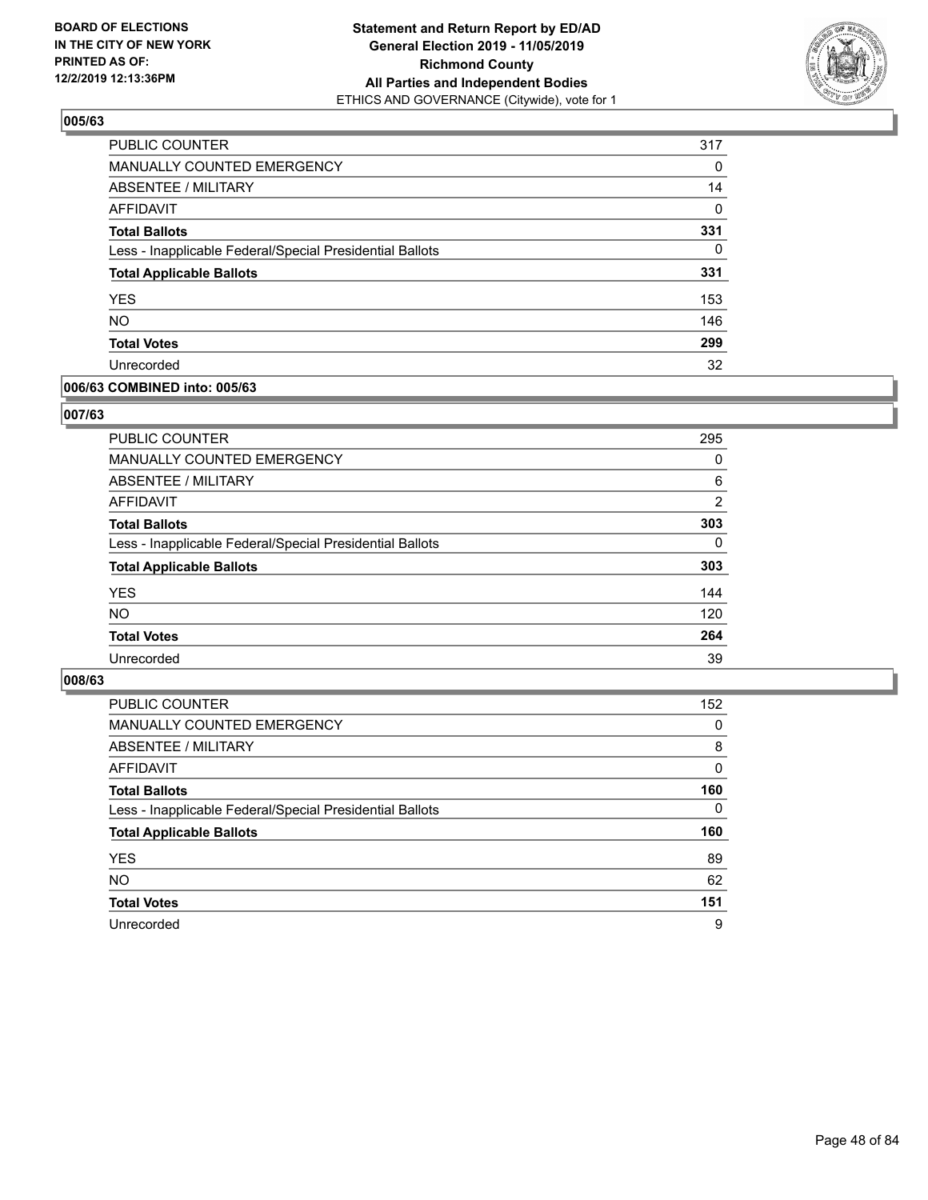BOARD OF ELECTIONS
IN THE CITY OF NEW YORK
PRINTED AS OF:
12/2/2019 12:13:36PM

**Statement and Return Report by ED/AD**
**General Election 2019 - 11/05/2019**
**Richmond County**
**All Parties and Independent Bodies**
ETHICS AND GOVERNANCE (Citywide), vote for 1

### 005/63

| | |
|---|---|
| PUBLIC COUNTER | 317 |
| MANUALLY COUNTED EMERGENCY | 0 |
| ABSENTEE / MILITARY | 14 |
| AFFIDAVIT | 0 |
| **Total Ballots** | **331** |
| Less - Inapplicable Federal/Special Presidential Ballots | 0 |
| **Total Applicable Ballots** | **331** |
| YES | 153 |
| NO | 146 |
| **Total Votes** | **299** |
| Unrecorded | 32 |

### 006/63 COMBINED into: 005/63

### 007/63

| | |
|---|---|
| PUBLIC COUNTER | 295 |
| MANUALLY COUNTED EMERGENCY | 0 |
| ABSENTEE / MILITARY | 6 |
| AFFIDAVIT | 2 |
| **Total Ballots** | **303** |
| Less - Inapplicable Federal/Special Presidential Ballots | 0 |
| **Total Applicable Ballots** | **303** |
| YES | 144 |
| NO | 120 |
| **Total Votes** | **264** |
| Unrecorded | 39 |

### 008/63

| | |
|---|---|
| PUBLIC COUNTER | 152 |
| MANUALLY COUNTED EMERGENCY | 0 |
| ABSENTEE / MILITARY | 8 |
| AFFIDAVIT | 0 |
| **Total Ballots** | **160** |
| Less - Inapplicable Federal/Special Presidential Ballots | 0 |
| **Total Applicable Ballots** | **160** |
| YES | 89 |
| NO | 62 |
| **Total Votes** | **151** |
| Unrecorded | 9 |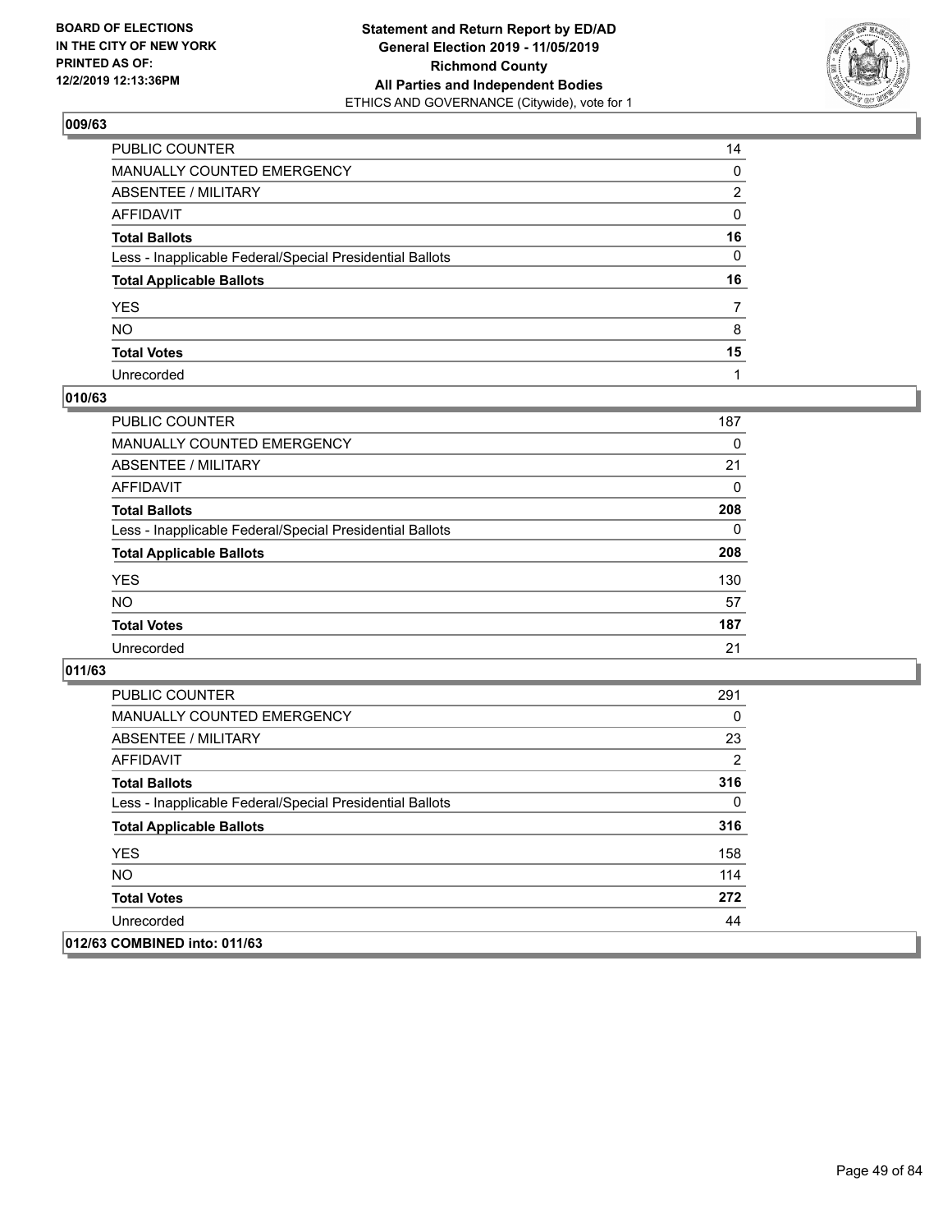BOARD OF ELECTIONS
IN THE CITY OF NEW YORK
PRINTED AS OF:
12/2/2019 12:13:36PM

**Statement and Return Report by ED/AD**
**General Election 2019 - 11/05/2019**
**Richmond County**
**All Parties and Independent Bodies**
ETHICS AND GOVERNANCE (Citywide), vote for 1

### 009/63

| | |
|---|---|
| PUBLIC COUNTER | 14 |
| MANUALLY COUNTED EMERGENCY | 0 |
| ABSENTEE / MILITARY | 2 |
| AFFIDAVIT | 0 |
| **Total Ballots** | **16** |
| Less - Inapplicable Federal/Special Presidential Ballots | 0 |
| **Total Applicable Ballots** | **16** |
| YES | 7 |
| NO | 8 |
| **Total Votes** | **15** |
| Unrecorded | 1 |

### 010/63

| | |
|---|---|
| PUBLIC COUNTER | 187 |
| MANUALLY COUNTED EMERGENCY | 0 |
| ABSENTEE / MILITARY | 21 |
| AFFIDAVIT | 0 |
| **Total Ballots** | **208** |
| Less - Inapplicable Federal/Special Presidential Ballots | 0 |
| **Total Applicable Ballots** | **208** |
| YES | 130 |
| NO | 57 |
| **Total Votes** | **187** |
| Unrecorded | 21 |

### 011/63

| | |
|---|---|
| PUBLIC COUNTER | 291 |
| MANUALLY COUNTED EMERGENCY | 0 |
| ABSENTEE / MILITARY | 23 |
| AFFIDAVIT | 2 |
| **Total Ballots** | **316** |
| Less - Inapplicable Federal/Special Presidential Ballots | 0 |
| **Total Applicable Ballots** | **316** |
| YES | 158 |
| NO | 114 |
| **Total Votes** | **272** |
| Unrecorded | 44 |

### 012/63 COMBINED into: 011/63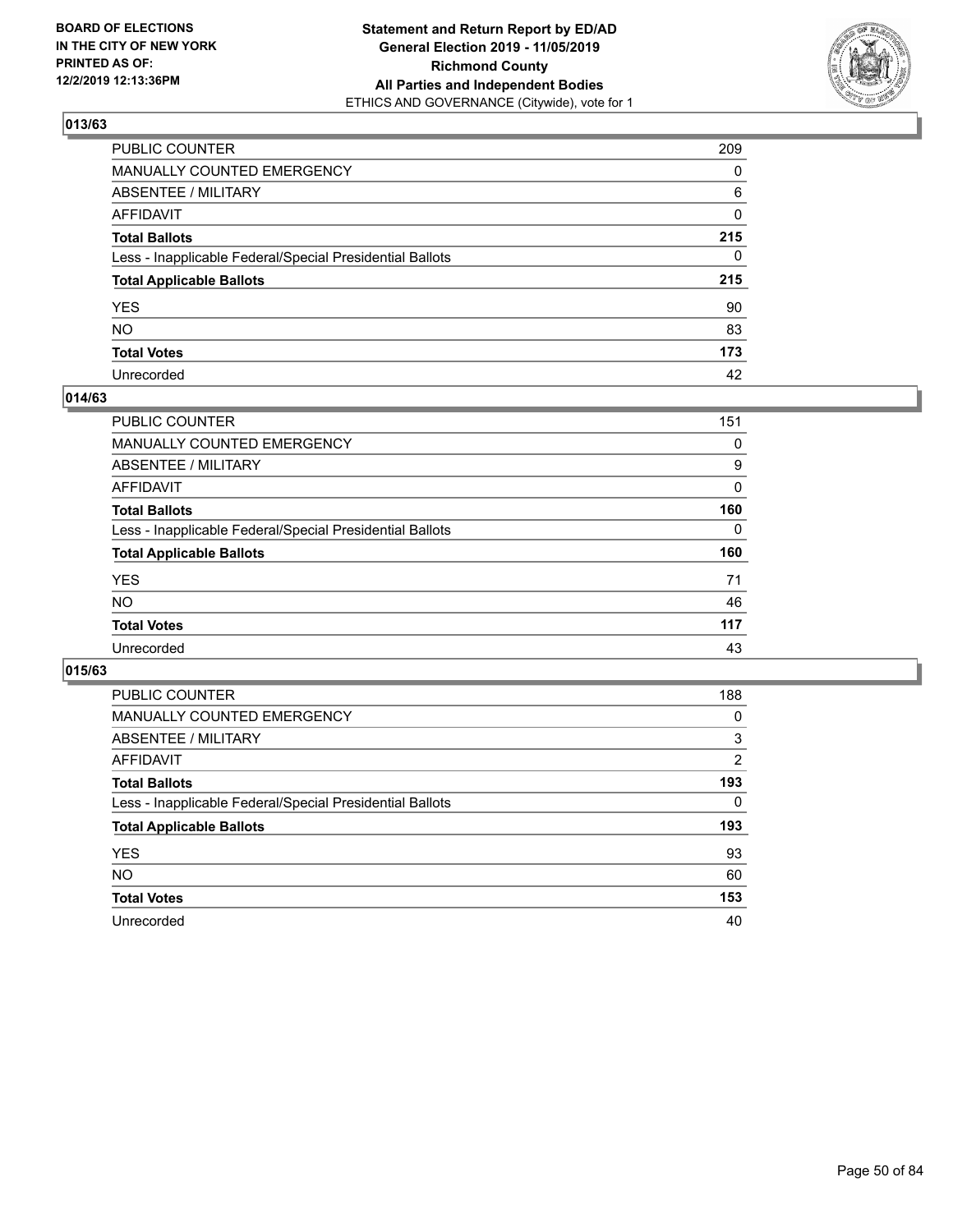## 013/63

| | |
|---|---|
| PUBLIC COUNTER | 209 |
| MANUALLY COUNTED EMERGENCY | 0 |
| ABSENTEE / MILITARY | 6 |
| AFFIDAVIT | 0 |
| **Total Ballots** | **215** |
| Less - Inapplicable Federal/Special Presidential Ballots | 0 |
| **Total Applicable Ballots** | **215** |
| YES | 90 |
| NO | 83 |
| **Total Votes** | **173** |
| Unrecorded | 42 |

## 014/63

| | |
|---|---|
| PUBLIC COUNTER | 151 |
| MANUALLY COUNTED EMERGENCY | 0 |
| ABSENTEE / MILITARY | 9 |
| AFFIDAVIT | 0 |
| **Total Ballots** | **160** |
| Less - Inapplicable Federal/Special Presidential Ballots | 0 |
| **Total Applicable Ballots** | **160** |
| YES | 71 |
| NO | 46 |
| **Total Votes** | **117** |
| Unrecorded | 43 |

## 015/63

| | |
|---|---|
| PUBLIC COUNTER | 188 |
| MANUALLY COUNTED EMERGENCY | 0 |
| ABSENTEE / MILITARY | 3 |
| AFFIDAVIT | 2 |
| **Total Ballots** | **193** |
| Less - Inapplicable Federal/Special Presidential Ballots | 0 |
| **Total Applicable Ballots** | **193** |
| YES | 93 |
| NO | 60 |
| **Total Votes** | **153** |
| Unrecorded | 40 |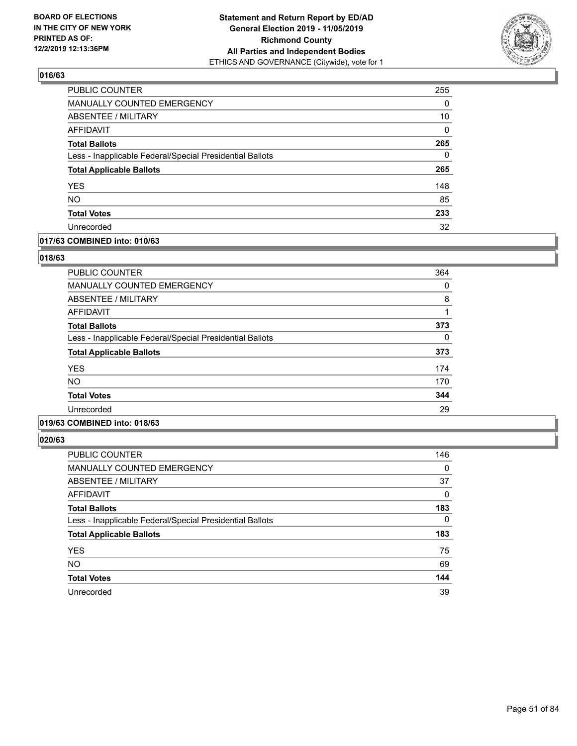**BOARD OF ELECTIONS IN THE CITY OF NEW YORK PRINTED AS OF: 12/2/2019 12:13:36PM**

**Statement and Return Report by ED/AD General Election 2019 - 11/05/2019 Richmond County All Parties and Independent Bodies**
ETHICS AND GOVERNANCE (Citywide), vote for 1

## 016/63

| | |
|---|---|
| PUBLIC COUNTER | 255 |
| MANUALLY COUNTED EMERGENCY | 0 |
| ABSENTEE / MILITARY | 10 |
| AFFIDAVIT | 0 |
| **Total Ballots** | **265** |
| Less - Inapplicable Federal/Special Presidential Ballots | 0 |
| **Total Applicable Ballots** | **265** |
| YES | 148 |
| NO | 85 |
| **Total Votes** | **233** |
| Unrecorded | 32 |

## 017/63 COMBINED into: 010/63

## 018/63

| | |
|---|---|
| PUBLIC COUNTER | 364 |
| MANUALLY COUNTED EMERGENCY | 0 |
| ABSENTEE / MILITARY | 8 |
| AFFIDAVIT | 1 |
| **Total Ballots** | **373** |
| Less - Inapplicable Federal/Special Presidential Ballots | 0 |
| **Total Applicable Ballots** | **373** |
| YES | 174 |
| NO | 170 |
| **Total Votes** | **344** |
| Unrecorded | 29 |

## 019/63 COMBINED into: 018/63

## 020/63

| | |
|---|---|
| PUBLIC COUNTER | 146 |
| MANUALLY COUNTED EMERGENCY | 0 |
| ABSENTEE / MILITARY | 37 |
| AFFIDAVIT | 0 |
| **Total Ballots** | **183** |
| Less - Inapplicable Federal/Special Presidential Ballots | 0 |
| **Total Applicable Ballots** | **183** |
| YES | 75 |
| NO | 69 |
| **Total Votes** | **144** |
| Unrecorded | 39 |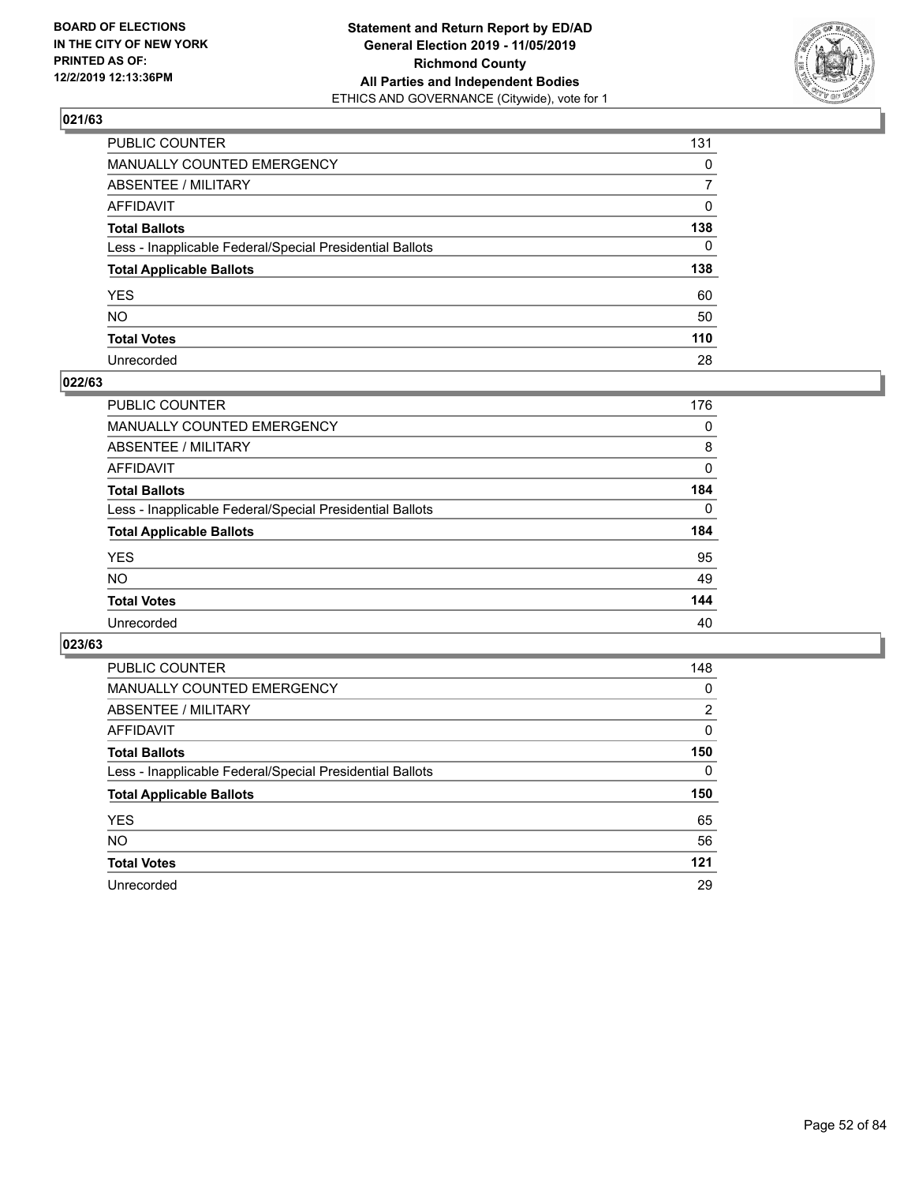**BOARD OF ELECTIONS IN THE CITY OF NEW YORK PRINTED AS OF: 12/2/2019 12:13:36PM**

**Statement and Return Report by ED/AD General Election 2019 - 11/05/2019 Richmond County All Parties and Independent Bodies**
ETHICS AND GOVERNANCE (Citywide), vote for 1

## 021/63

| | |
|---|---|
| PUBLIC COUNTER | 131 |
| MANUALLY COUNTED EMERGENCY | 0 |
| ABSENTEE / MILITARY | 7 |
| AFFIDAVIT | 0 |
| **Total Ballots** | **138** |
| Less - Inapplicable Federal/Special Presidential Ballots | 0 |
| **Total Applicable Ballots** | **138** |
| YES | 60 |
| NO | 50 |
| **Total Votes** | **110** |
| Unrecorded | 28 |

## 022/63

| | |
|---|---|
| PUBLIC COUNTER | 176 |
| MANUALLY COUNTED EMERGENCY | 0 |
| ABSENTEE / MILITARY | 8 |
| AFFIDAVIT | 0 |
| **Total Ballots** | **184** |
| Less - Inapplicable Federal/Special Presidential Ballots | 0 |
| **Total Applicable Ballots** | **184** |
| YES | 95 |
| NO | 49 |
| **Total Votes** | **144** |
| Unrecorded | 40 |

## 023/63

| | |
|---|---|
| PUBLIC COUNTER | 148 |
| MANUALLY COUNTED EMERGENCY | 0 |
| ABSENTEE / MILITARY | 2 |
| AFFIDAVIT | 0 |
| **Total Ballots** | **150** |
| Less - Inapplicable Federal/Special Presidential Ballots | 0 |
| **Total Applicable Ballots** | **150** |
| YES | 65 |
| NO | 56 |
| **Total Votes** | **121** |
| Unrecorded | 29 |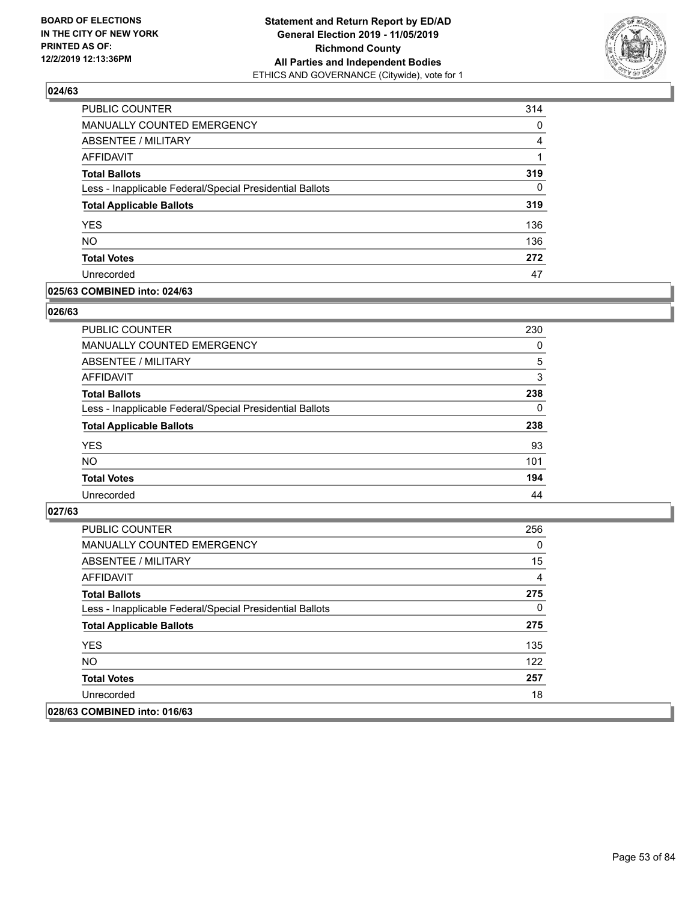**BOARD OF ELECTIONS IN THE CITY OF NEW YORK PRINTED AS OF: 12/2/2019 12:13:36PM**

**Statement and Return Report by ED/AD General Election 2019 - 11/05/2019 Richmond County All Parties and Independent Bodies**
ETHICS AND GOVERNANCE (Citywide), vote for 1

## 024/63

| | |
|---|---|
| PUBLIC COUNTER | 314 |
| MANUALLY COUNTED EMERGENCY | 0 |
| ABSENTEE / MILITARY | 4 |
| AFFIDAVIT | 1 |
| **Total Ballots** | **319** |
| Less - Inapplicable Federal/Special Presidential Ballots | 0 |
| **Total Applicable Ballots** | **319** |
| YES | 136 |
| NO | 136 |
| **Total Votes** | **272** |
| Unrecorded | 47 |

## 025/63 COMBINED into: 024/63

## 026/63

| | |
|---|---|
| PUBLIC COUNTER | 230 |
| MANUALLY COUNTED EMERGENCY | 0 |
| ABSENTEE / MILITARY | 5 |
| AFFIDAVIT | 3 |
| **Total Ballots** | **238** |
| Less - Inapplicable Federal/Special Presidential Ballots | 0 |
| **Total Applicable Ballots** | **238** |
| YES | 93 |
| NO | 101 |
| **Total Votes** | **194** |
| Unrecorded | 44 |

## 027/63

| | |
|---|---|
| PUBLIC COUNTER | 256 |
| MANUALLY COUNTED EMERGENCY | 0 |
| ABSENTEE / MILITARY | 15 |
| AFFIDAVIT | 4 |
| **Total Ballots** | **275** |
| Less - Inapplicable Federal/Special Presidential Ballots | 0 |
| **Total Applicable Ballots** | **275** |
| YES | 135 |
| NO | 122 |
| **Total Votes** | **257** |
| Unrecorded | 18 |

## 028/63 COMBINED into: 016/63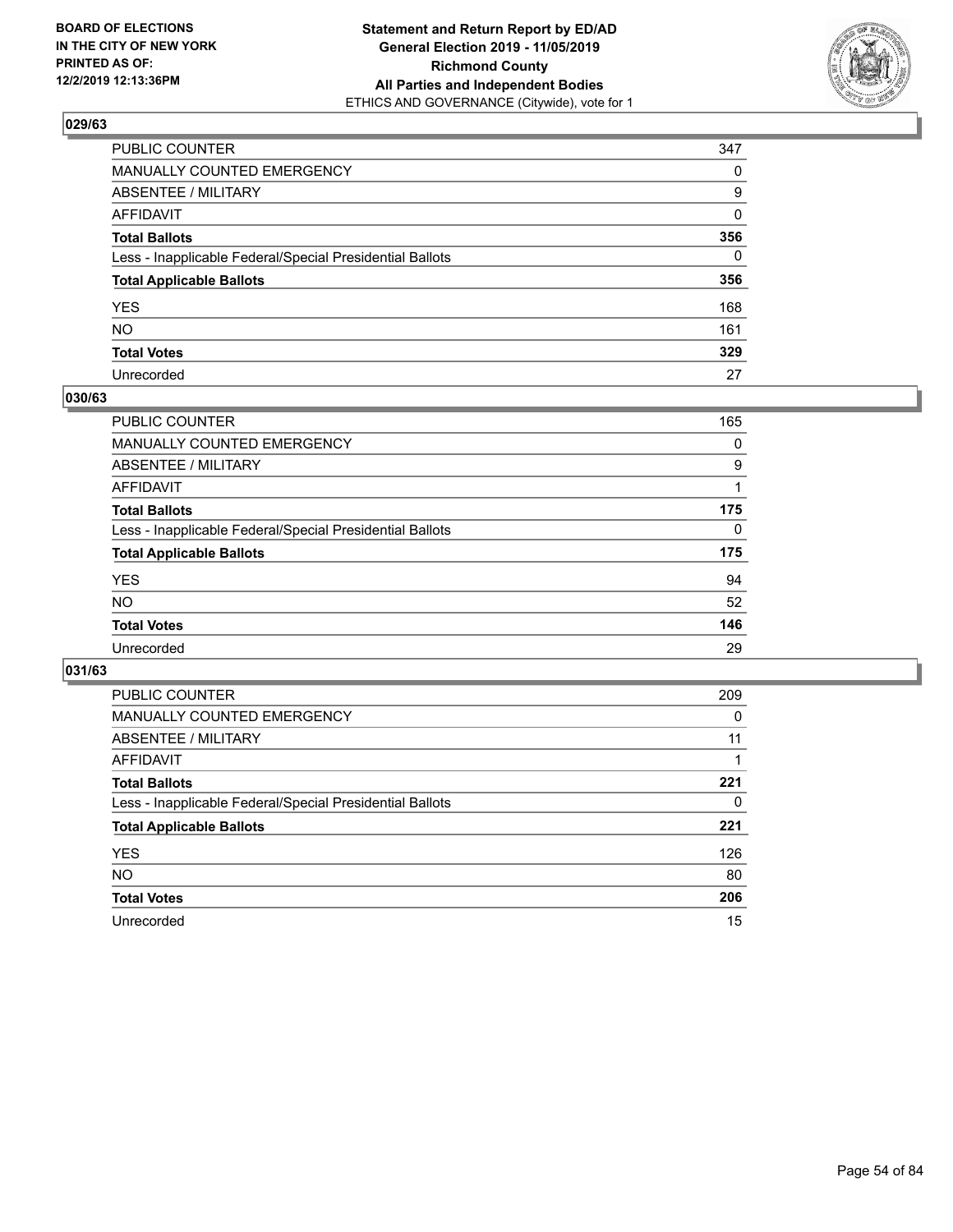**BOARD OF ELECTIONS IN THE CITY OF NEW YORK PRINTED AS OF: 12/2/2019 12:13:36PM**

**Statement and Return Report by ED/AD General Election 2019 - 11/05/2019 Richmond County All Parties and Independent Bodies**
ETHICS AND GOVERNANCE (Citywide), vote for 1

### 029/63

| | |
|---|---|
| PUBLIC COUNTER | 347 |
| MANUALLY COUNTED EMERGENCY | 0 |
| ABSENTEE / MILITARY | 9 |
| AFFIDAVIT | 0 |
| **Total Ballots** | **356** |
| Less - Inapplicable Federal/Special Presidential Ballots | 0 |
| **Total Applicable Ballots** | **356** |
| YES | 168 |
| NO | 161 |
| **Total Votes** | **329** |
| Unrecorded | 27 |

### 030/63

| | |
|---|---|
| PUBLIC COUNTER | 165 |
| MANUALLY COUNTED EMERGENCY | 0 |
| ABSENTEE / MILITARY | 9 |
| AFFIDAVIT | 1 |
| **Total Ballots** | **175** |
| Less - Inapplicable Federal/Special Presidential Ballots | 0 |
| **Total Applicable Ballots** | **175** |
| YES | 94 |
| NO | 52 |
| **Total Votes** | **146** |
| Unrecorded | 29 |

### 031/63

| | |
|---|---|
| PUBLIC COUNTER | 209 |
| MANUALLY COUNTED EMERGENCY | 0 |
| ABSENTEE / MILITARY | 11 |
| AFFIDAVIT | 1 |
| **Total Ballots** | **221** |
| Less - Inapplicable Federal/Special Presidential Ballots | 0 |
| **Total Applicable Ballots** | **221** |
| YES | 126 |
| NO | 80 |
| **Total Votes** | **206** |
| Unrecorded | 15 |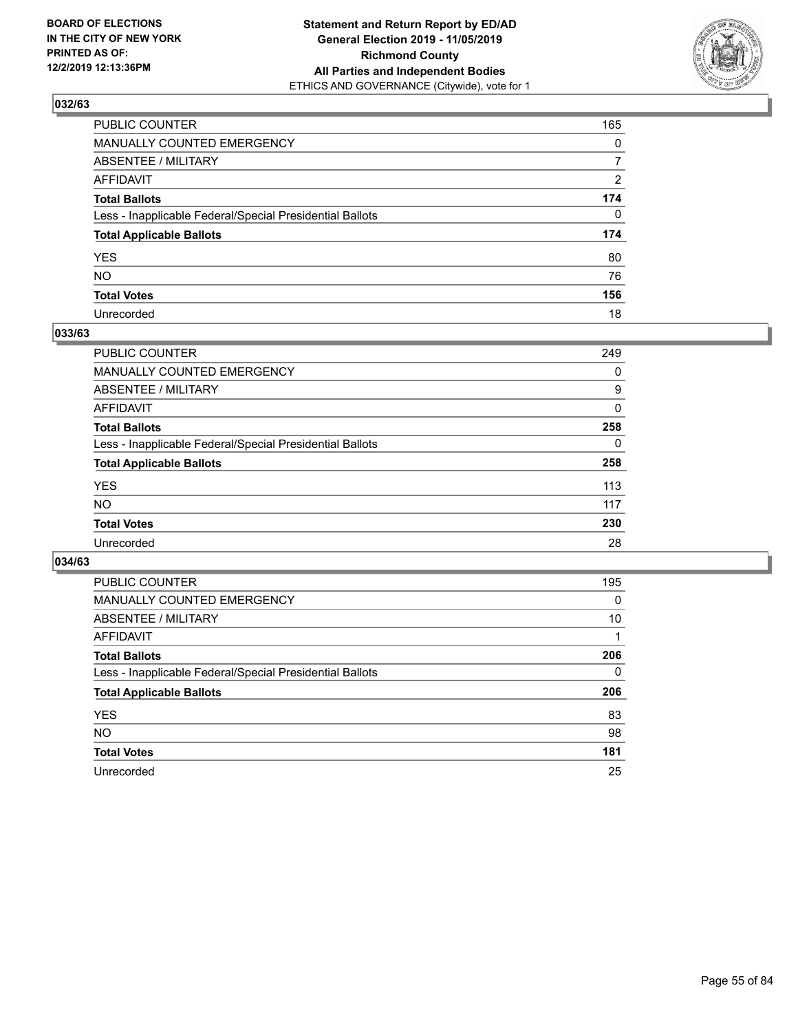**BOARD OF ELECTIONS IN THE CITY OF NEW YORK PRINTED AS OF: 12/2/2019 12:13:36PM**

**Statement and Return Report by ED/AD General Election 2019 - 11/05/2019 Richmond County All Parties and Independent Bodies**
ETHICS AND GOVERNANCE (Citywide), vote for 1

## 032/63

| | |
|---|---|
| PUBLIC COUNTER | 165 |
| MANUALLY COUNTED EMERGENCY | 0 |
| ABSENTEE / MILITARY | 7 |
| AFFIDAVIT | 2 |
| **Total Ballots** | **174** |
| Less - Inapplicable Federal/Special Presidential Ballots | 0 |
| **Total Applicable Ballots** | **174** |
| YES | 80 |
| NO | 76 |
| **Total Votes** | **156** |
| Unrecorded | 18 |

## 033/63

| | |
|---|---|
| PUBLIC COUNTER | 249 |
| MANUALLY COUNTED EMERGENCY | 0 |
| ABSENTEE / MILITARY | 9 |
| AFFIDAVIT | 0 |
| **Total Ballots** | **258** |
| Less - Inapplicable Federal/Special Presidential Ballots | 0 |
| **Total Applicable Ballots** | **258** |
| YES | 113 |
| NO | 117 |
| **Total Votes** | **230** |
| Unrecorded | 28 |

## 034/63

| | |
|---|---|
| PUBLIC COUNTER | 195 |
| MANUALLY COUNTED EMERGENCY | 0 |
| ABSENTEE / MILITARY | 10 |
| AFFIDAVIT | 1 |
| **Total Ballots** | **206** |
| Less - Inapplicable Federal/Special Presidential Ballots | 0 |
| **Total Applicable Ballots** | **206** |
| YES | 83 |
| NO | 98 |
| **Total Votes** | **181** |
| Unrecorded | 25 |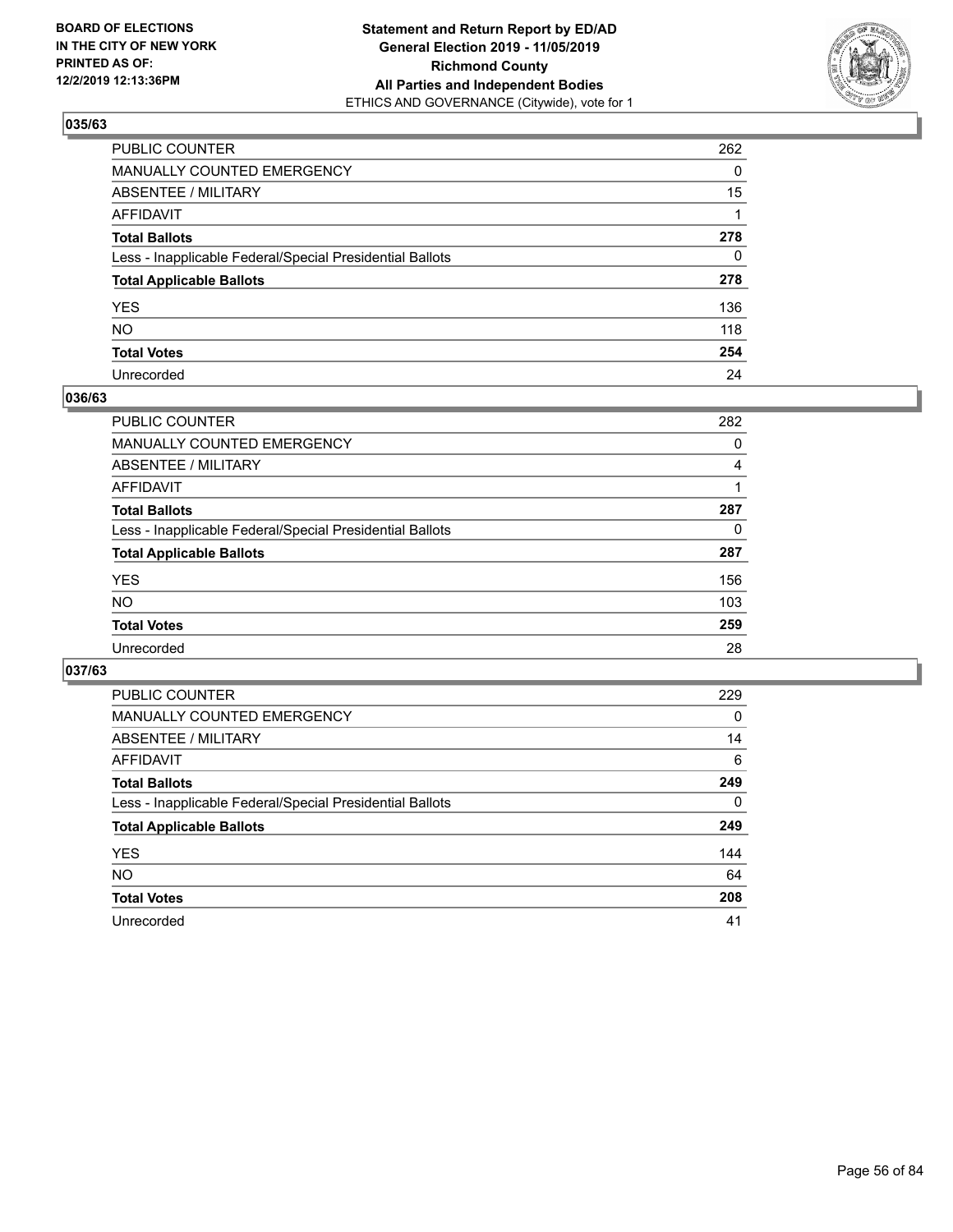**BOARD OF ELECTIONS IN THE CITY OF NEW YORK PRINTED AS OF: 12/2/2019 12:13:36PM**

**Statement and Return Report by ED/AD General Election 2019 - 11/05/2019 Richmond County All Parties and Independent Bodies**
ETHICS AND GOVERNANCE (Citywide), vote for 1

### 035/63

| | |
|---|---|
| PUBLIC COUNTER | 262 |
| MANUALLY COUNTED EMERGENCY | 0 |
| ABSENTEE / MILITARY | 15 |
| AFFIDAVIT | 1 |
| **Total Ballots** | **278** |
| Less - Inapplicable Federal/Special Presidential Ballots | 0 |
| **Total Applicable Ballots** | **278** |
| YES | 136 |
| NO | 118 |
| **Total Votes** | **254** |
| Unrecorded | 24 |

### 036/63

| | |
|---|---|
| PUBLIC COUNTER | 282 |
| MANUALLY COUNTED EMERGENCY | 0 |
| ABSENTEE / MILITARY | 4 |
| AFFIDAVIT | 1 |
| **Total Ballots** | **287** |
| Less - Inapplicable Federal/Special Presidential Ballots | 0 |
| **Total Applicable Ballots** | **287** |
| YES | 156 |
| NO | 103 |
| **Total Votes** | **259** |
| Unrecorded | 28 |

### 037/63

| | |
|---|---|
| PUBLIC COUNTER | 229 |
| MANUALLY COUNTED EMERGENCY | 0 |
| ABSENTEE / MILITARY | 14 |
| AFFIDAVIT | 6 |
| **Total Ballots** | **249** |
| Less - Inapplicable Federal/Special Presidential Ballots | 0 |
| **Total Applicable Ballots** | **249** |
| YES | 144 |
| NO | 64 |
| **Total Votes** | **208** |
| Unrecorded | 41 |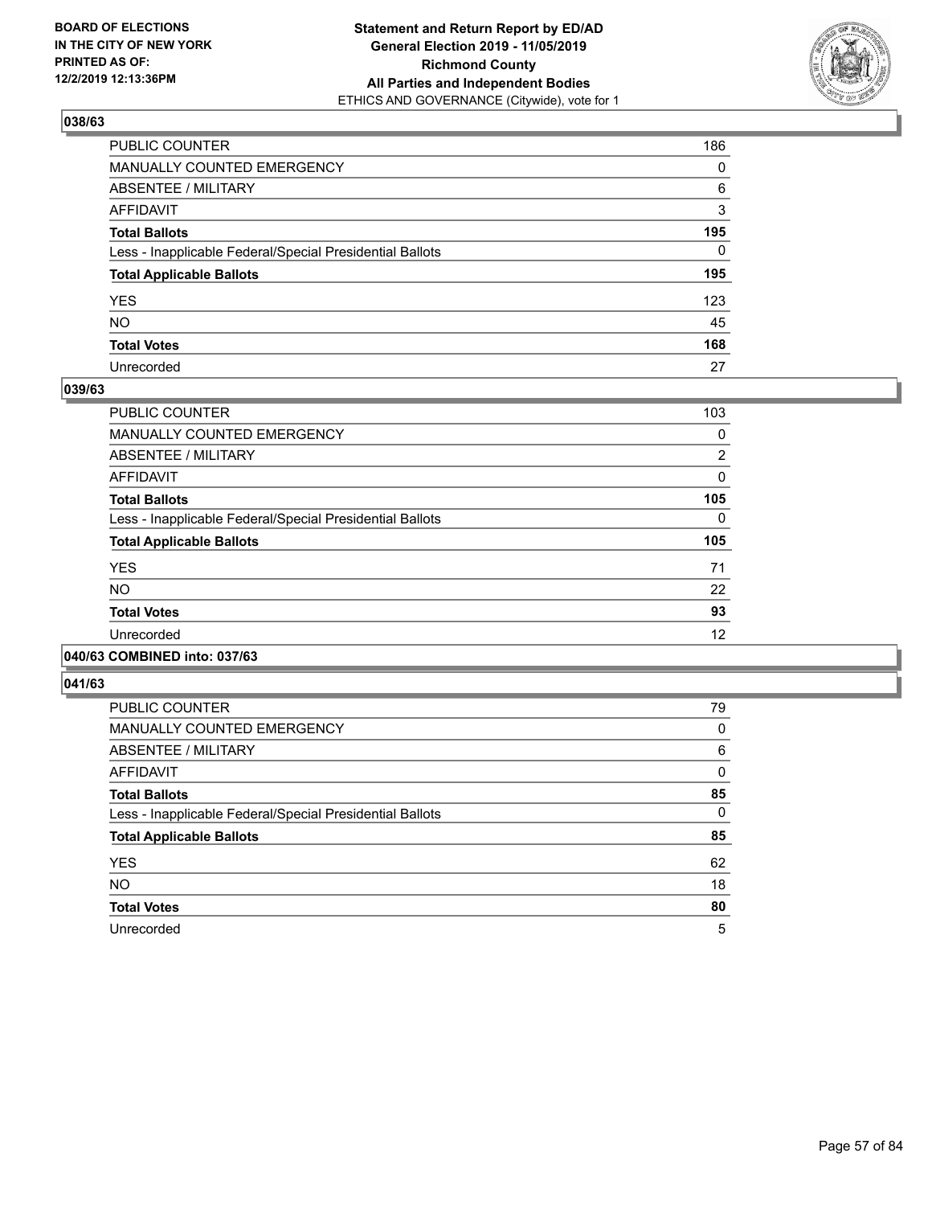**BOARD OF ELECTIONS IN THE CITY OF NEW YORK PRINTED AS OF: 12/2/2019 12:13:36PM**

**Statement and Return Report by ED/AD General Election 2019 - 11/05/2019 Richmond County All Parties and Independent Bodies**
ETHICS AND GOVERNANCE (Citywide), vote for 1

### 038/63

| | |
|---|---|
| PUBLIC COUNTER | 186 |
| MANUALLY COUNTED EMERGENCY | 0 |
| ABSENTEE / MILITARY | 6 |
| AFFIDAVIT | 3 |
| **Total Ballots** | **195** |
| Less - Inapplicable Federal/Special Presidential Ballots | 0 |
| **Total Applicable Ballots** | **195** |
| YES | 123 |
| NO | 45 |
| **Total Votes** | **168** |
| Unrecorded | 27 |

### 039/63

| | |
|---|---|
| PUBLIC COUNTER | 103 |
| MANUALLY COUNTED EMERGENCY | 0 |
| ABSENTEE / MILITARY | 2 |
| AFFIDAVIT | 0 |
| **Total Ballots** | **105** |
| Less - Inapplicable Federal/Special Presidential Ballots | 0 |
| **Total Applicable Ballots** | **105** |
| YES | 71 |
| NO | 22 |
| **Total Votes** | **93** |
| Unrecorded | 12 |

### 040/63 COMBINED into: 037/63

### 041/63

| | |
|---|---|
| PUBLIC COUNTER | 79 |
| MANUALLY COUNTED EMERGENCY | 0 |
| ABSENTEE / MILITARY | 6 |
| AFFIDAVIT | 0 |
| **Total Ballots** | **85** |
| Less - Inapplicable Federal/Special Presidential Ballots | 0 |
| **Total Applicable Ballots** | **85** |
| YES | 62 |
| NO | 18 |
| **Total Votes** | **80** |
| Unrecorded | 5 |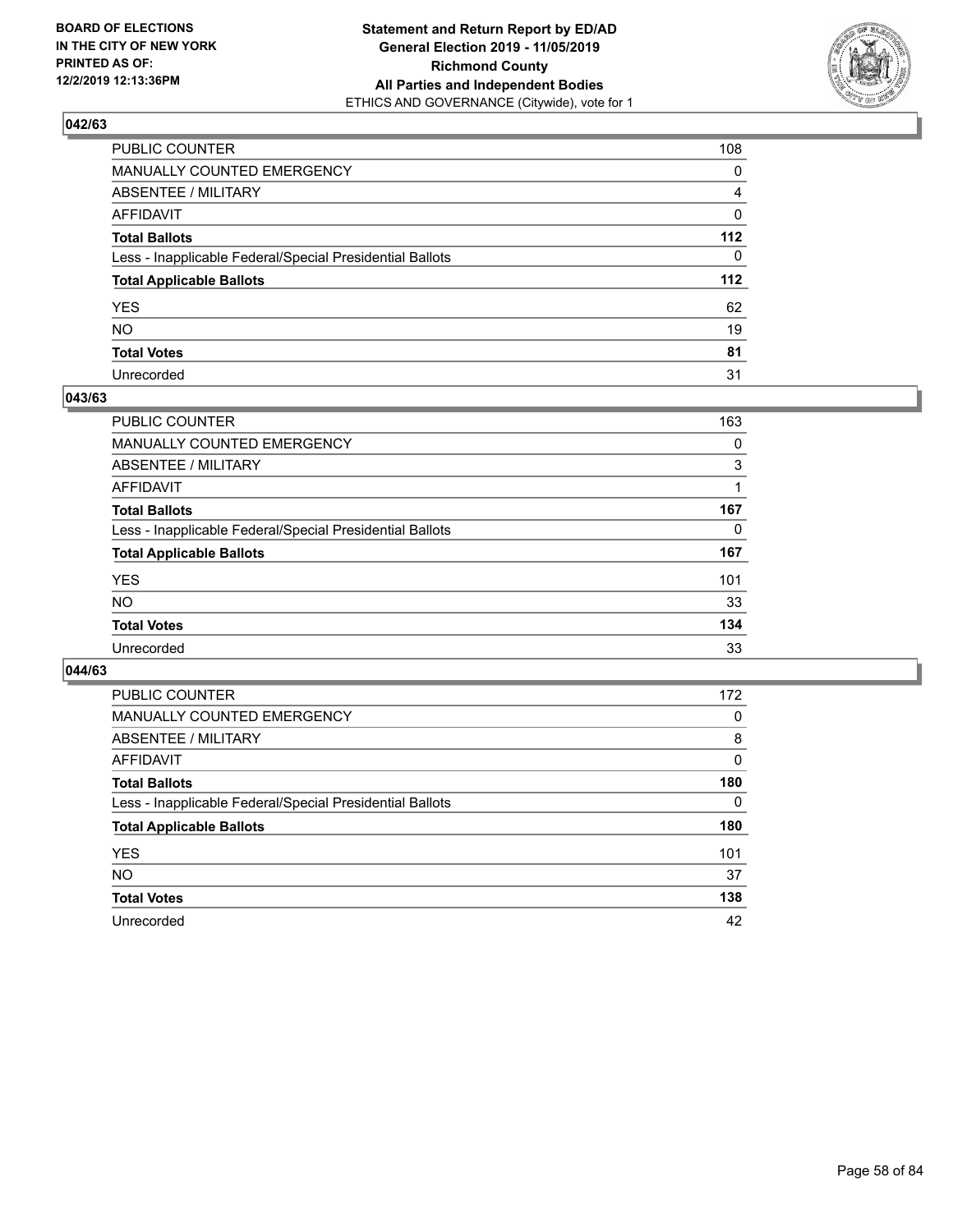### 042/63

| | |
|---|---|
| PUBLIC COUNTER | 108 |
| MANUALLY COUNTED EMERGENCY | 0 |
| ABSENTEE / MILITARY | 4 |
| AFFIDAVIT | 0 |
| **Total Ballots** | **112** |
| Less - Inapplicable Federal/Special Presidential Ballots | 0 |
| **Total Applicable Ballots** | **112** |
| YES | 62 |
| NO | 19 |
| **Total Votes** | **81** |
| Unrecorded | 31 |

### 043/63

| | |
|---|---|
| PUBLIC COUNTER | 163 |
| MANUALLY COUNTED EMERGENCY | 0 |
| ABSENTEE / MILITARY | 3 |
| AFFIDAVIT | 1 |
| **Total Ballots** | **167** |
| Less - Inapplicable Federal/Special Presidential Ballots | 0 |
| **Total Applicable Ballots** | **167** |
| YES | 101 |
| NO | 33 |
| **Total Votes** | **134** |
| Unrecorded | 33 |

### 044/63

| | |
|---|---|
| PUBLIC COUNTER | 172 |
| MANUALLY COUNTED EMERGENCY | 0 |
| ABSENTEE / MILITARY | 8 |
| AFFIDAVIT | 0 |
| **Total Ballots** | **180** |
| Less - Inapplicable Federal/Special Presidential Ballots | 0 |
| **Total Applicable Ballots** | **180** |
| YES | 101 |
| NO | 37 |
| **Total Votes** | **138** |
| Unrecorded | 42 |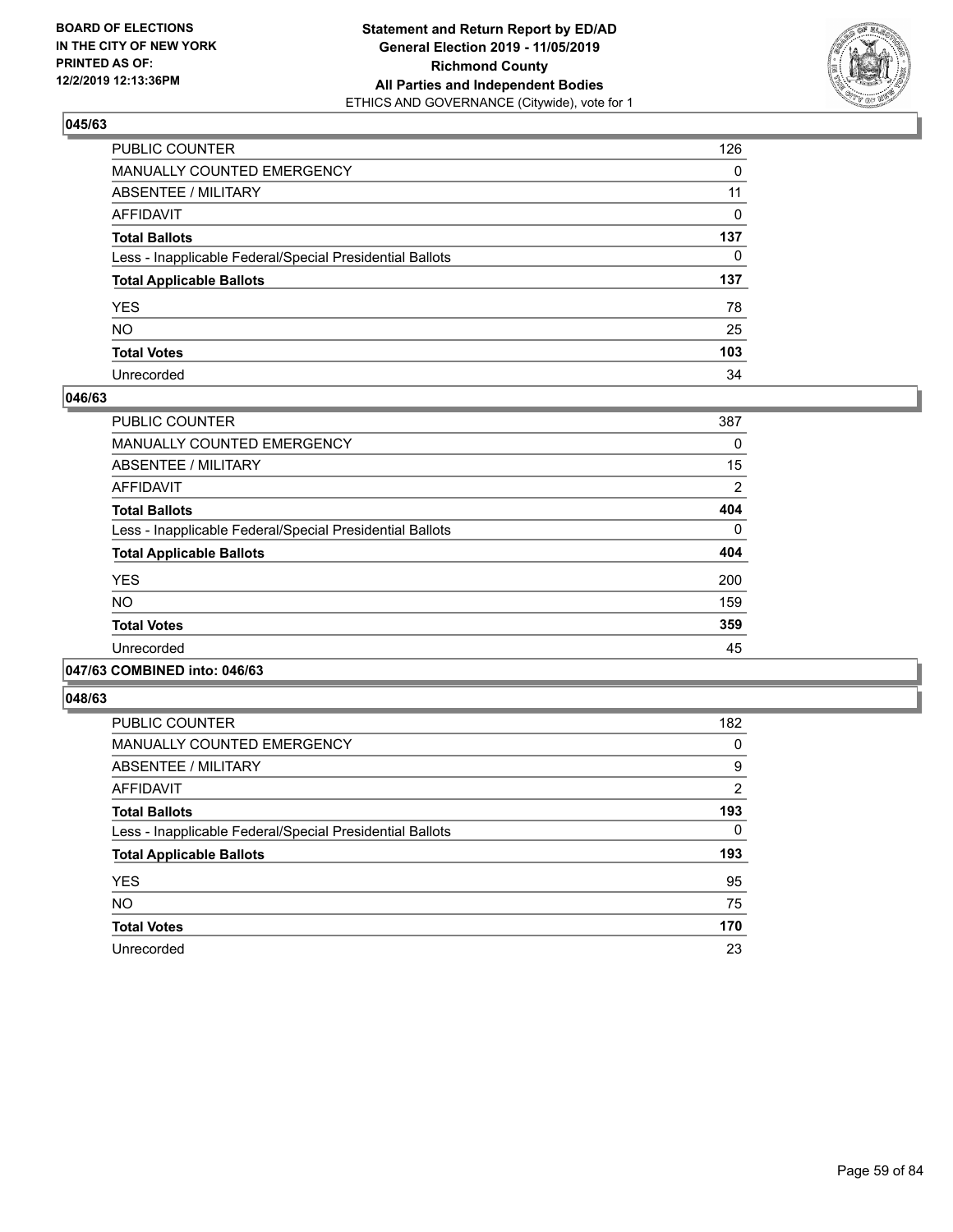**BOARD OF ELECTIONS IN THE CITY OF NEW YORK PRINTED AS OF: 12/2/2019 12:13:36PM**

**Statement and Return Report by ED/AD General Election 2019 - 11/05/2019 Richmond County All Parties and Independent Bodies**
ETHICS AND GOVERNANCE (Citywide), vote for 1

### 045/63

| | |
|---|---|
| PUBLIC COUNTER | 126 |
| MANUALLY COUNTED EMERGENCY | 0 |
| ABSENTEE / MILITARY | 11 |
| AFFIDAVIT | 0 |
| **Total Ballots** | **137** |
| Less - Inapplicable Federal/Special Presidential Ballots | 0 |
| **Total Applicable Ballots** | **137** |
| YES | 78 |
| NO | 25 |
| **Total Votes** | **103** |
| Unrecorded | 34 |

### 046/63

| | |
|---|---|
| PUBLIC COUNTER | 387 |
| MANUALLY COUNTED EMERGENCY | 0 |
| ABSENTEE / MILITARY | 15 |
| AFFIDAVIT | 2 |
| **Total Ballots** | **404** |
| Less - Inapplicable Federal/Special Presidential Ballots | 0 |
| **Total Applicable Ballots** | **404** |
| YES | 200 |
| NO | 159 |
| **Total Votes** | **359** |
| Unrecorded | 45 |

### 047/63 COMBINED into: 046/63

### 048/63

| | |
|---|---|
| PUBLIC COUNTER | 182 |
| MANUALLY COUNTED EMERGENCY | 0 |
| ABSENTEE / MILITARY | 9 |
| AFFIDAVIT | 2 |
| **Total Ballots** | **193** |
| Less - Inapplicable Federal/Special Presidential Ballots | 0 |
| **Total Applicable Ballots** | **193** |
| YES | 95 |
| NO | 75 |
| **Total Votes** | **170** |
| Unrecorded | 23 |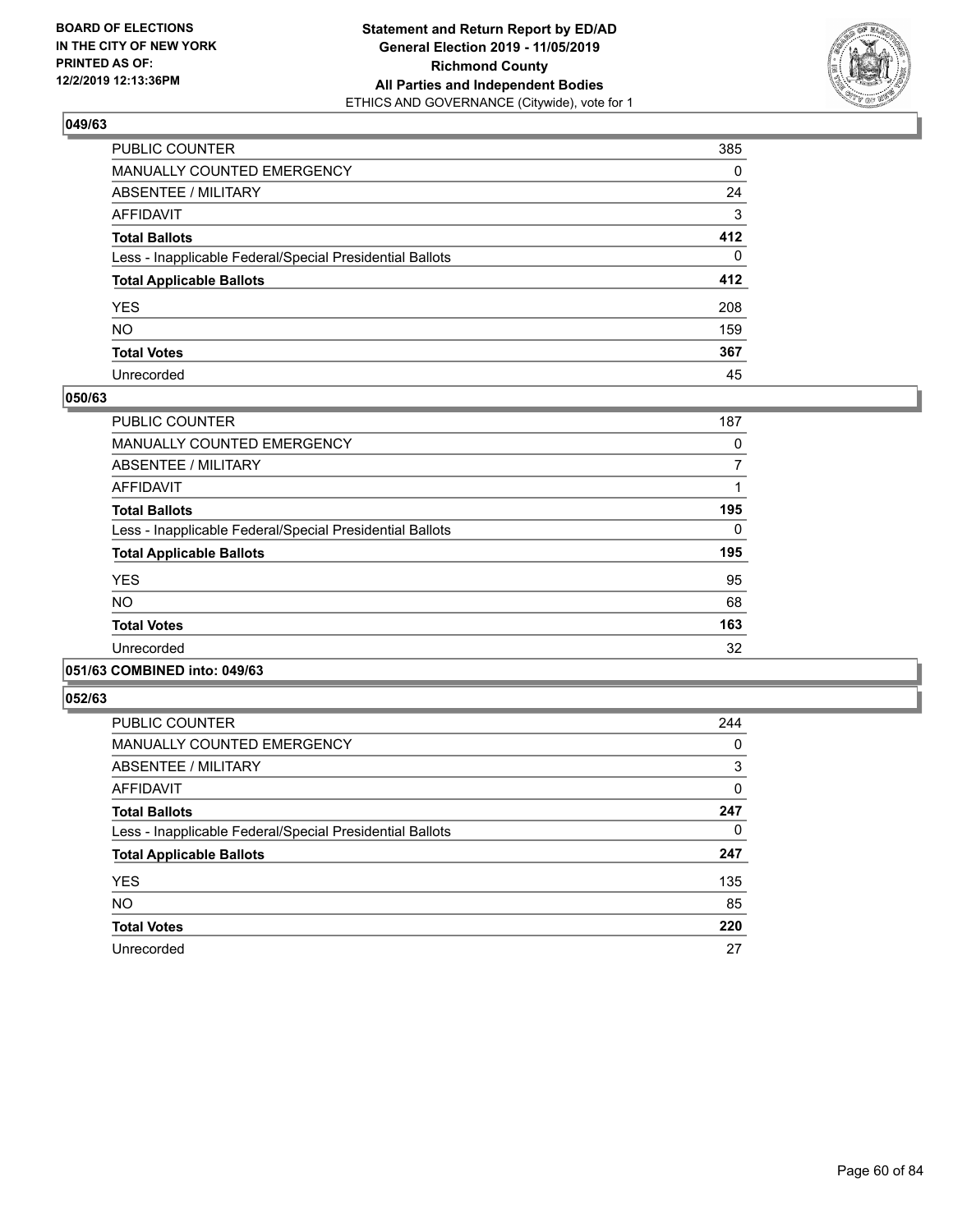**Statement and Return Report by ED/AD**
**General Election 2019 - 11/05/2019**
**Richmond County**
**All Parties and Independent Bodies**
ETHICS AND GOVERNANCE (Citywide), vote for 1

BOARD OF ELECTIONS IN THE CITY OF NEW YORK PRINTED AS OF: 12/2/2019 12:13:36PM

### 049/63

| | |
|---|---|
| PUBLIC COUNTER | 385 |
| MANUALLY COUNTED EMERGENCY | 0 |
| ABSENTEE / MILITARY | 24 |
| AFFIDAVIT | 3 |
| **Total Ballots** | **412** |
| Less - Inapplicable Federal/Special Presidential Ballots | 0 |
| **Total Applicable Ballots** | **412** |
| YES | 208 |
| NO | 159 |
| **Total Votes** | **367** |
| Unrecorded | 45 |

### 050/63

| | |
|---|---|
| PUBLIC COUNTER | 187 |
| MANUALLY COUNTED EMERGENCY | 0 |
| ABSENTEE / MILITARY | 7 |
| AFFIDAVIT | 1 |
| **Total Ballots** | **195** |
| Less - Inapplicable Federal/Special Presidential Ballots | 0 |
| **Total Applicable Ballots** | **195** |
| YES | 95 |
| NO | 68 |
| **Total Votes** | **163** |
| Unrecorded | 32 |

### 051/63 COMBINED into: 049/63

### 052/63

| | |
|---|---|
| PUBLIC COUNTER | 244 |
| MANUALLY COUNTED EMERGENCY | 0 |
| ABSENTEE / MILITARY | 3 |
| AFFIDAVIT | 0 |
| **Total Ballots** | **247** |
| Less - Inapplicable Federal/Special Presidential Ballots | 0 |
| **Total Applicable Ballots** | **247** |
| YES | 135 |
| NO | 85 |
| **Total Votes** | **220** |
| Unrecorded | 27 |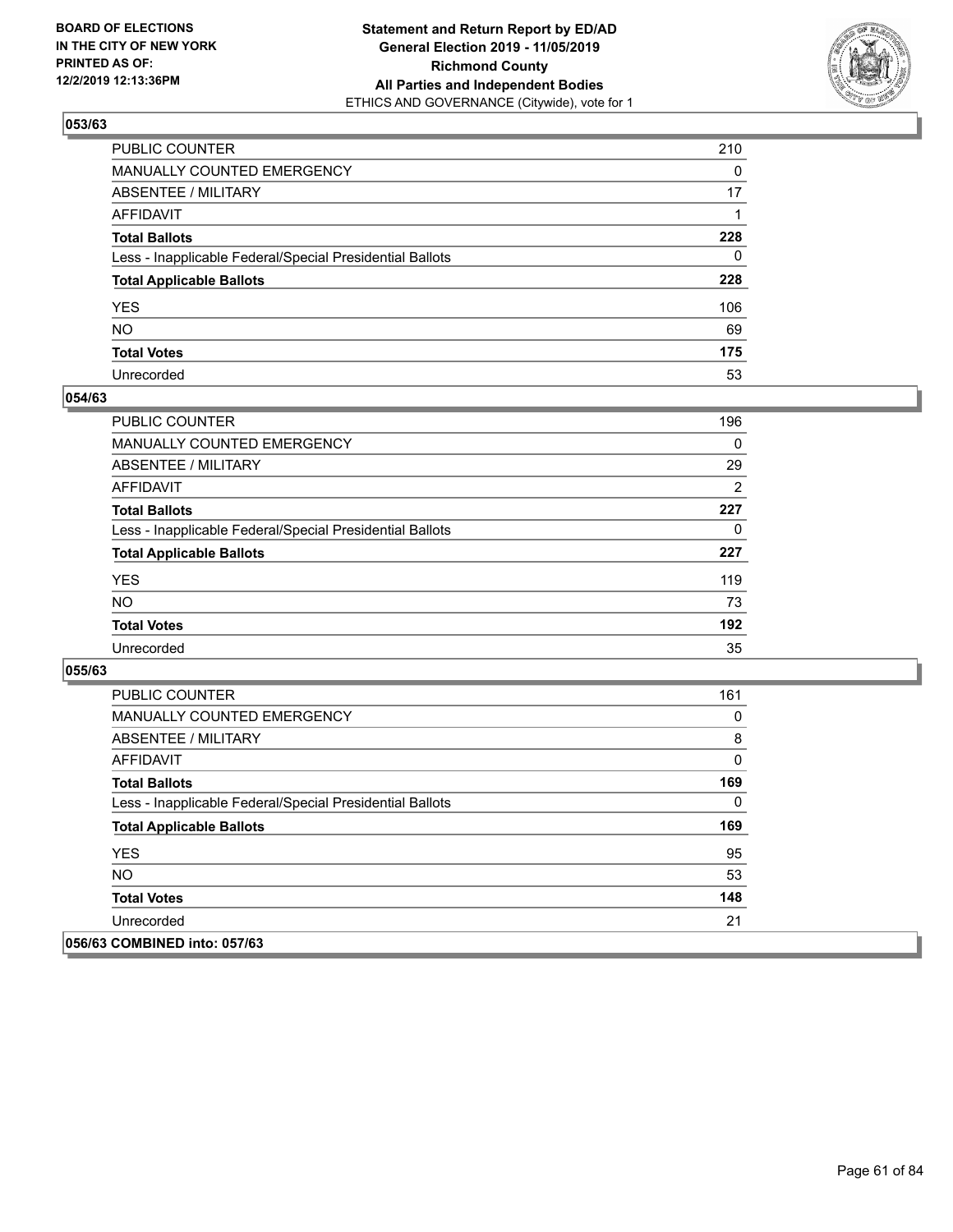BOARD OF ELECTIONS
IN THE CITY OF NEW YORK
PRINTED AS OF:
12/2/2019 12:13:36PM

**Statement and Return Report by ED/AD**
**General Election 2019 - 11/05/2019**
**Richmond County**
**All Parties and Independent Bodies**
ETHICS AND GOVERNANCE (Citywide), vote for 1

### 053/63

| | |
|---|---|
| PUBLIC COUNTER | 210 |
| MANUALLY COUNTED EMERGENCY | 0 |
| ABSENTEE / MILITARY | 17 |
| AFFIDAVIT | 1 |
| **Total Ballots** | **228** |
| Less - Inapplicable Federal/Special Presidential Ballots | 0 |
| **Total Applicable Ballots** | **228** |
| YES | 106 |
| NO | 69 |
| **Total Votes** | **175** |
| Unrecorded | 53 |

### 054/63

| | |
|---|---|
| PUBLIC COUNTER | 196 |
| MANUALLY COUNTED EMERGENCY | 0 |
| ABSENTEE / MILITARY | 29 |
| AFFIDAVIT | 2 |
| **Total Ballots** | **227** |
| Less - Inapplicable Federal/Special Presidential Ballots | 0 |
| **Total Applicable Ballots** | **227** |
| YES | 119 |
| NO | 73 |
| **Total Votes** | **192** |
| Unrecorded | 35 |

### 055/63

| | |
|---|---|
| PUBLIC COUNTER | 161 |
| MANUALLY COUNTED EMERGENCY | 0 |
| ABSENTEE / MILITARY | 8 |
| AFFIDAVIT | 0 |
| **Total Ballots** | **169** |
| Less - Inapplicable Federal/Special Presidential Ballots | 0 |
| **Total Applicable Ballots** | **169** |
| YES | 95 |
| NO | 53 |
| **Total Votes** | **148** |
| Unrecorded | 21 |

### 056/63 COMBINED into: 057/63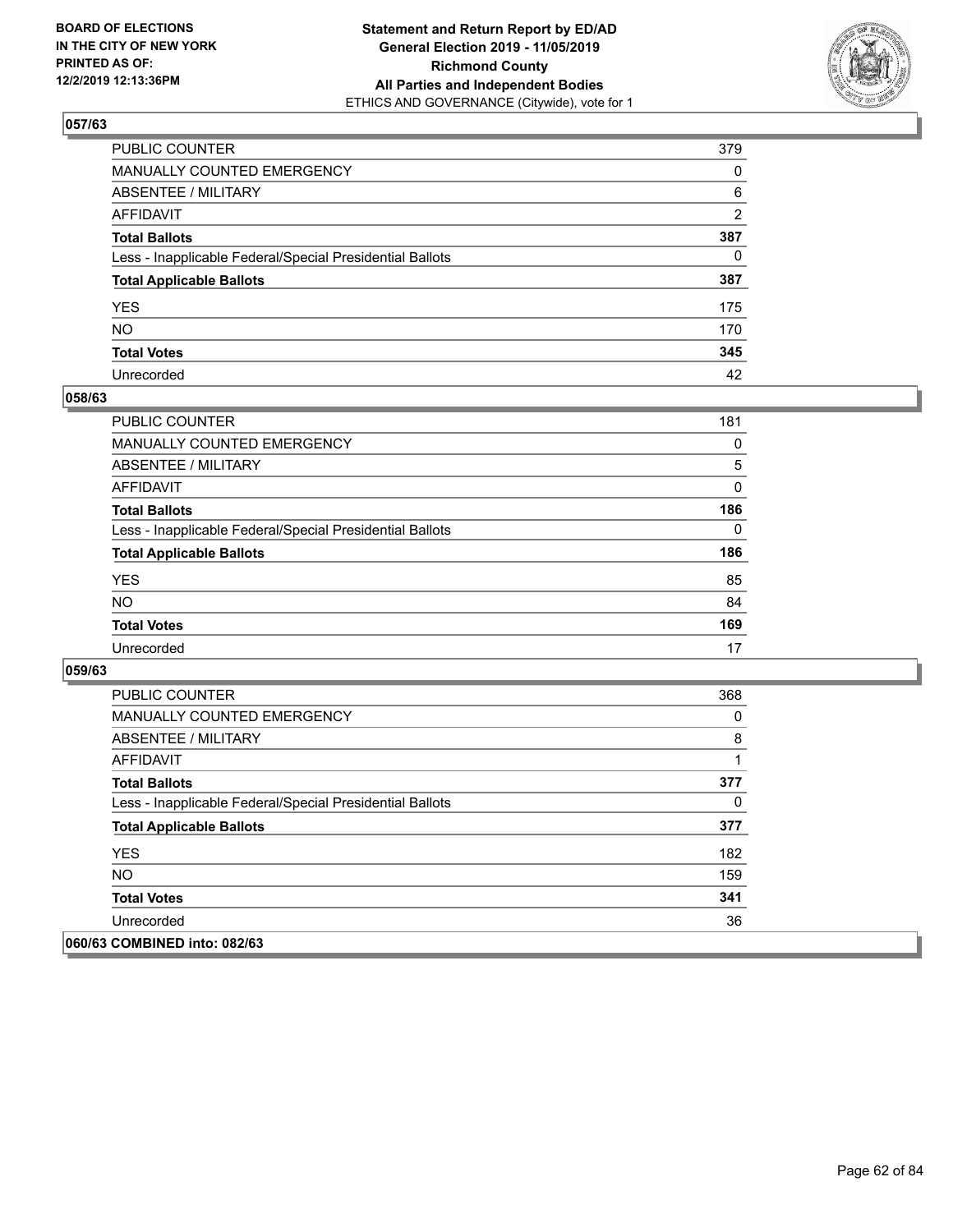### 057/63

| | |
|---|---|
| PUBLIC COUNTER | 379 |
| MANUALLY COUNTED EMERGENCY | 0 |
| ABSENTEE / MILITARY | 6 |
| AFFIDAVIT | 2 |
| **Total Ballots** | **387** |
| Less - Inapplicable Federal/Special Presidential Ballots | 0 |
| **Total Applicable Ballots** | **387** |
| YES | 175 |
| NO | 170 |
| **Total Votes** | **345** |
| Unrecorded | 42 |

### 058/63

| | |
|---|---|
| PUBLIC COUNTER | 181 |
| MANUALLY COUNTED EMERGENCY | 0 |
| ABSENTEE / MILITARY | 5 |
| AFFIDAVIT | 0 |
| **Total Ballots** | **186** |
| Less - Inapplicable Federal/Special Presidential Ballots | 0 |
| **Total Applicable Ballots** | **186** |
| YES | 85 |
| NO | 84 |
| **Total Votes** | **169** |
| Unrecorded | 17 |

### 059/63

| | |
|---|---|
| PUBLIC COUNTER | 368 |
| MANUALLY COUNTED EMERGENCY | 0 |
| ABSENTEE / MILITARY | 8 |
| AFFIDAVIT | 1 |
| **Total Ballots** | **377** |
| Less - Inapplicable Federal/Special Presidential Ballots | 0 |
| **Total Applicable Ballots** | **377** |
| YES | 182 |
| NO | 159 |
| **Total Votes** | **341** |
| Unrecorded | 36 |

### 060/63 COMBINED into: 082/63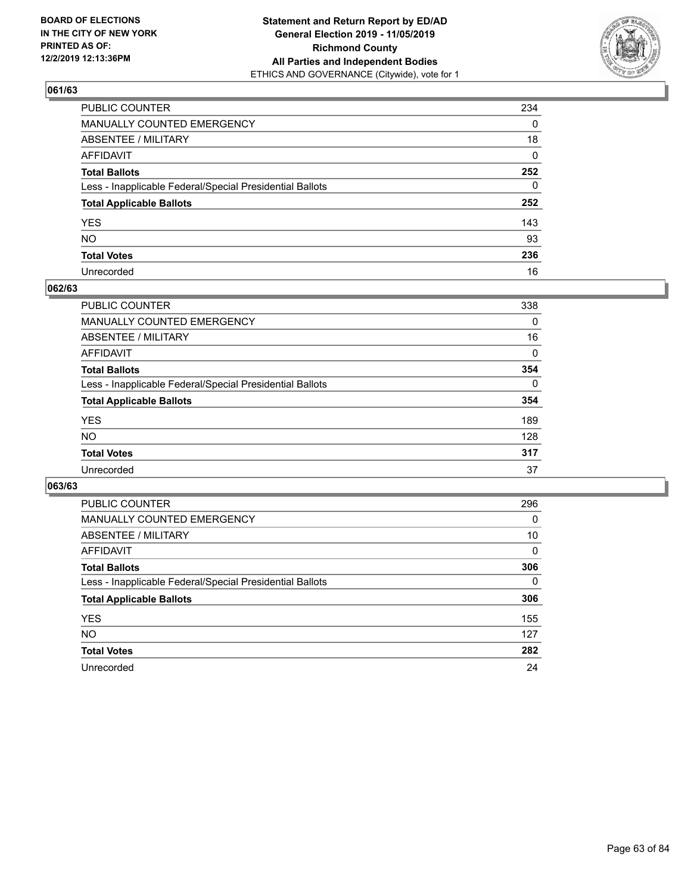BOARD OF ELECTIONS
IN THE CITY OF NEW YORK
PRINTED AS OF:
12/2/2019 12:13:36PM

**Statement and Return Report by ED/AD**
**General Election 2019 - 11/05/2019**
**Richmond County**
**All Parties and Independent Bodies**
ETHICS AND GOVERNANCE (Citywide), vote for 1

## 061/63

| | |
|---|---|
| PUBLIC COUNTER | 234 |
| MANUALLY COUNTED EMERGENCY | 0 |
| ABSENTEE / MILITARY | 18 |
| AFFIDAVIT | 0 |
| **Total Ballots** | **252** |
| Less - Inapplicable Federal/Special Presidential Ballots | 0 |
| **Total Applicable Ballots** | **252** |
| YES | 143 |
| NO | 93 |
| **Total Votes** | **236** |
| Unrecorded | 16 |

## 062/63

| | |
|---|---|
| PUBLIC COUNTER | 338 |
| MANUALLY COUNTED EMERGENCY | 0 |
| ABSENTEE / MILITARY | 16 |
| AFFIDAVIT | 0 |
| **Total Ballots** | **354** |
| Less - Inapplicable Federal/Special Presidential Ballots | 0 |
| **Total Applicable Ballots** | **354** |
| YES | 189 |
| NO | 128 |
| **Total Votes** | **317** |
| Unrecorded | 37 |

## 063/63

| | |
|---|---|
| PUBLIC COUNTER | 296 |
| MANUALLY COUNTED EMERGENCY | 0 |
| ABSENTEE / MILITARY | 10 |
| AFFIDAVIT | 0 |
| **Total Ballots** | **306** |
| Less - Inapplicable Federal/Special Presidential Ballots | 0 |
| **Total Applicable Ballots** | **306** |
| YES | 155 |
| NO | 127 |
| **Total Votes** | **282** |
| Unrecorded | 24 |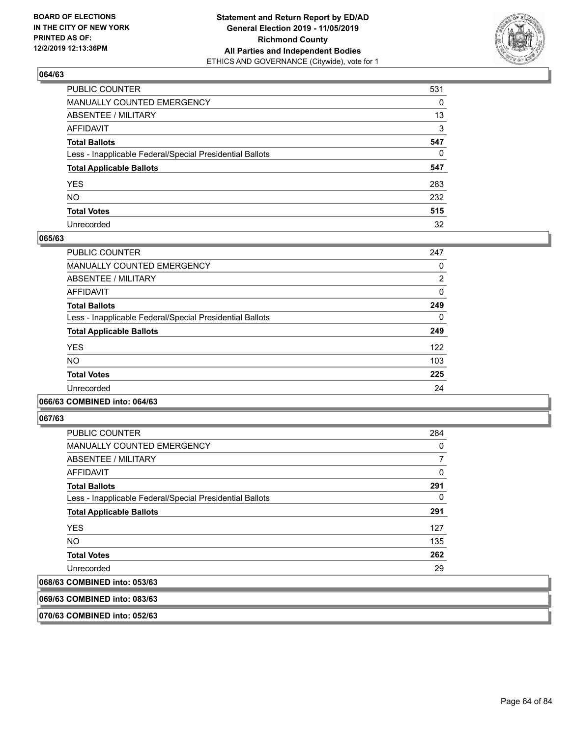**BOARD OF ELECTIONS IN THE CITY OF NEW YORK PRINTED AS OF: 12/2/2019 12:13:36PM**

**Statement and Return Report by ED/AD General Election 2019 - 11/05/2019 Richmond County All Parties and Independent Bodies**
ETHICS AND GOVERNANCE (Citywide), vote for 1

### 064/63

| | |
|---|---|
| PUBLIC COUNTER | 531 |
| MANUALLY COUNTED EMERGENCY | 0 |
| ABSENTEE / MILITARY | 13 |
| AFFIDAVIT | 3 |
| **Total Ballots** | **547** |
| Less - Inapplicable Federal/Special Presidential Ballots | 0 |
| **Total Applicable Ballots** | **547** |
| YES | 283 |
| NO | 232 |
| **Total Votes** | **515** |
| Unrecorded | 32 |

### 065/63

| | |
|---|---|
| PUBLIC COUNTER | 247 |
| MANUALLY COUNTED EMERGENCY | 0 |
| ABSENTEE / MILITARY | 2 |
| AFFIDAVIT | 0 |
| **Total Ballots** | **249** |
| Less - Inapplicable Federal/Special Presidential Ballots | 0 |
| **Total Applicable Ballots** | **249** |
| YES | 122 |
| NO | 103 |
| **Total Votes** | **225** |
| Unrecorded | 24 |

### 066/63 COMBINED into: 064/63

### 067/63

| | |
|---|---|
| PUBLIC COUNTER | 284 |
| MANUALLY COUNTED EMERGENCY | 0 |
| ABSENTEE / MILITARY | 7 |
| AFFIDAVIT | 0 |
| **Total Ballots** | **291** |
| Less - Inapplicable Federal/Special Presidential Ballots | 0 |
| **Total Applicable Ballots** | **291** |
| YES | 127 |
| NO | 135 |
| **Total Votes** | **262** |
| Unrecorded | 29 |

### 068/63 COMBINED into: 053/63

### 069/63 COMBINED into: 083/63

### 070/63 COMBINED into: 052/63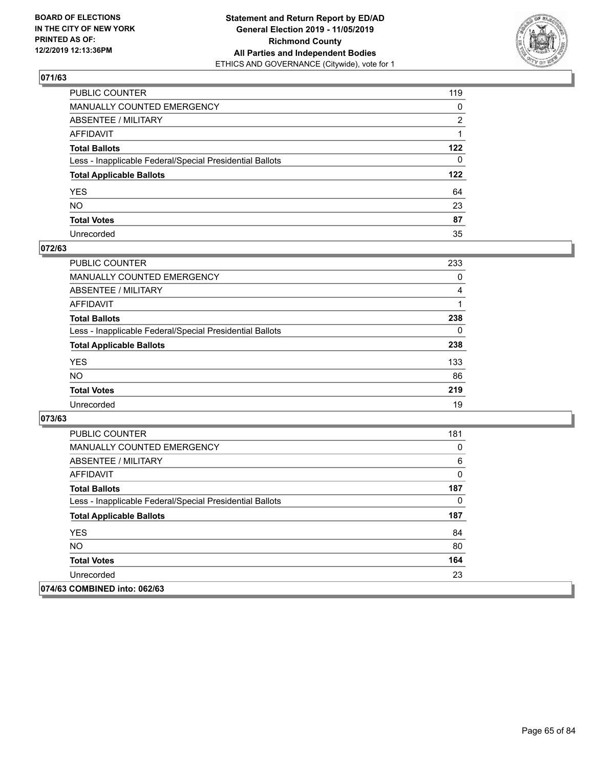**BOARD OF ELECTIONS IN THE CITY OF NEW YORK PRINTED AS OF: 12/2/2019 12:13:36PM**

**Statement and Return Report by ED/AD General Election 2019 - 11/05/2019 Richmond County All Parties and Independent Bodies**
ETHICS AND GOVERNANCE (Citywide), vote for 1

## 071/63

| | |
|---|---|
| PUBLIC COUNTER | 119 |
| MANUALLY COUNTED EMERGENCY | 0 |
| ABSENTEE / MILITARY | 2 |
| AFFIDAVIT | 1 |
| **Total Ballots** | **122** |
| Less - Inapplicable Federal/Special Presidential Ballots | 0 |
| **Total Applicable Ballots** | **122** |
| YES | 64 |
| NO | 23 |
| **Total Votes** | **87** |
| Unrecorded | 35 |

## 072/63

| | |
|---|---|
| PUBLIC COUNTER | 233 |
| MANUALLY COUNTED EMERGENCY | 0 |
| ABSENTEE / MILITARY | 4 |
| AFFIDAVIT | 1 |
| **Total Ballots** | **238** |
| Less - Inapplicable Federal/Special Presidential Ballots | 0 |
| **Total Applicable Ballots** | **238** |
| YES | 133 |
| NO | 86 |
| **Total Votes** | **219** |
| Unrecorded | 19 |

## 073/63

| | |
|---|---|
| PUBLIC COUNTER | 181 |
| MANUALLY COUNTED EMERGENCY | 0 |
| ABSENTEE / MILITARY | 6 |
| AFFIDAVIT | 0 |
| **Total Ballots** | **187** |
| Less - Inapplicable Federal/Special Presidential Ballots | 0 |
| **Total Applicable Ballots** | **187** |
| YES | 84 |
| NO | 80 |
| **Total Votes** | **164** |
| Unrecorded | 23 |

## 074/63 COMBINED into: 062/63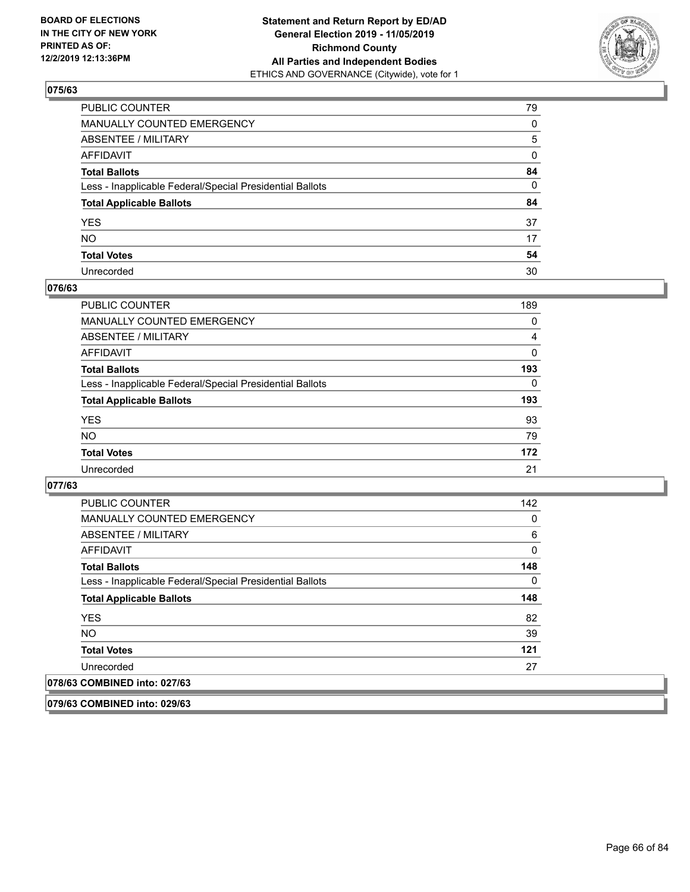## 075/63

| | |
|---|---|
| PUBLIC COUNTER | 79 |
| MANUALLY COUNTED EMERGENCY | 0 |
| ABSENTEE / MILITARY | 5 |
| AFFIDAVIT | 0 |
| **Total Ballots** | **84** |
| Less - Inapplicable Federal/Special Presidential Ballots | 0 |
| **Total Applicable Ballots** | **84** |
| YES | 37 |
| NO | 17 |
| **Total Votes** | **54** |
| Unrecorded | 30 |

## 076/63

| | |
|---|---|
| PUBLIC COUNTER | 189 |
| MANUALLY COUNTED EMERGENCY | 0 |
| ABSENTEE / MILITARY | 4 |
| AFFIDAVIT | 0 |
| **Total Ballots** | **193** |
| Less - Inapplicable Federal/Special Presidential Ballots | 0 |
| **Total Applicable Ballots** | **193** |
| YES | 93 |
| NO | 79 |
| **Total Votes** | **172** |
| Unrecorded | 21 |

## 077/63

| | |
|---|---|
| PUBLIC COUNTER | 142 |
| MANUALLY COUNTED EMERGENCY | 0 |
| ABSENTEE / MILITARY | 6 |
| AFFIDAVIT | 0 |
| **Total Ballots** | **148** |
| Less - Inapplicable Federal/Special Presidential Ballots | 0 |
| **Total Applicable Ballots** | **148** |
| YES | 82 |
| NO | 39 |
| **Total Votes** | **121** |
| Unrecorded | 27 |

## 078/63 COMBINED into: 027/63

## 079/63 COMBINED into: 029/63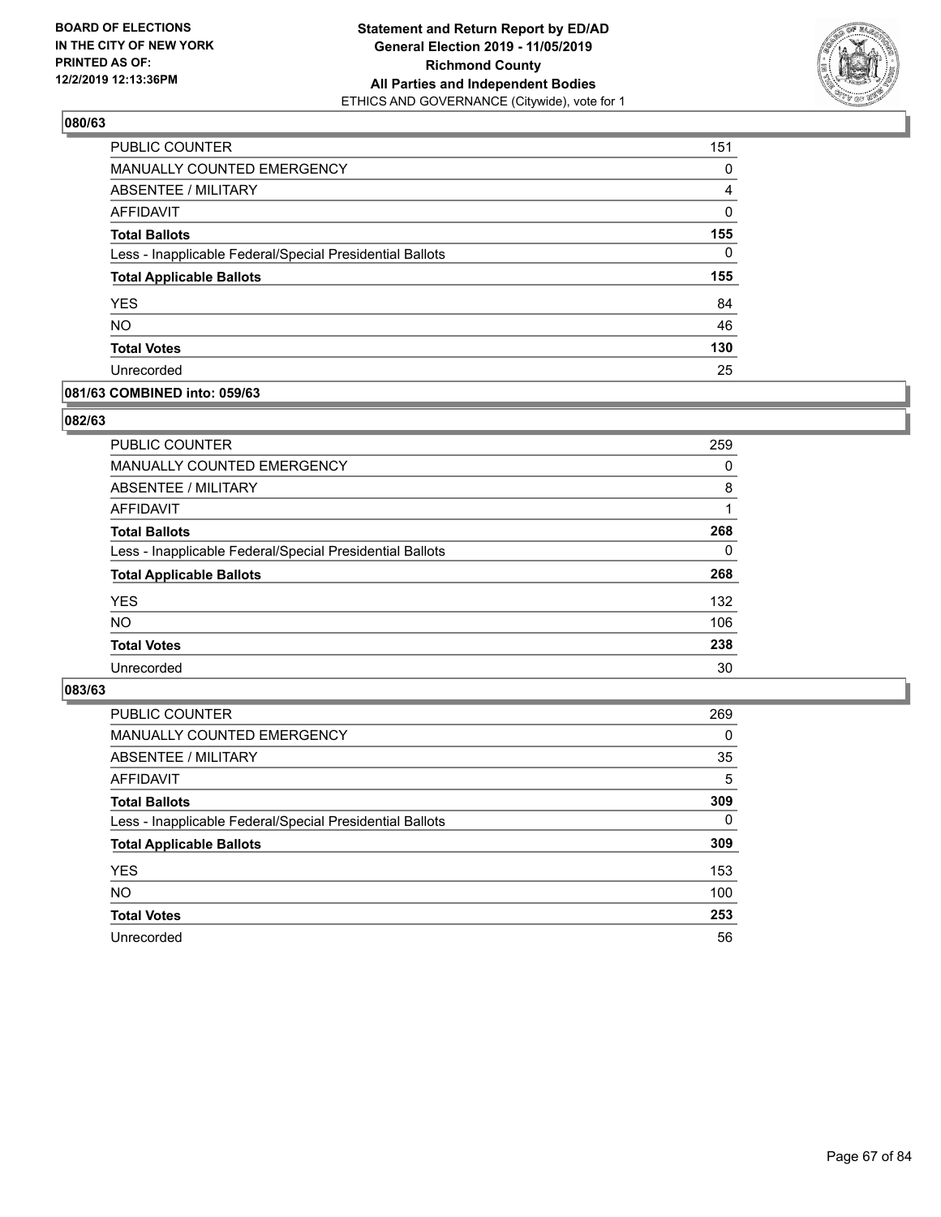**BOARD OF ELECTIONS IN THE CITY OF NEW YORK PRINTED AS OF: 12/2/2019 12:13:36PM**

**Statement and Return Report by ED/AD General Election 2019 - 11/05/2019 Richmond County All Parties and Independent Bodies**

ETHICS AND GOVERNANCE (Citywide), vote for 1

### 080/63

| | |
|---|---|
| PUBLIC COUNTER | 151 |
| MANUALLY COUNTED EMERGENCY | 0 |
| ABSENTEE / MILITARY | 4 |
| AFFIDAVIT | 0 |
| **Total Ballots** | **155** |
| Less - Inapplicable Federal/Special Presidential Ballots | 0 |
| **Total Applicable Ballots** | **155** |
| YES | 84 |
| NO | 46 |
| **Total Votes** | **130** |
| Unrecorded | 25 |

### 081/63 COMBINED into: 059/63

### 082/63

| | |
|---|---|
| PUBLIC COUNTER | 259 |
| MANUALLY COUNTED EMERGENCY | 0 |
| ABSENTEE / MILITARY | 8 |
| AFFIDAVIT | 1 |
| **Total Ballots** | **268** |
| Less - Inapplicable Federal/Special Presidential Ballots | 0 |
| **Total Applicable Ballots** | **268** |
| YES | 132 |
| NO | 106 |
| **Total Votes** | **238** |
| Unrecorded | 30 |

### 083/63

| | |
|---|---|
| PUBLIC COUNTER | 269 |
| MANUALLY COUNTED EMERGENCY | 0 |
| ABSENTEE / MILITARY | 35 |
| AFFIDAVIT | 5 |
| **Total Ballots** | **309** |
| Less - Inapplicable Federal/Special Presidential Ballots | 0 |
| **Total Applicable Ballots** | **309** |
| YES | 153 |
| NO | 100 |
| **Total Votes** | **253** |
| Unrecorded | 56 |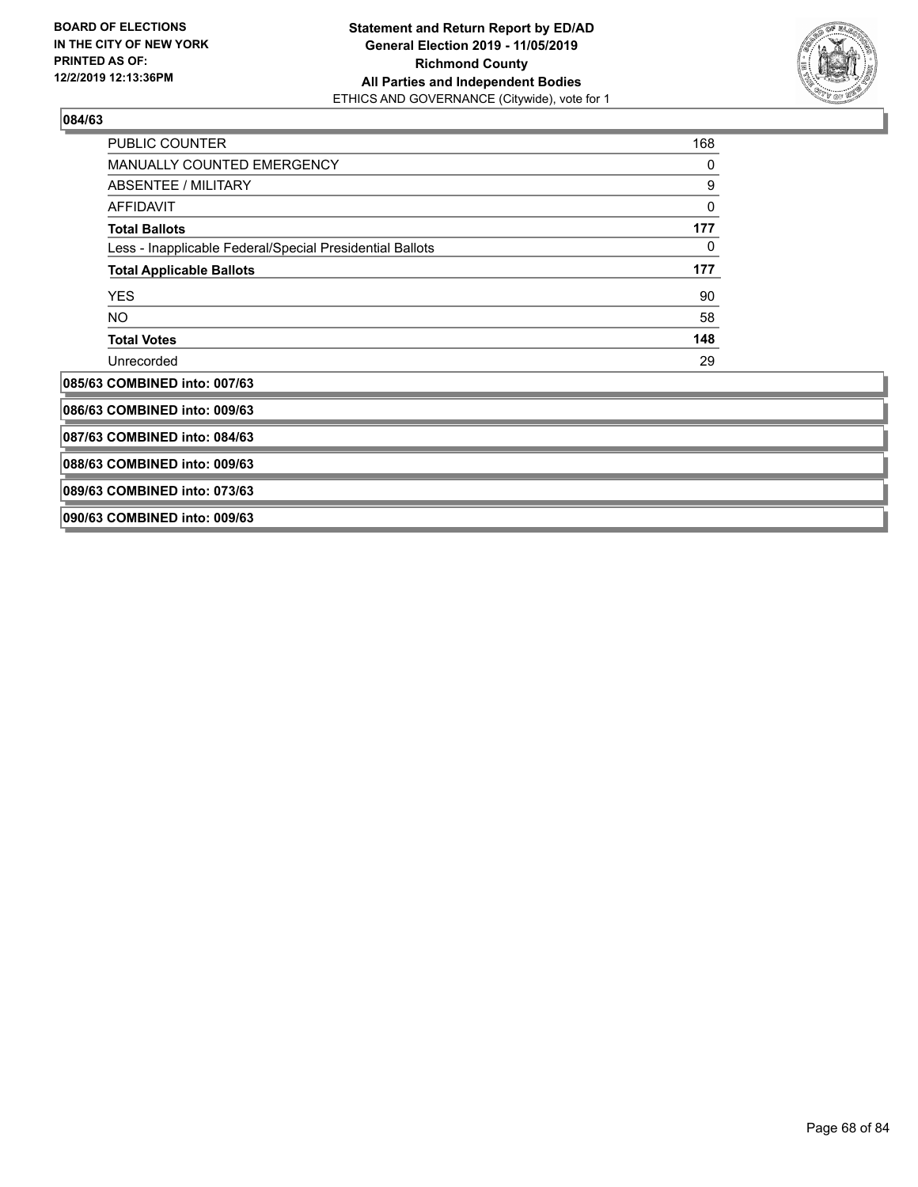## 084/63

| | |
|---|---|
| PUBLIC COUNTER | 168 |
| MANUALLY COUNTED EMERGENCY | 0 |
| ABSENTEE / MILITARY | 9 |
| AFFIDAVIT | 0 |
| **Total Ballots** | **177** |
| Less - Inapplicable Federal/Special Presidential Ballots | 0 |
| **Total Applicable Ballots** | **177** |
| YES | 90 |
| NO | 58 |
| **Total Votes** | **148** |
| Unrecorded | 29 |

**085/63 COMBINED into: 007/63**

**086/63 COMBINED into: 009/63**

**087/63 COMBINED into: 084/63**

**088/63 COMBINED into: 009/63**

**089/63 COMBINED into: 073/63**

**090/63 COMBINED into: 009/63**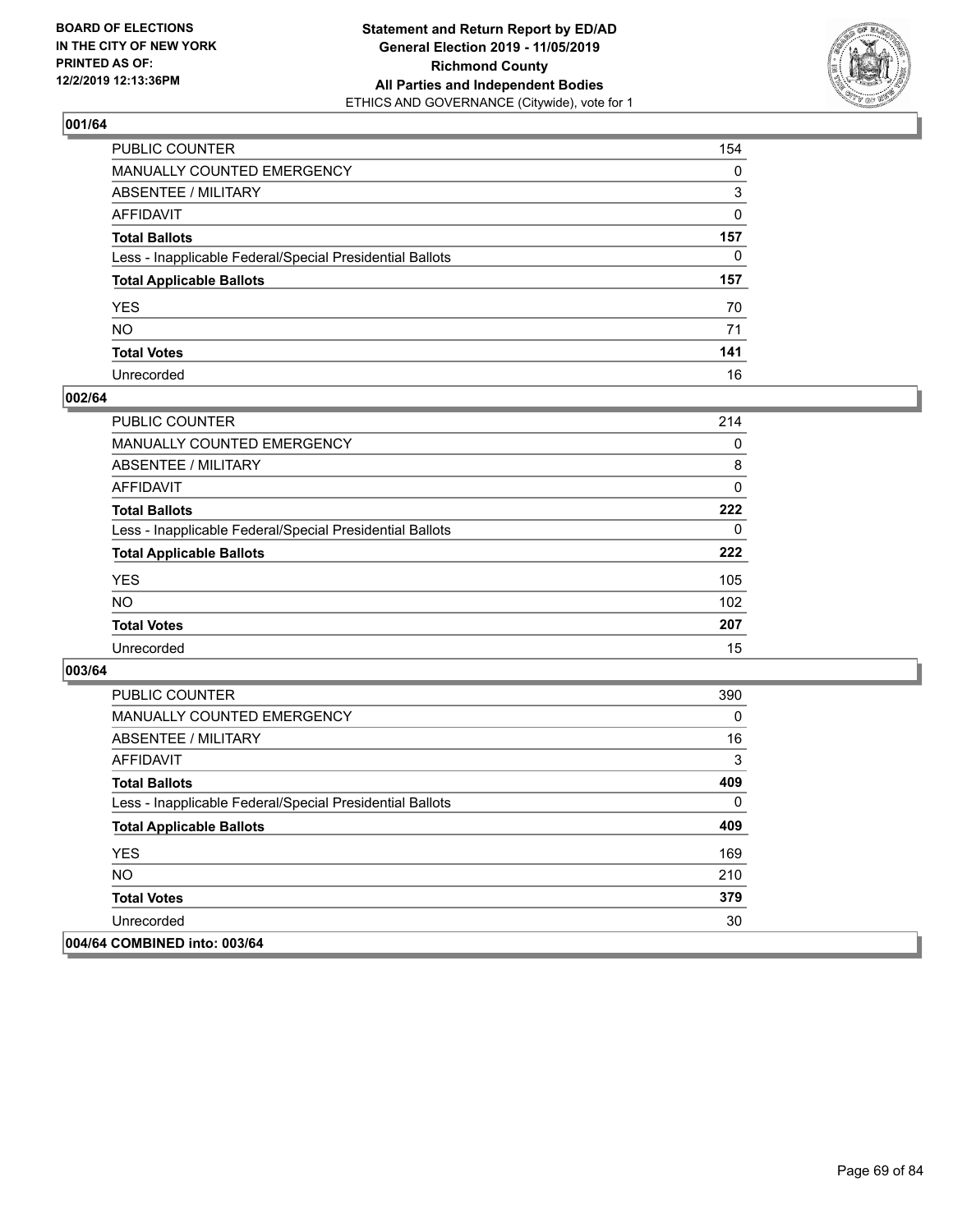## 001/64

| | |
|---|---|
| PUBLIC COUNTER | 154 |
| MANUALLY COUNTED EMERGENCY | 0 |
| ABSENTEE / MILITARY | 3 |
| AFFIDAVIT | 0 |
| **Total Ballots** | **157** |
| Less - Inapplicable Federal/Special Presidential Ballots | 0 |
| **Total Applicable Ballots** | **157** |
| YES | 70 |
| NO | 71 |
| **Total Votes** | **141** |
| Unrecorded | 16 |

## 002/64

| | |
|---|---|
| PUBLIC COUNTER | 214 |
| MANUALLY COUNTED EMERGENCY | 0 |
| ABSENTEE / MILITARY | 8 |
| AFFIDAVIT | 0 |
| **Total Ballots** | **222** |
| Less - Inapplicable Federal/Special Presidential Ballots | 0 |
| **Total Applicable Ballots** | **222** |
| YES | 105 |
| NO | 102 |
| **Total Votes** | **207** |
| Unrecorded | 15 |

## 003/64

| | |
|---|---|
| PUBLIC COUNTER | 390 |
| MANUALLY COUNTED EMERGENCY | 0 |
| ABSENTEE / MILITARY | 16 |
| AFFIDAVIT | 3 |
| **Total Ballots** | **409** |
| Less - Inapplicable Federal/Special Presidential Ballots | 0 |
| **Total Applicable Ballots** | **409** |
| YES | 169 |
| NO | 210 |
| **Total Votes** | **379** |
| Unrecorded | 30 |

## 004/64 COMBINED into: 003/64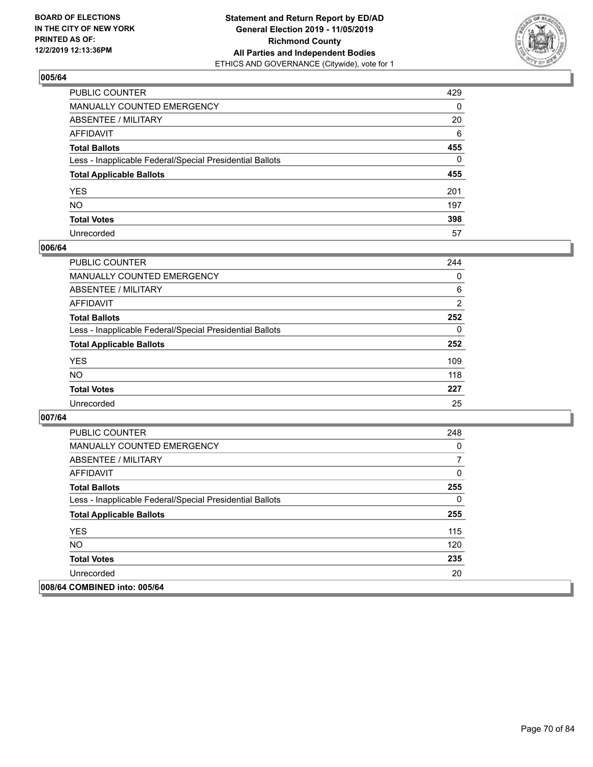BOARD OF ELECTIONS
IN THE CITY OF NEW YORK
PRINTED AS OF:
12/2/2019 12:13:36PM

**Statement and Return Report by ED/AD**
**General Election 2019 - 11/05/2019**
**Richmond County**
**All Parties and Independent Bodies**
ETHICS AND GOVERNANCE (Citywide), vote for 1

### 005/64

| | |
|---|---|
| PUBLIC COUNTER | 429 |
| MANUALLY COUNTED EMERGENCY | 0 |
| ABSENTEE / MILITARY | 20 |
| AFFIDAVIT | 6 |
| **Total Ballots** | **455** |
| Less - Inapplicable Federal/Special Presidential Ballots | 0 |
| **Total Applicable Ballots** | **455** |
| YES | 201 |
| NO | 197 |
| **Total Votes** | **398** |
| Unrecorded | 57 |

### 006/64

| | |
|---|---|
| PUBLIC COUNTER | 244 |
| MANUALLY COUNTED EMERGENCY | 0 |
| ABSENTEE / MILITARY | 6 |
| AFFIDAVIT | 2 |
| **Total Ballots** | **252** |
| Less - Inapplicable Federal/Special Presidential Ballots | 0 |
| **Total Applicable Ballots** | **252** |
| YES | 109 |
| NO | 118 |
| **Total Votes** | **227** |
| Unrecorded | 25 |

### 007/64

| | |
|---|---|
| PUBLIC COUNTER | 248 |
| MANUALLY COUNTED EMERGENCY | 0 |
| ABSENTEE / MILITARY | 7 |
| AFFIDAVIT | 0 |
| **Total Ballots** | **255** |
| Less - Inapplicable Federal/Special Presidential Ballots | 0 |
| **Total Applicable Ballots** | **255** |
| YES | 115 |
| NO | 120 |
| **Total Votes** | **235** |
| Unrecorded | 20 |

### 008/64 COMBINED into: 005/64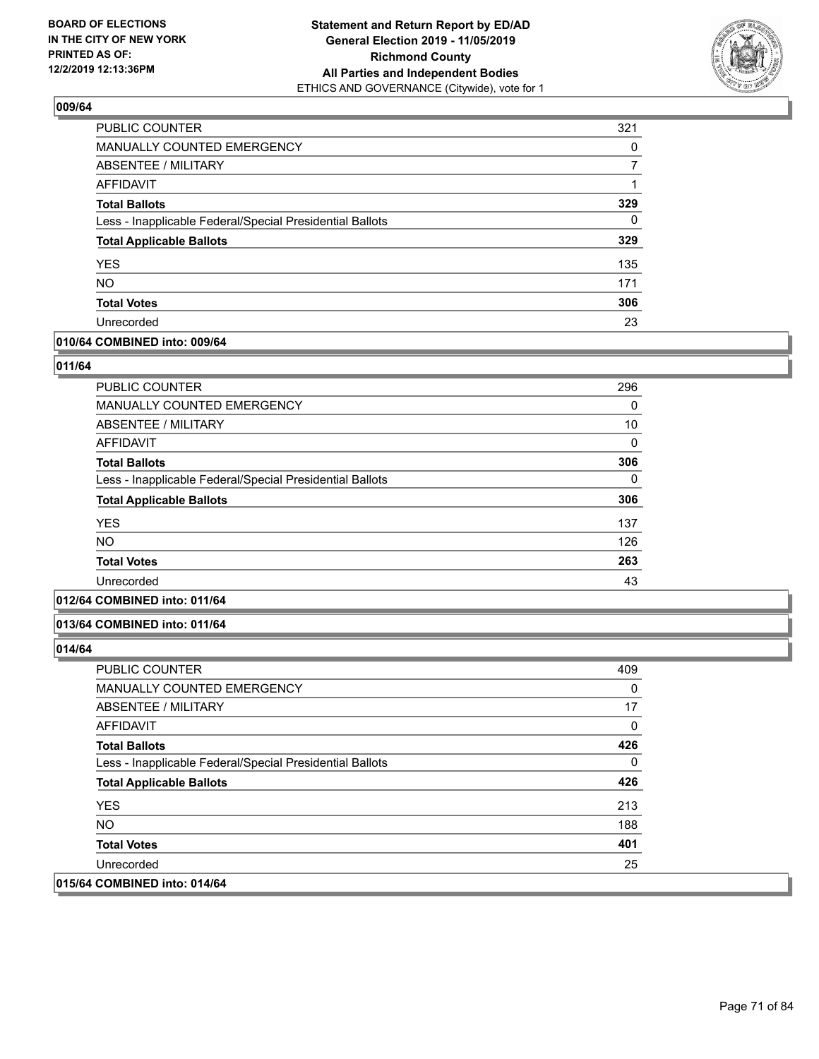**BOARD OF ELECTIONS IN THE CITY OF NEW YORK PRINTED AS OF: 12/2/2019 12:13:36PM**

**Statement and Return Report by ED/AD General Election 2019 - 11/05/2019 Richmond County All Parties and Independent Bodies**
ETHICS AND GOVERNANCE (Citywide), vote for 1

## 009/64

| | |
|---|---|
| PUBLIC COUNTER | 321 |
| MANUALLY COUNTED EMERGENCY | 0 |
| ABSENTEE / MILITARY | 7 |
| AFFIDAVIT | 1 |
| **Total Ballots** | **329** |
| Less - Inapplicable Federal/Special Presidential Ballots | 0 |
| **Total Applicable Ballots** | **329** |
| YES | 135 |
| NO | 171 |
| **Total Votes** | **306** |
| Unrecorded | 23 |

## 010/64 COMBINED into: 009/64

## 011/64

| | |
|---|---|
| PUBLIC COUNTER | 296 |
| MANUALLY COUNTED EMERGENCY | 0 |
| ABSENTEE / MILITARY | 10 |
| AFFIDAVIT | 0 |
| **Total Ballots** | **306** |
| Less - Inapplicable Federal/Special Presidential Ballots | 0 |
| **Total Applicable Ballots** | **306** |
| YES | 137 |
| NO | 126 |
| **Total Votes** | **263** |
| Unrecorded | 43 |

## 012/64 COMBINED into: 011/64

## 013/64 COMBINED into: 011/64

## 014/64

| | |
|---|---|
| PUBLIC COUNTER | 409 |
| MANUALLY COUNTED EMERGENCY | 0 |
| ABSENTEE / MILITARY | 17 |
| AFFIDAVIT | 0 |
| **Total Ballots** | **426** |
| Less - Inapplicable Federal/Special Presidential Ballots | 0 |
| **Total Applicable Ballots** | **426** |
| YES | 213 |
| NO | 188 |
| **Total Votes** | **401** |
| Unrecorded | 25 |

## 015/64 COMBINED into: 014/64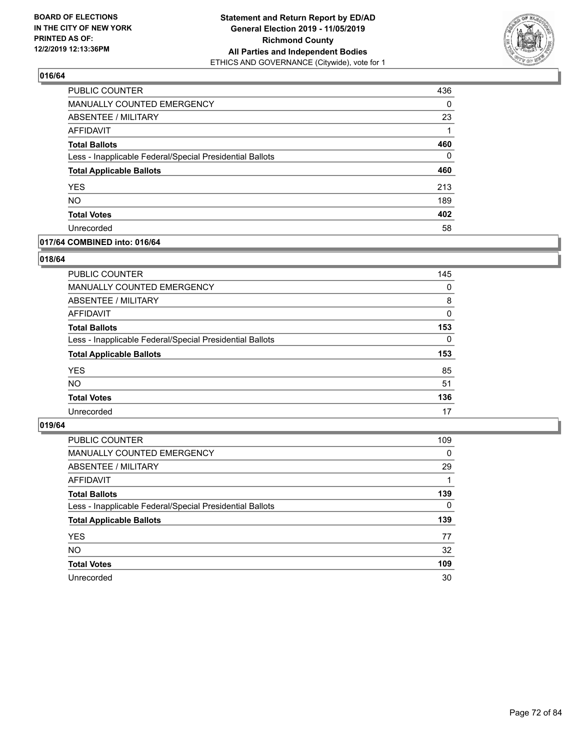BOARD OF ELECTIONS
IN THE CITY OF NEW YORK
PRINTED AS OF:
12/2/2019 12:13:36PM

**Statement and Return Report by ED/AD**
**General Election 2019 - 11/05/2019**
**Richmond County**
**All Parties and Independent Bodies**
ETHICS AND GOVERNANCE (Citywide), vote for 1

## 016/64

| | |
|---|---|
| PUBLIC COUNTER | 436 |
| MANUALLY COUNTED EMERGENCY | 0 |
| ABSENTEE / MILITARY | 23 |
| AFFIDAVIT | 1 |
| **Total Ballots** | **460** |
| Less - Inapplicable Federal/Special Presidential Ballots | 0 |
| **Total Applicable Ballots** | **460** |
| YES | 213 |
| NO | 189 |
| **Total Votes** | **402** |
| Unrecorded | 58 |

## 017/64 COMBINED into: 016/64

## 018/64

| | |
|---|---|
| PUBLIC COUNTER | 145 |
| MANUALLY COUNTED EMERGENCY | 0 |
| ABSENTEE / MILITARY | 8 |
| AFFIDAVIT | 0 |
| **Total Ballots** | **153** |
| Less - Inapplicable Federal/Special Presidential Ballots | 0 |
| **Total Applicable Ballots** | **153** |
| YES | 85 |
| NO | 51 |
| **Total Votes** | **136** |
| Unrecorded | 17 |

## 019/64

| | |
|---|---|
| PUBLIC COUNTER | 109 |
| MANUALLY COUNTED EMERGENCY | 0 |
| ABSENTEE / MILITARY | 29 |
| AFFIDAVIT | 1 |
| **Total Ballots** | **139** |
| Less - Inapplicable Federal/Special Presidential Ballots | 0 |
| **Total Applicable Ballots** | **139** |
| YES | 77 |
| NO | 32 |
| **Total Votes** | **109** |
| Unrecorded | 30 |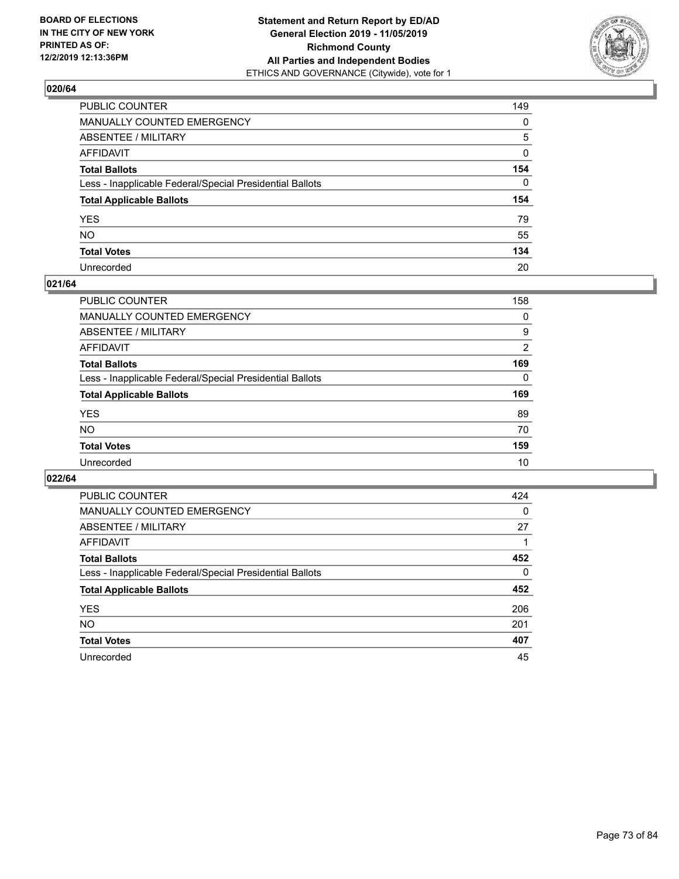## 020/64

| | |
|---|---|
| PUBLIC COUNTER | 149 |
| MANUALLY COUNTED EMERGENCY | 0 |
| ABSENTEE / MILITARY | 5 |
| AFFIDAVIT | 0 |
| **Total Ballots** | **154** |
| Less - Inapplicable Federal/Special Presidential Ballots | 0 |
| **Total Applicable Ballots** | **154** |
| YES | 79 |
| NO | 55 |
| **Total Votes** | **134** |
| Unrecorded | 20 |

## 021/64

| | |
|---|---|
| PUBLIC COUNTER | 158 |
| MANUALLY COUNTED EMERGENCY | 0 |
| ABSENTEE / MILITARY | 9 |
| AFFIDAVIT | 2 |
| **Total Ballots** | **169** |
| Less - Inapplicable Federal/Special Presidential Ballots | 0 |
| **Total Applicable Ballots** | **169** |
| YES | 89 |
| NO | 70 |
| **Total Votes** | **159** |
| Unrecorded | 10 |

## 022/64

| | |
|---|---|
| PUBLIC COUNTER | 424 |
| MANUALLY COUNTED EMERGENCY | 0 |
| ABSENTEE / MILITARY | 27 |
| AFFIDAVIT | 1 |
| **Total Ballots** | **452** |
| Less - Inapplicable Federal/Special Presidential Ballots | 0 |
| **Total Applicable Ballots** | **452** |
| YES | 206 |
| NO | 201 |
| **Total Votes** | **407** |
| Unrecorded | 45 |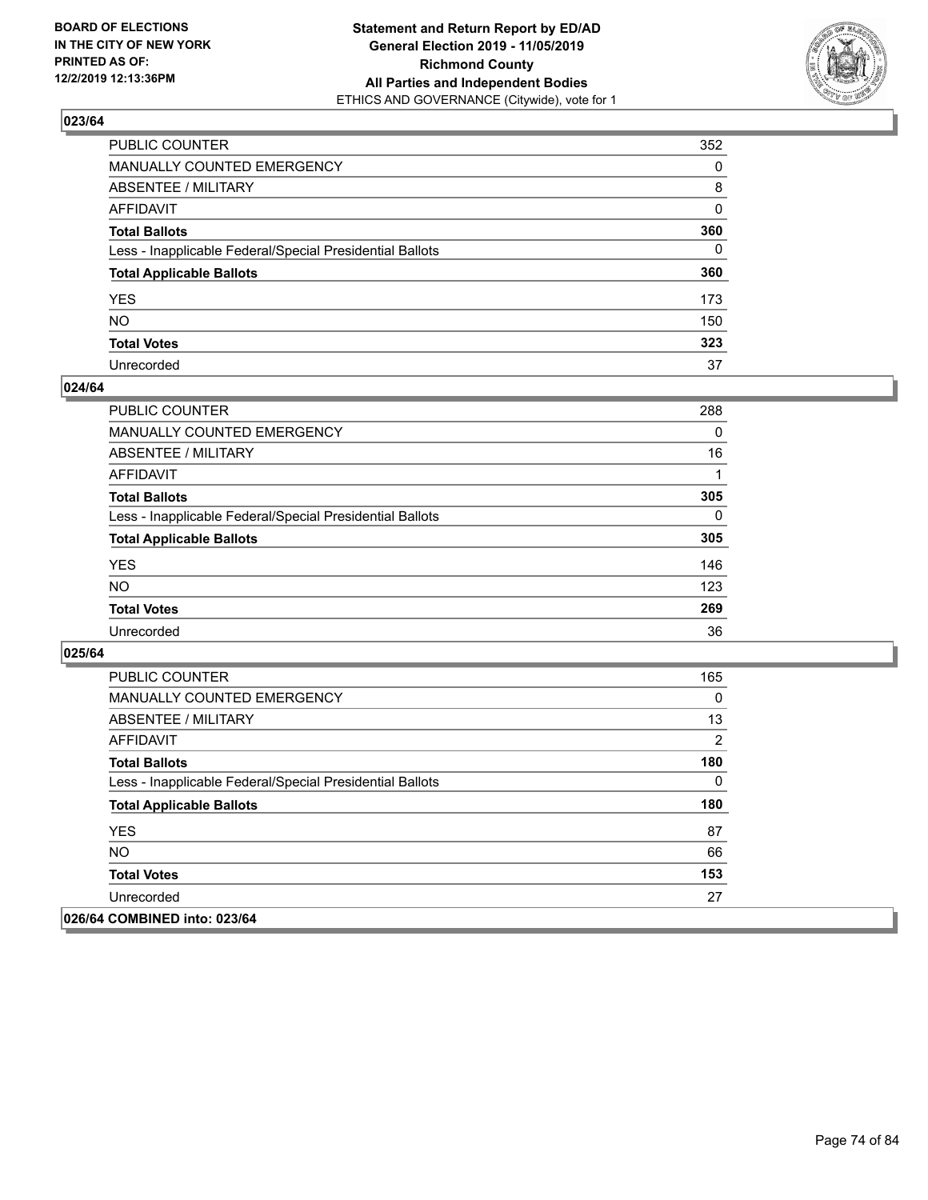## 023/64

| | |
|---|---|
| PUBLIC COUNTER | 352 |
| MANUALLY COUNTED EMERGENCY | 0 |
| ABSENTEE / MILITARY | 8 |
| AFFIDAVIT | 0 |
| **Total Ballots** | **360** |
| Less - Inapplicable Federal/Special Presidential Ballots | 0 |
| **Total Applicable Ballots** | **360** |
| YES | 173 |
| NO | 150 |
| **Total Votes** | **323** |
| Unrecorded | 37 |

## 024/64

| | |
|---|---|
| PUBLIC COUNTER | 288 |
| MANUALLY COUNTED EMERGENCY | 0 |
| ABSENTEE / MILITARY | 16 |
| AFFIDAVIT | 1 |
| **Total Ballots** | **305** |
| Less - Inapplicable Federal/Special Presidential Ballots | 0 |
| **Total Applicable Ballots** | **305** |
| YES | 146 |
| NO | 123 |
| **Total Votes** | **269** |
| Unrecorded | 36 |

## 025/64

| | |
|---|---|
| PUBLIC COUNTER | 165 |
| MANUALLY COUNTED EMERGENCY | 0 |
| ABSENTEE / MILITARY | 13 |
| AFFIDAVIT | 2 |
| **Total Ballots** | **180** |
| Less - Inapplicable Federal/Special Presidential Ballots | 0 |
| **Total Applicable Ballots** | **180** |
| YES | 87 |
| NO | 66 |
| **Total Votes** | **153** |
| Unrecorded | 27 |

## 026/64 COMBINED into: 023/64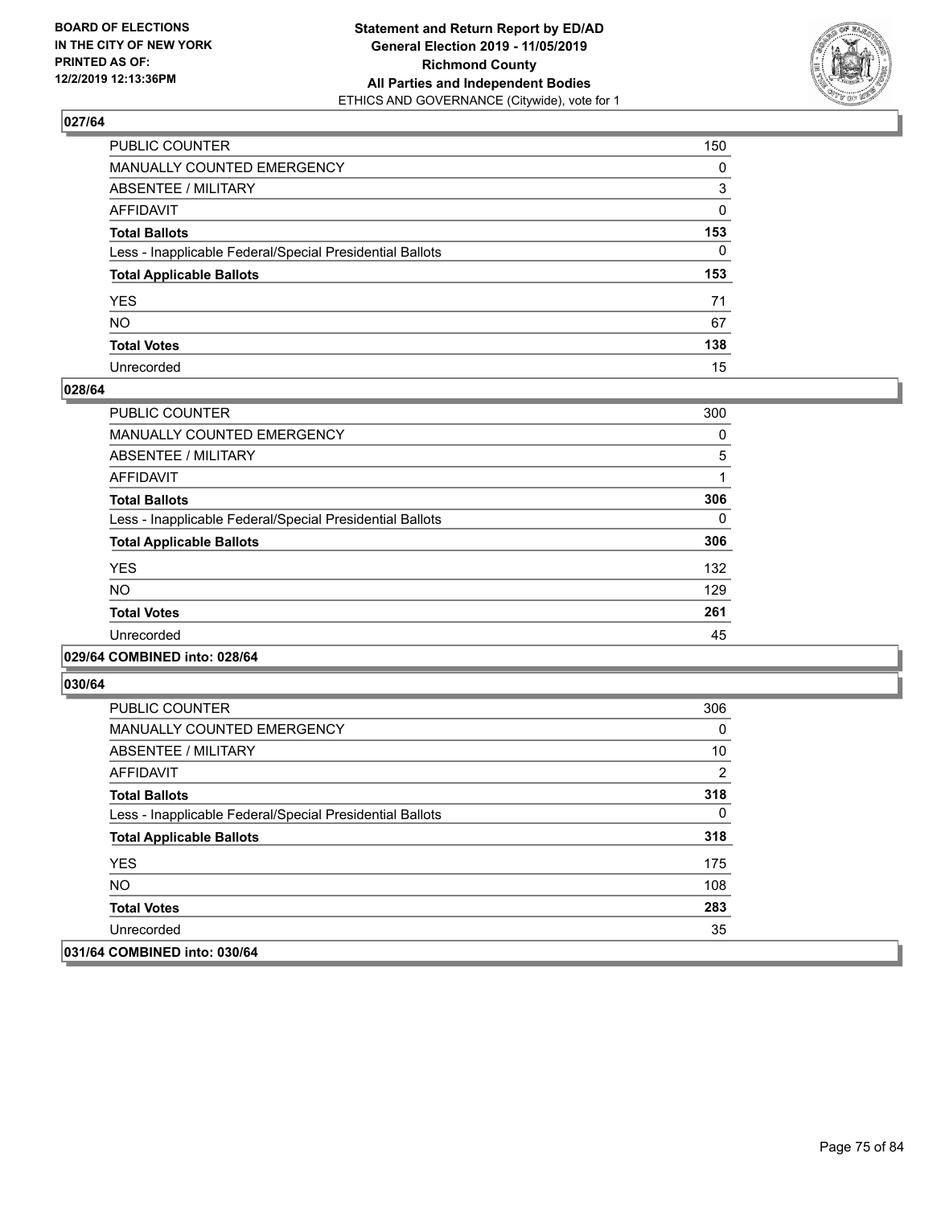### 027/64

| | |
|---|---|
| PUBLIC COUNTER | 150 |
| MANUALLY COUNTED EMERGENCY | 0 |
| ABSENTEE / MILITARY | 3 |
| AFFIDAVIT | 0 |
| **Total Ballots** | **153** |
| Less - Inapplicable Federal/Special Presidential Ballots | 0 |
| **Total Applicable Ballots** | **153** |
| YES | 71 |
| NO | 67 |
| **Total Votes** | **138** |
| Unrecorded | 15 |

### 028/64

| | |
|---|---|
| PUBLIC COUNTER | 300 |
| MANUALLY COUNTED EMERGENCY | 0 |
| ABSENTEE / MILITARY | 5 |
| AFFIDAVIT | 1 |
| **Total Ballots** | **306** |
| Less - Inapplicable Federal/Special Presidential Ballots | 0 |
| **Total Applicable Ballots** | **306** |
| YES | 132 |
| NO | 129 |
| **Total Votes** | **261** |
| Unrecorded | 45 |

### 029/64 COMBINED into: 028/64

### 030/64

| | |
|---|---|
| PUBLIC COUNTER | 306 |
| MANUALLY COUNTED EMERGENCY | 0 |
| ABSENTEE / MILITARY | 10 |
| AFFIDAVIT | 2 |
| **Total Ballots** | **318** |
| Less - Inapplicable Federal/Special Presidential Ballots | 0 |
| **Total Applicable Ballots** | **318** |
| YES | 175 |
| NO | 108 |
| **Total Votes** | **283** |
| Unrecorded | 35 |

### 031/64 COMBINED into: 030/64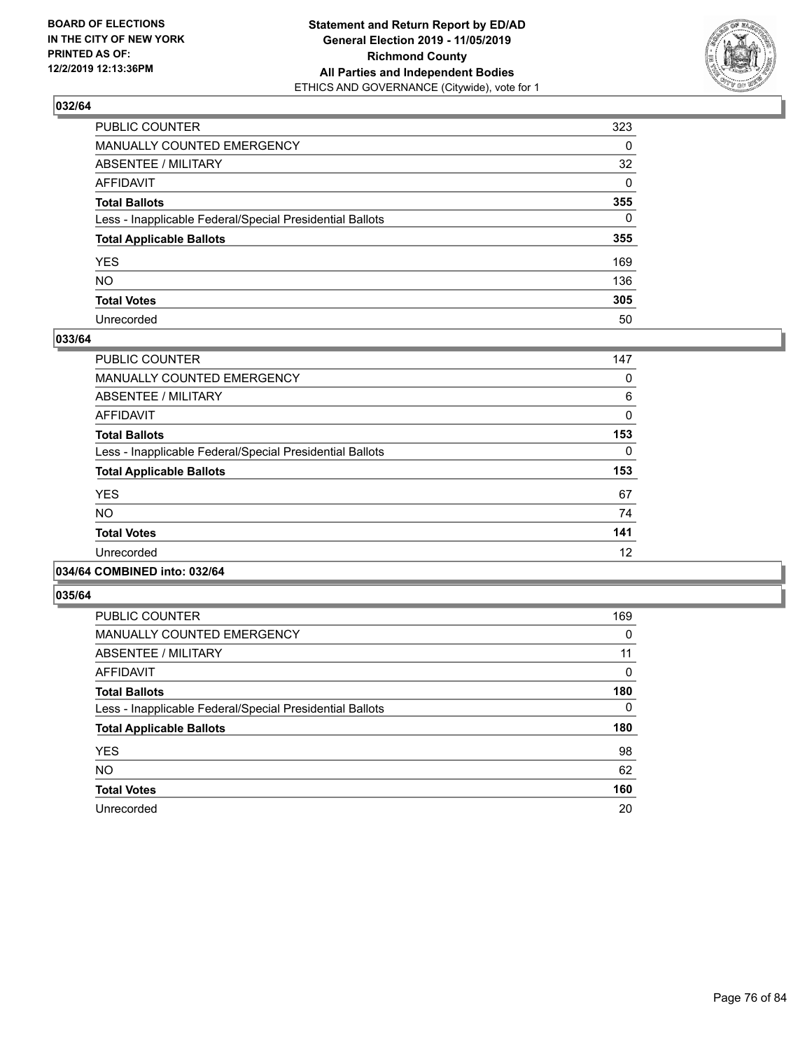**BOARD OF ELECTIONS IN THE CITY OF NEW YORK PRINTED AS OF: 12/2/2019 12:13:36PM**

**Statement and Return Report by ED/AD General Election 2019 - 11/05/2019 Richmond County All Parties and Independent Bodies**
ETHICS AND GOVERNANCE (Citywide), vote for 1

### 032/64

| | |
|---|---|
| PUBLIC COUNTER | 323 |
| MANUALLY COUNTED EMERGENCY | 0 |
| ABSENTEE / MILITARY | 32 |
| AFFIDAVIT | 0 |
| **Total Ballots** | **355** |
| Less - Inapplicable Federal/Special Presidential Ballots | 0 |
| **Total Applicable Ballots** | **355** |
| YES | 169 |
| NO | 136 |
| **Total Votes** | **305** |
| Unrecorded | 50 |

### 033/64

| | |
|---|---|
| PUBLIC COUNTER | 147 |
| MANUALLY COUNTED EMERGENCY | 0 |
| ABSENTEE / MILITARY | 6 |
| AFFIDAVIT | 0 |
| **Total Ballots** | **153** |
| Less - Inapplicable Federal/Special Presidential Ballots | 0 |
| **Total Applicable Ballots** | **153** |
| YES | 67 |
| NO | 74 |
| **Total Votes** | **141** |
| Unrecorded | 12 |

### 034/64 COMBINED into: 032/64

### 035/64

| | |
|---|---|
| PUBLIC COUNTER | 169 |
| MANUALLY COUNTED EMERGENCY | 0 |
| ABSENTEE / MILITARY | 11 |
| AFFIDAVIT | 0 |
| **Total Ballots** | **180** |
| Less - Inapplicable Federal/Special Presidential Ballots | 0 |
| **Total Applicable Ballots** | **180** |
| YES | 98 |
| NO | 62 |
| **Total Votes** | **160** |
| Unrecorded | 20 |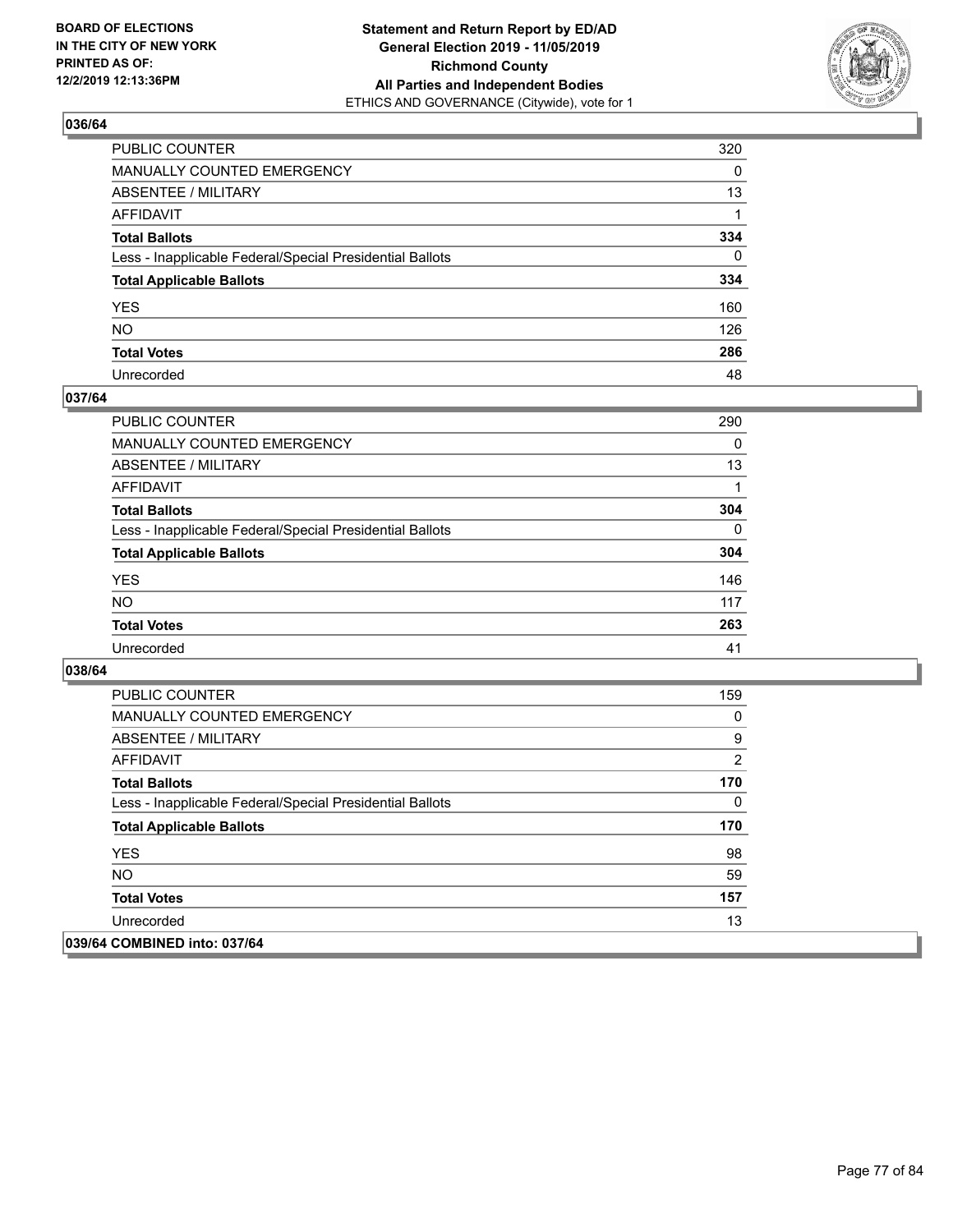**BOARD OF ELECTIONS IN THE CITY OF NEW YORK PRINTED AS OF: 12/2/2019 12:13:36PM**

**Statement and Return Report by ED/AD General Election 2019 - 11/05/2019 Richmond County All Parties and Independent Bodies**
ETHICS AND GOVERNANCE (Citywide), vote for 1

## 036/64

| | |
|---|---|
| PUBLIC COUNTER | 320 |
| MANUALLY COUNTED EMERGENCY | 0 |
| ABSENTEE / MILITARY | 13 |
| AFFIDAVIT | 1 |
| **Total Ballots** | **334** |
| Less - Inapplicable Federal/Special Presidential Ballots | 0 |
| **Total Applicable Ballots** | **334** |
| YES | 160 |
| NO | 126 |
| **Total Votes** | **286** |
| Unrecorded | 48 |

## 037/64

| | |
|---|---|
| PUBLIC COUNTER | 290 |
| MANUALLY COUNTED EMERGENCY | 0 |
| ABSENTEE / MILITARY | 13 |
| AFFIDAVIT | 1 |
| **Total Ballots** | **304** |
| Less - Inapplicable Federal/Special Presidential Ballots | 0 |
| **Total Applicable Ballots** | **304** |
| YES | 146 |
| NO | 117 |
| **Total Votes** | **263** |
| Unrecorded | 41 |

## 038/64

| | |
|---|---|
| PUBLIC COUNTER | 159 |
| MANUALLY COUNTED EMERGENCY | 0 |
| ABSENTEE / MILITARY | 9 |
| AFFIDAVIT | 2 |
| **Total Ballots** | **170** |
| Less - Inapplicable Federal/Special Presidential Ballots | 0 |
| **Total Applicable Ballots** | **170** |
| YES | 98 |
| NO | 59 |
| **Total Votes** | **157** |
| Unrecorded | 13 |

## 039/64 COMBINED into: 037/64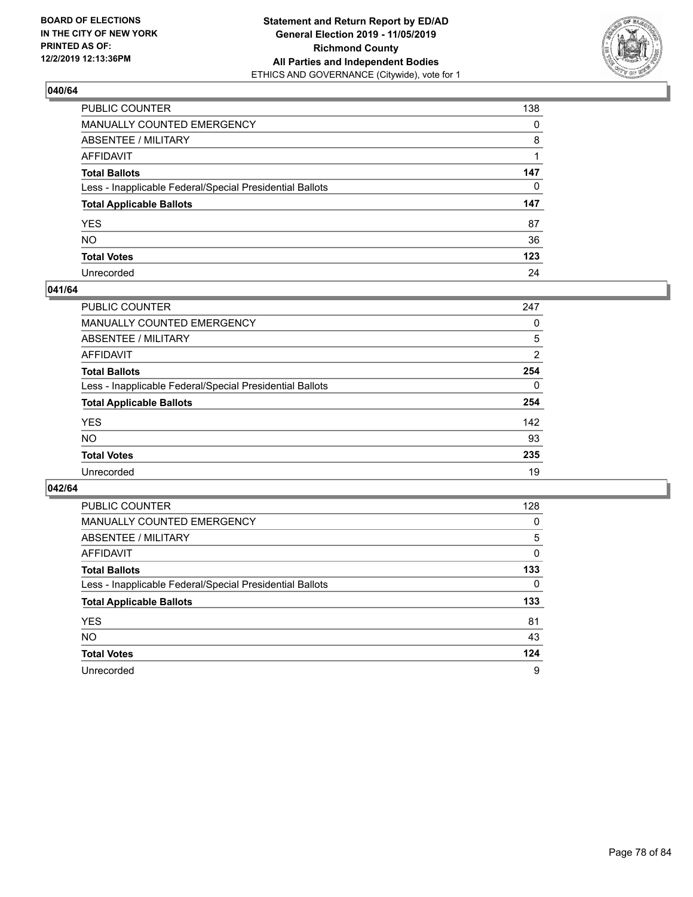**BOARD OF ELECTIONS IN THE CITY OF NEW YORK PRINTED AS OF: 12/2/2019 12:13:36PM**

**Statement and Return Report by ED/AD General Election 2019 - 11/05/2019 Richmond County All Parties and Independent Bodies**
ETHICS AND GOVERNANCE (Citywide), vote for 1

## 040/64

| | |
|---|---|
| PUBLIC COUNTER | 138 |
| MANUALLY COUNTED EMERGENCY | 0 |
| ABSENTEE / MILITARY | 8 |
| AFFIDAVIT | 1 |
| **Total Ballots** | **147** |
| Less - Inapplicable Federal/Special Presidential Ballots | 0 |
| **Total Applicable Ballots** | **147** |
| YES | 87 |
| NO | 36 |
| **Total Votes** | **123** |
| Unrecorded | 24 |

## 041/64

| | |
|---|---|
| PUBLIC COUNTER | 247 |
| MANUALLY COUNTED EMERGENCY | 0 |
| ABSENTEE / MILITARY | 5 |
| AFFIDAVIT | 2 |
| **Total Ballots** | **254** |
| Less - Inapplicable Federal/Special Presidential Ballots | 0 |
| **Total Applicable Ballots** | **254** |
| YES | 142 |
| NO | 93 |
| **Total Votes** | **235** |
| Unrecorded | 19 |

## 042/64

| | |
|---|---|
| PUBLIC COUNTER | 128 |
| MANUALLY COUNTED EMERGENCY | 0 |
| ABSENTEE / MILITARY | 5 |
| AFFIDAVIT | 0 |
| **Total Ballots** | **133** |
| Less - Inapplicable Federal/Special Presidential Ballots | 0 |
| **Total Applicable Ballots** | **133** |
| YES | 81 |
| NO | 43 |
| **Total Votes** | **124** |
| Unrecorded | 9 |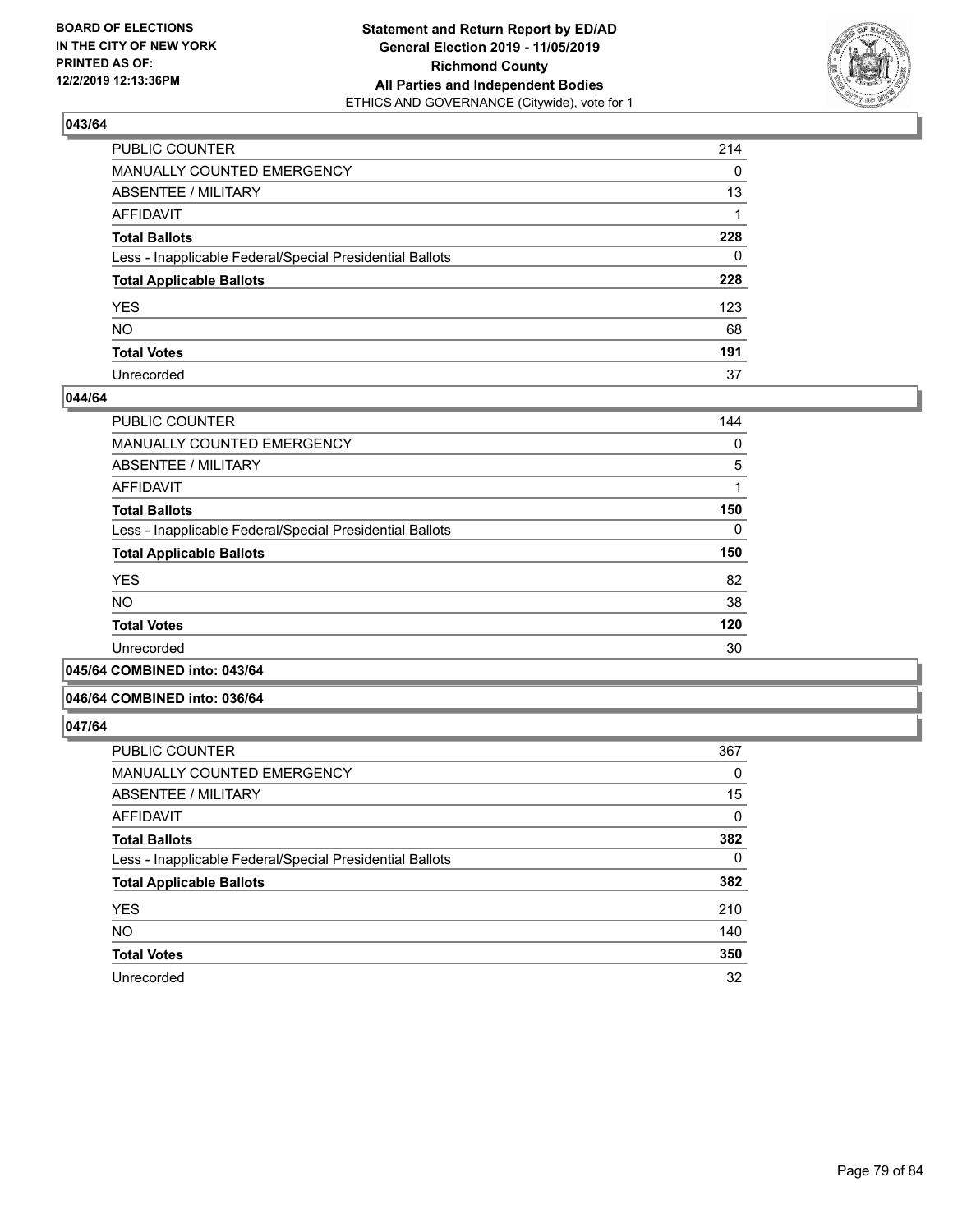**Statement and Return Report by ED/AD**
**General Election 2019 - 11/05/2019**
**Richmond County**
**All Parties and Independent Bodies**
ETHICS AND GOVERNANCE (Citywide), vote for 1

BOARD OF ELECTIONS IN THE CITY OF NEW YORK PRINTED AS OF: 12/2/2019 12:13:36PM

### 043/64

| | |
|---|---|
| PUBLIC COUNTER | 214 |
| MANUALLY COUNTED EMERGENCY | 0 |
| ABSENTEE / MILITARY | 13 |
| AFFIDAVIT | 1 |
| **Total Ballots** | **228** |
| Less - Inapplicable Federal/Special Presidential Ballots | 0 |
| **Total Applicable Ballots** | **228** |
| YES | 123 |
| NO | 68 |
| **Total Votes** | **191** |
| Unrecorded | 37 |

### 044/64

| | |
|---|---|
| PUBLIC COUNTER | 144 |
| MANUALLY COUNTED EMERGENCY | 0 |
| ABSENTEE / MILITARY | 5 |
| AFFIDAVIT | 1 |
| **Total Ballots** | **150** |
| Less - Inapplicable Federal/Special Presidential Ballots | 0 |
| **Total Applicable Ballots** | **150** |
| YES | 82 |
| NO | 38 |
| **Total Votes** | **120** |
| Unrecorded | 30 |

### 045/64 COMBINED into: 043/64

### 046/64 COMBINED into: 036/64

### 047/64

| | |
|---|---|
| PUBLIC COUNTER | 367 |
| MANUALLY COUNTED EMERGENCY | 0 |
| ABSENTEE / MILITARY | 15 |
| AFFIDAVIT | 0 |
| **Total Ballots** | **382** |
| Less - Inapplicable Federal/Special Presidential Ballots | 0 |
| **Total Applicable Ballots** | **382** |
| YES | 210 |
| NO | 140 |
| **Total Votes** | **350** |
| Unrecorded | 32 |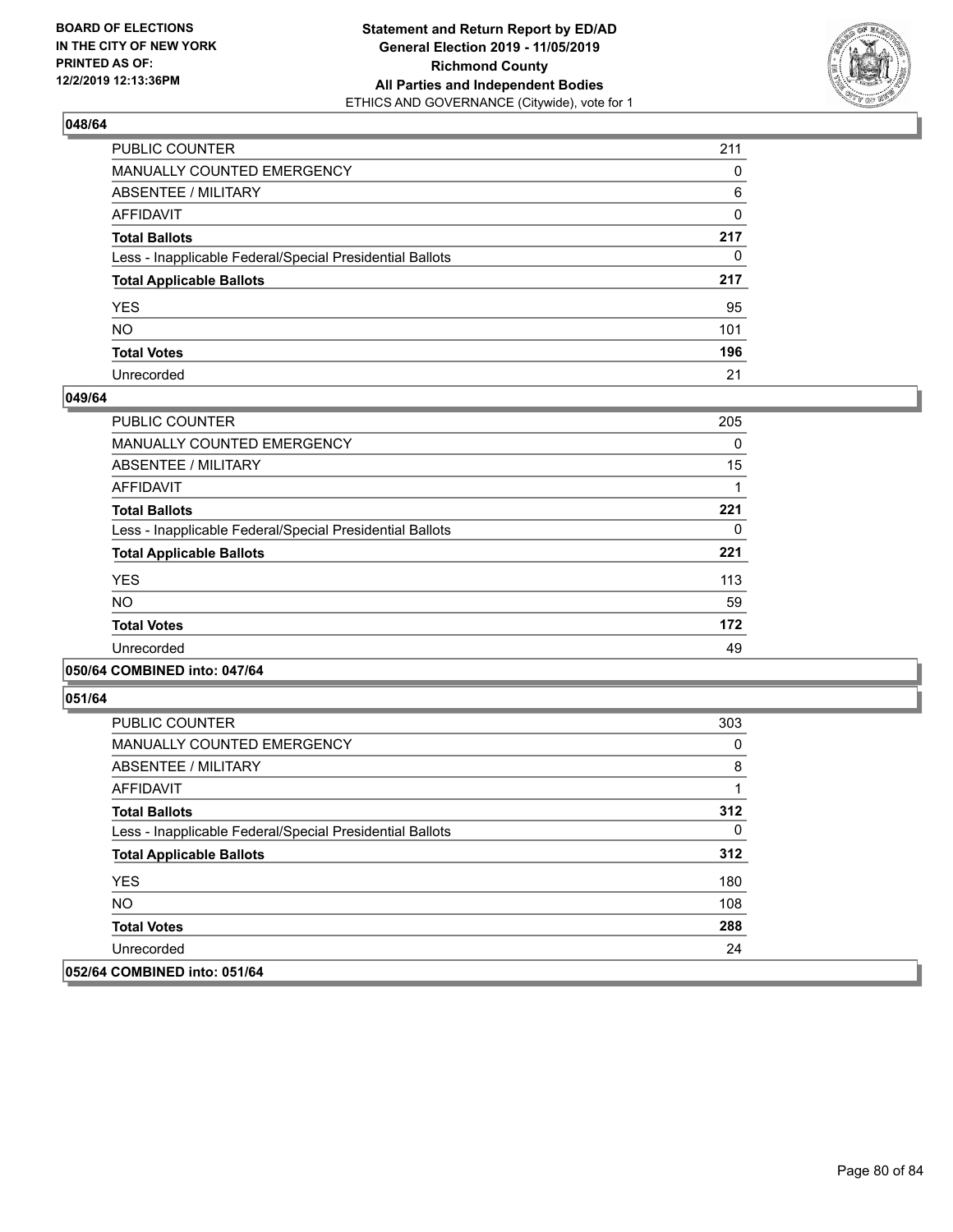**BOARD OF ELECTIONS IN THE CITY OF NEW YORK PRINTED AS OF: 12/2/2019 12:13:36PM**

**Statement and Return Report by ED/AD General Election 2019 - 11/05/2019 Richmond County All Parties and Independent Bodies**
ETHICS AND GOVERNANCE (Citywide), vote for 1

### 048/64

| | |
|---|---|
| PUBLIC COUNTER | 211 |
| MANUALLY COUNTED EMERGENCY | 0 |
| ABSENTEE / MILITARY | 6 |
| AFFIDAVIT | 0 |
| **Total Ballots** | **217** |
| Less - Inapplicable Federal/Special Presidential Ballots | 0 |
| **Total Applicable Ballots** | **217** |
| YES | 95 |
| NO | 101 |
| **Total Votes** | **196** |
| Unrecorded | 21 |

### 049/64

| | |
|---|---|
| PUBLIC COUNTER | 205 |
| MANUALLY COUNTED EMERGENCY | 0 |
| ABSENTEE / MILITARY | 15 |
| AFFIDAVIT | 1 |
| **Total Ballots** | **221** |
| Less - Inapplicable Federal/Special Presidential Ballots | 0 |
| **Total Applicable Ballots** | **221** |
| YES | 113 |
| NO | 59 |
| **Total Votes** | **172** |
| Unrecorded | 49 |

### 050/64 COMBINED into: 047/64

### 051/64

| | |
|---|---|
| PUBLIC COUNTER | 303 |
| MANUALLY COUNTED EMERGENCY | 0 |
| ABSENTEE / MILITARY | 8 |
| AFFIDAVIT | 1 |
| **Total Ballots** | **312** |
| Less - Inapplicable Federal/Special Presidential Ballots | 0 |
| **Total Applicable Ballots** | **312** |
| YES | 180 |
| NO | 108 |
| **Total Votes** | **288** |
| Unrecorded | 24 |

### 052/64 COMBINED into: 051/64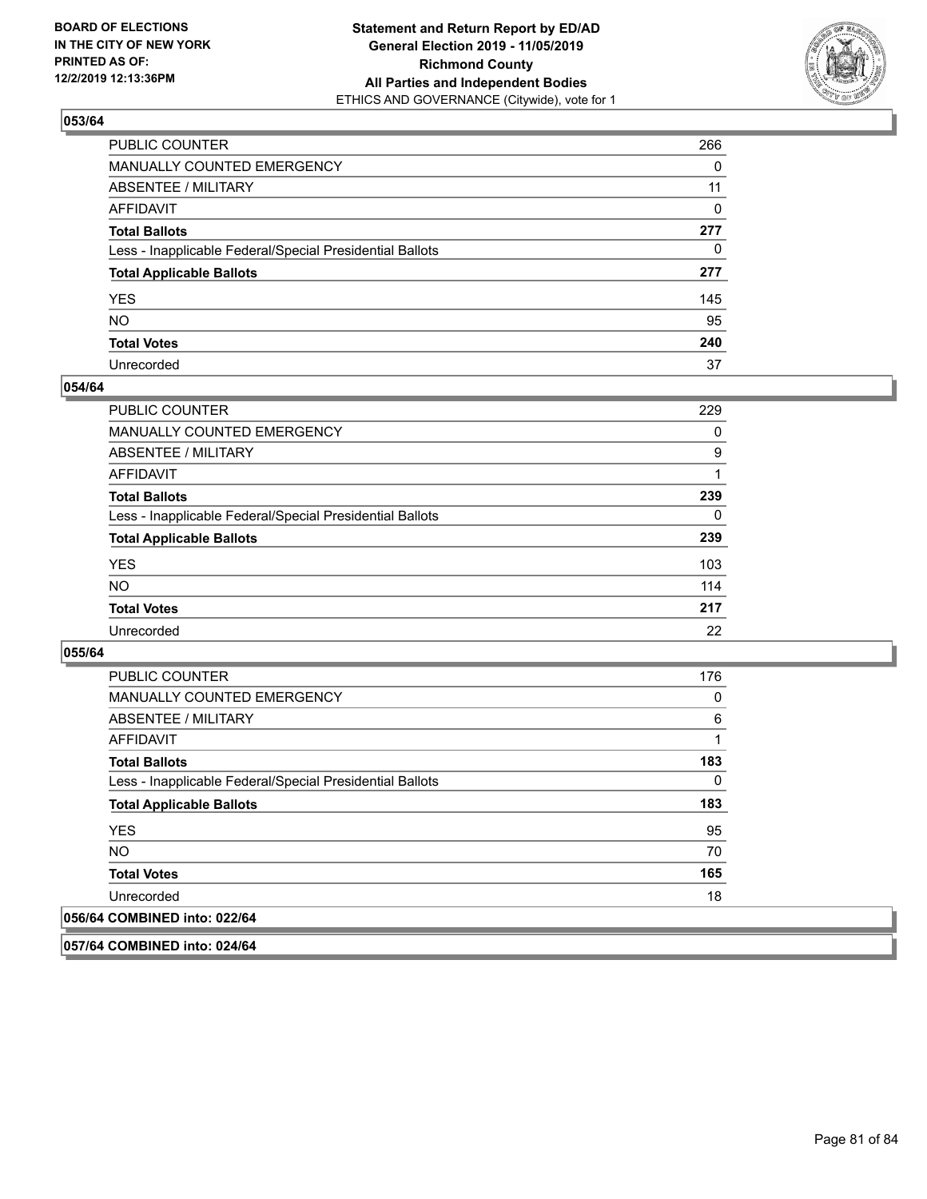## 053/64

| | |
|---|---|
| PUBLIC COUNTER | 266 |
| MANUALLY COUNTED EMERGENCY | 0 |
| ABSENTEE / MILITARY | 11 |
| AFFIDAVIT | 0 |
| **Total Ballots** | **277** |
| Less - Inapplicable Federal/Special Presidential Ballots | 0 |
| **Total Applicable Ballots** | **277** |
| YES | 145 |
| NO | 95 |
| **Total Votes** | **240** |
| Unrecorded | 37 |

## 054/64

| | |
|---|---|
| PUBLIC COUNTER | 229 |
| MANUALLY COUNTED EMERGENCY | 0 |
| ABSENTEE / MILITARY | 9 |
| AFFIDAVIT | 1 |
| **Total Ballots** | **239** |
| Less - Inapplicable Federal/Special Presidential Ballots | 0 |
| **Total Applicable Ballots** | **239** |
| YES | 103 |
| NO | 114 |
| **Total Votes** | **217** |
| Unrecorded | 22 |

## 055/64

| | |
|---|---|
| PUBLIC COUNTER | 176 |
| MANUALLY COUNTED EMERGENCY | 0 |
| ABSENTEE / MILITARY | 6 |
| AFFIDAVIT | 1 |
| **Total Ballots** | **183** |
| Less - Inapplicable Federal/Special Presidential Ballots | 0 |
| **Total Applicable Ballots** | **183** |
| YES | 95 |
| NO | 70 |
| **Total Votes** | **165** |
| Unrecorded | 18 |

## 056/64 COMBINED into: 022/64

## 057/64 COMBINED into: 024/64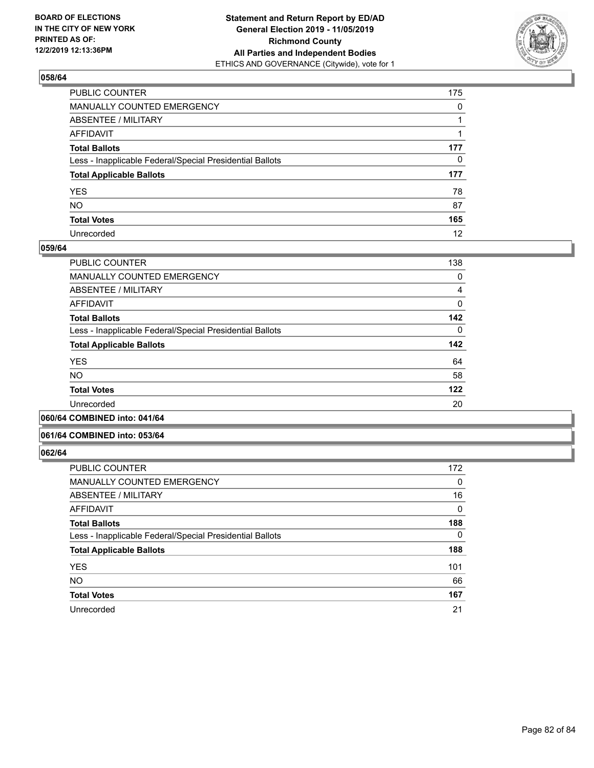**BOARD OF ELECTIONS IN THE CITY OF NEW YORK PRINTED AS OF: 12/2/2019 12:13:36PM**

**Statement and Return Report by ED/AD General Election 2019 - 11/05/2019 Richmond County All Parties and Independent Bodies**
ETHICS AND GOVERNANCE (Citywide), vote for 1

### 058/64

| | |
|---|---|
| PUBLIC COUNTER | 175 |
| MANUALLY COUNTED EMERGENCY | 0 |
| ABSENTEE / MILITARY | 1 |
| AFFIDAVIT | 1 |
| **Total Ballots** | **177** |
| Less - Inapplicable Federal/Special Presidential Ballots | 0 |
| **Total Applicable Ballots** | **177** |
| YES | 78 |
| NO | 87 |
| **Total Votes** | **165** |
| Unrecorded | 12 |

### 059/64

| | |
|---|---|
| PUBLIC COUNTER | 138 |
| MANUALLY COUNTED EMERGENCY | 0 |
| ABSENTEE / MILITARY | 4 |
| AFFIDAVIT | 0 |
| **Total Ballots** | **142** |
| Less - Inapplicable Federal/Special Presidential Ballots | 0 |
| **Total Applicable Ballots** | **142** |
| YES | 64 |
| NO | 58 |
| **Total Votes** | **122** |
| Unrecorded | 20 |

### 060/64 COMBINED into: 041/64

### 061/64 COMBINED into: 053/64

### 062/64

| | |
|---|---|
| PUBLIC COUNTER | 172 |
| MANUALLY COUNTED EMERGENCY | 0 |
| ABSENTEE / MILITARY | 16 |
| AFFIDAVIT | 0 |
| **Total Ballots** | **188** |
| Less - Inapplicable Federal/Special Presidential Ballots | 0 |
| **Total Applicable Ballots** | **188** |
| YES | 101 |
| NO | 66 |
| **Total Votes** | **167** |
| Unrecorded | 21 |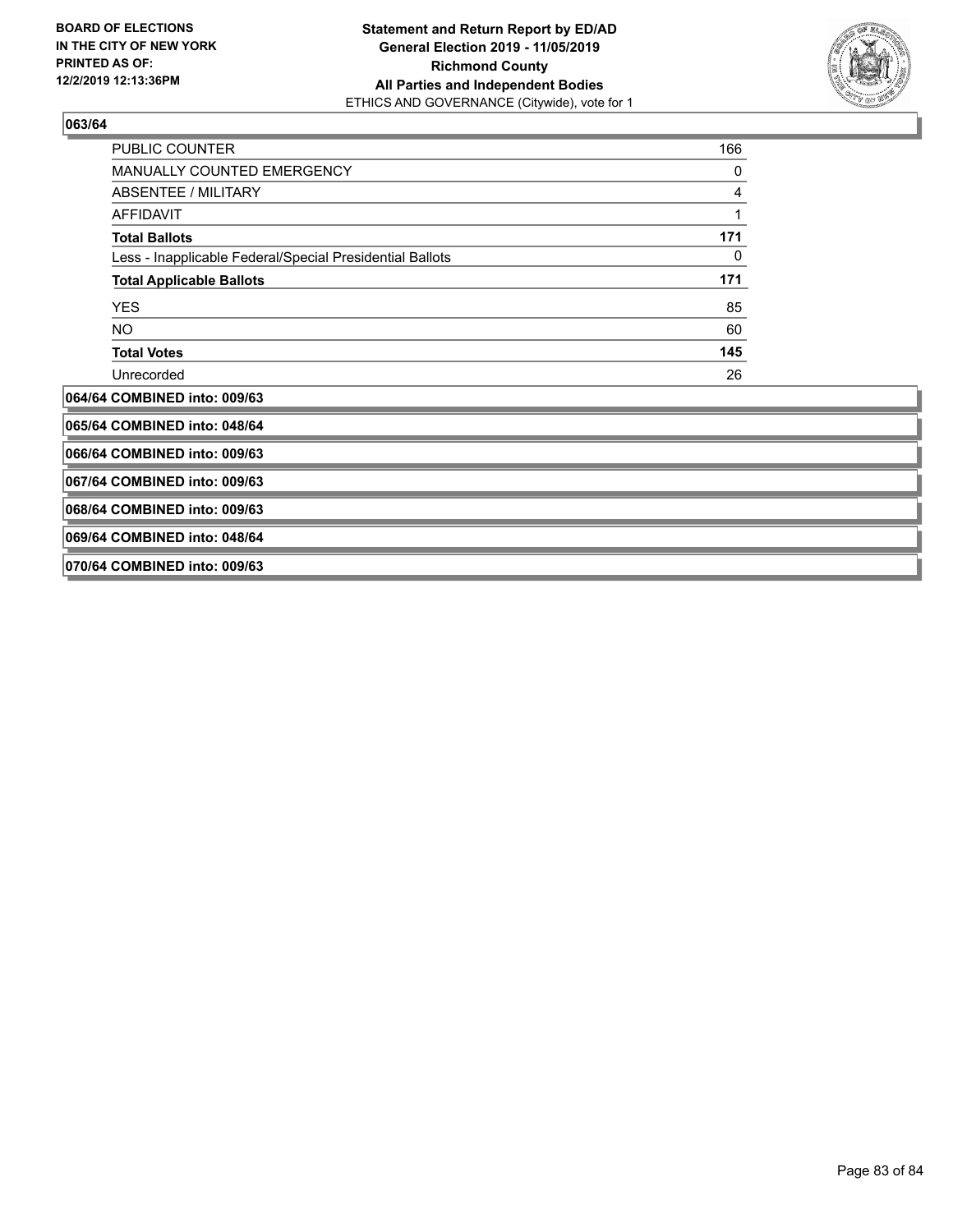**063/64**

| | |
|---|---|
| PUBLIC COUNTER | 166 |
| MANUALLY COUNTED EMERGENCY | 0 |
| ABSENTEE / MILITARY | 4 |
| AFFIDAVIT | 1 |
| **Total Ballots** | **171** |
| Less - Inapplicable Federal/Special Presidential Ballots | 0 |
| **Total Applicable Ballots** | **171** |
| YES | 85 |
| NO | 60 |
| **Total Votes** | **145** |
| Unrecorded | 26 |

**064/64 COMBINED into: 009/63**

**065/64 COMBINED into: 048/64**

**066/64 COMBINED into: 009/63**

**067/64 COMBINED into: 009/63**

**068/64 COMBINED into: 009/63**

**069/64 COMBINED into: 048/64**

**070/64 COMBINED into: 009/63**